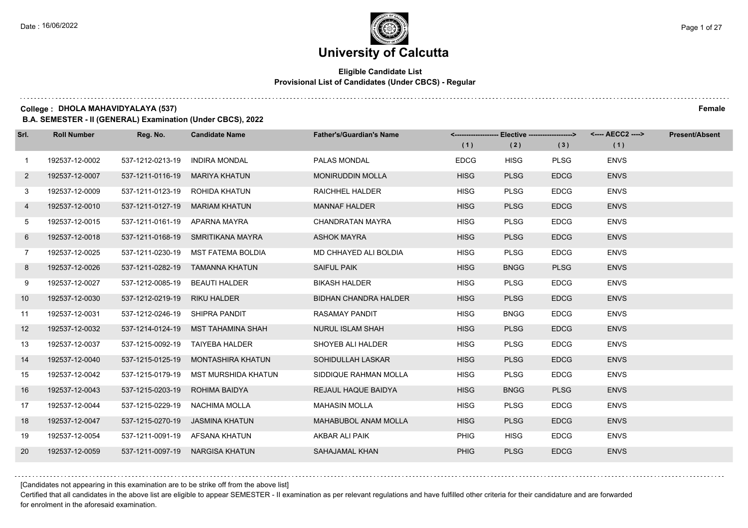# University of Calcutta

**Eligible Candidate List**
**Provisional List of Candidates (Under CBCS) - Regular**

**College : DHOLA MAHAVIDYALAYA (537)** **Female**

**B.A. SEMESTER - II (GENERAL) Examination (Under CBCS), 2022**

| Srl. | Roll Number | Reg. No. | Candidate Name | Father's/Guardian's Name | Elective (1) | Elective (2) | Elective (3) | AECC2 (1) | Present/Absent |
|---|---|---|---|---|---|---|---|---|---|
| 1 | 192537-12-0002 | 537-1212-0213-19 | INDIRA MONDAL | PALAS MONDAL | EDCG | HISG | PLSG | ENVS | |
| 2 | 192537-12-0007 | 537-1211-0116-19 | MARIYA KHATUN | MONIRUDDIN MOLLA | HISG | PLSG | EDCG | ENVS | |
| 3 | 192537-12-0009 | 537-1211-0123-19 | ROHIDA KHATUN | RAICHHEL HALDER | HISG | PLSG | EDCG | ENVS | |
| 4 | 192537-12-0010 | 537-1211-0127-19 | MARIAM KHATUN | MANNAF HALDER | HISG | PLSG | EDCG | ENVS | |
| 5 | 192537-12-0015 | 537-1211-0161-19 | APARNA MAYRA | CHANDRATAN MAYRA | HISG | PLSG | EDCG | ENVS | |
| 6 | 192537-12-0018 | 537-1211-0168-19 | SMRITIKANA MAYRA | ASHOK MAYRA | HISG | PLSG | EDCG | ENVS | |
| 7 | 192537-12-0025 | 537-1211-0230-19 | MST FATEMA BOLDIA | MD CHHAYED ALI BOLDIA | HISG | PLSG | EDCG | ENVS | |
| 8 | 192537-12-0026 | 537-1211-0282-19 | TAMANNA KHATUN | SAIFUL PAIK | HISG | BNGG | PLSG | ENVS | |
| 9 | 192537-12-0027 | 537-1212-0085-19 | BEAUTI HALDER | BIKASH HALDER | HISG | PLSG | EDCG | ENVS | |
| 10 | 192537-12-0030 | 537-1212-0219-19 | RIKU HALDER | BIDHAN CHANDRA HALDER | HISG | PLSG | EDCG | ENVS | |
| 11 | 192537-12-0031 | 537-1212-0246-19 | SHIPRA PANDIT | RASAMAY PANDIT | HISG | BNGG | EDCG | ENVS | |
| 12 | 192537-12-0032 | 537-1214-0124-19 | MST TAHAMINA SHAH | NURUL ISLAM SHAH | HISG | PLSG | EDCG | ENVS | |
| 13 | 192537-12-0037 | 537-1215-0092-19 | TAIYEBA HALDER | SHOYEB ALI HALDER | HISG | PLSG | EDCG | ENVS | |
| 14 | 192537-12-0040 | 537-1215-0125-19 | MONTASHIRA KHATUN | SOHIDULLAH LASKAR | HISG | PLSG | EDCG | ENVS | |
| 15 | 192537-12-0042 | 537-1215-0179-19 | MST MURSHIDA KHATUN | SIDDIQUE RAHMAN MOLLA | HISG | PLSG | EDCG | ENVS | |
| 16 | 192537-12-0043 | 537-1215-0203-19 | ROHIMA BAIDYA | REJAUL HAQUE BAIDYA | HISG | BNGG | PLSG | ENVS | |
| 17 | 192537-12-0044 | 537-1215-0229-19 | NACHIMA MOLLA | MAHASIN MOLLA | HISG | PLSG | EDCG | ENVS | |
| 18 | 192537-12-0047 | 537-1215-0270-19 | JASMINA KHATUN | MAHABUBOL ANAM MOLLA | HISG | PLSG | EDCG | ENVS | |
| 19 | 192537-12-0054 | 537-1211-0091-19 | AFSANA KHATUN | AKBAR ALI PAIK | PHIG | HISG | EDCG | ENVS | |
| 20 | 192537-12-0059 | 537-1211-0097-19 | NARGISA KHATUN | SAHAJAMAL KHAN | PHIG | PLSG | EDCG | ENVS | |

[Candidates not appearing in this examination are to be strike off from the above list]

Certified that all candidates in the above list are eligible to appear SEMESTER - II examination as per relevant regulations and have fulfilled other criteria for their candidature and are forwarded for enrolment in the aforesaid examination.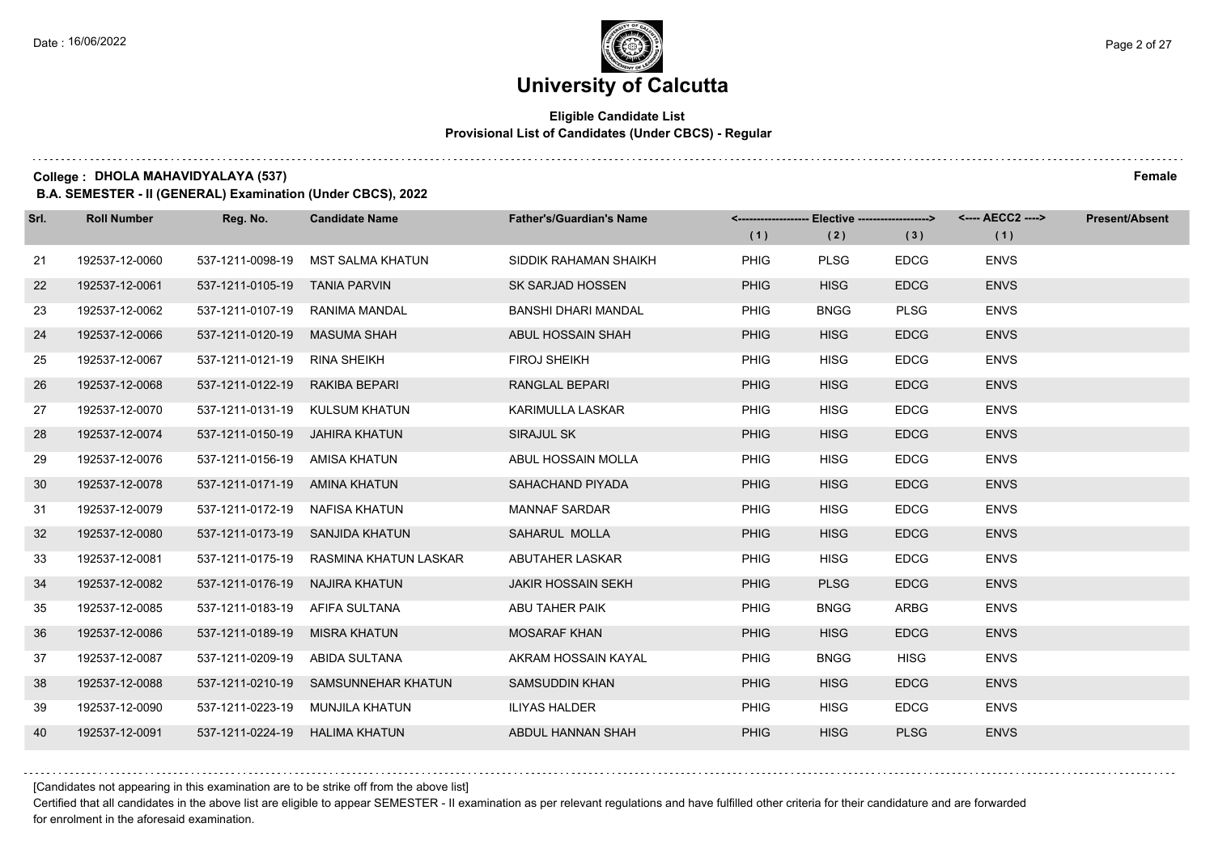# University of Calcutta

**Eligible Candidate List**
**Provisional List of Candidates (Under CBCS) - Regular**

**College : DHOLA MAHAVIDYALAYA (537)** **Female**

**B.A. SEMESTER - II (GENERAL) Examination (Under CBCS), 2022**

| Srl. | Roll Number | Reg. No. | Candidate Name | Father's/Guardian's Name | Elective (1) | Elective (2) | Elective (3) | AECC2 (1) | Present/Absent |
|---|---|---|---|---|---|---|---|---|---|
| 21 | 192537-12-0060 | 537-1211-0098-19 | MST SALMA KHATUN | SIDDIK RAHAMAN SHAIKH | PHIG | PLSG | EDCG | ENVS | |
| 22 | 192537-12-0061 | 537-1211-0105-19 | TANIA PARVIN | SK SARJAD HOSSEN | PHIG | HISG | EDCG | ENVS | |
| 23 | 192537-12-0062 | 537-1211-0107-19 | RANIMA MANDAL | BANSHI DHARI MANDAL | PHIG | BNGG | PLSG | ENVS | |
| 24 | 192537-12-0066 | 537-1211-0120-19 | MASUMA SHAH | ABUL HOSSAIN SHAH | PHIG | HISG | EDCG | ENVS | |
| 25 | 192537-12-0067 | 537-1211-0121-19 | RINA SHEIKH | FIROJ SHEIKH | PHIG | HISG | EDCG | ENVS | |
| 26 | 192537-12-0068 | 537-1211-0122-19 | RAKIBA BEPARI | RANGLAL BEPARI | PHIG | HISG | EDCG | ENVS | |
| 27 | 192537-12-0070 | 537-1211-0131-19 | KULSUM KHATUN | KARIMULLA LASKAR | PHIG | HISG | EDCG | ENVS | |
| 28 | 192537-12-0074 | 537-1211-0150-19 | JAHIRA KHATUN | SIRAJUL SK | PHIG | HISG | EDCG | ENVS | |
| 29 | 192537-12-0076 | 537-1211-0156-19 | AMISA KHATUN | ABUL HOSSAIN MOLLA | PHIG | HISG | EDCG | ENVS | |
| 30 | 192537-12-0078 | 537-1211-0171-19 | AMINA KHATUN | SAHACHAND PIYADA | PHIG | HISG | EDCG | ENVS | |
| 31 | 192537-12-0079 | 537-1211-0172-19 | NAFISA KHATUN | MANNAF SARDAR | PHIG | HISG | EDCG | ENVS | |
| 32 | 192537-12-0080 | 537-1211-0173-19 | SANJIDA KHATUN | SAHARUL MOLLA | PHIG | HISG | EDCG | ENVS | |
| 33 | 192537-12-0081 | 537-1211-0175-19 | RASMINA KHATUN LASKAR | ABUTAHER LASKAR | PHIG | HISG | EDCG | ENVS | |
| 34 | 192537-12-0082 | 537-1211-0176-19 | NAJIRA KHATUN | JAKIR HOSSAIN SEKH | PHIG | PLSG | EDCG | ENVS | |
| 35 | 192537-12-0085 | 537-1211-0183-19 | AFIFA SULTANA | ABU TAHER PAIK | PHIG | BNGG | ARBG | ENVS | |
| 36 | 192537-12-0086 | 537-1211-0189-19 | MISRA KHATUN | MOSARAF KHAN | PHIG | HISG | EDCG | ENVS | |
| 37 | 192537-12-0087 | 537-1211-0209-19 | ABIDA SULTANA | AKRAM HOSSAIN KAYAL | PHIG | BNGG | HISG | ENVS | |
| 38 | 192537-12-0088 | 537-1211-0210-19 | SAMSUNNEHAR KHATUN | SAMSUDDIN KHAN | PHIG | HISG | EDCG | ENVS | |
| 39 | 192537-12-0090 | 537-1211-0223-19 | MUNJILA KHATUN | ILIYAS HALDER | PHIG | HISG | EDCG | ENVS | |
| 40 | 192537-12-0091 | 537-1211-0224-19 | HALIMA KHATUN | ABDUL HANNAN SHAH | PHIG | HISG | PLSG | ENVS | |

[Candidates not appearing in this examination are to be strike off from the above list]

Certified that all candidates in the above list are eligible to appear SEMESTER - II examination as per relevant regulations and have fulfilled other criteria for their candidature and are forwarded for enrolment in the aforesaid examination.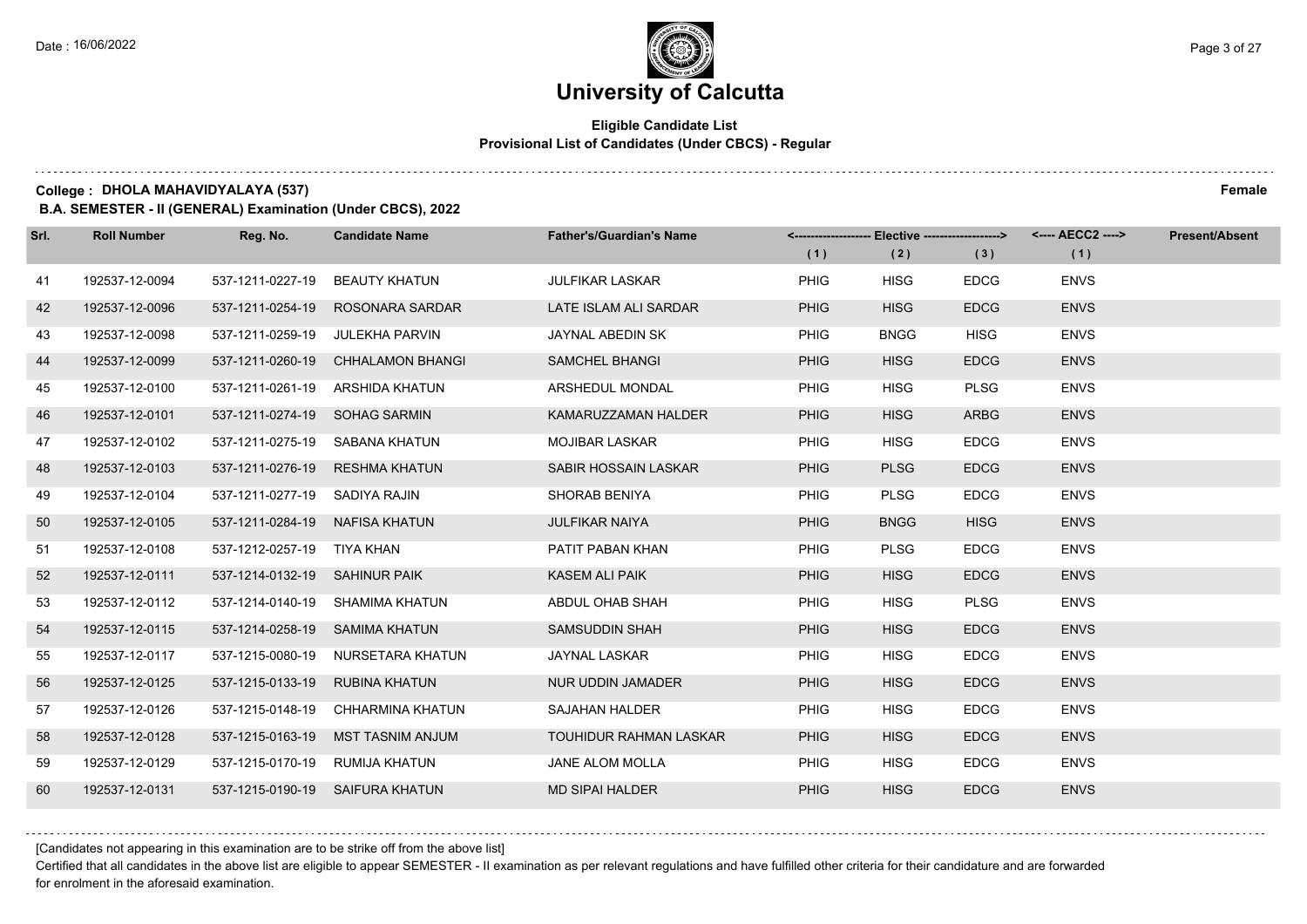# University of Calcutta

## Eligible Candidate List
### Provisional List of Candidates (Under CBCS) - Regular

**College : DHOLA MAHAVIDYALAYA (537)** **Female**

**B.A. SEMESTER - II (GENERAL) Examination (Under CBCS), 2022**

| Srl. | Roll Number | Reg. No. | Candidate Name | Father's/Guardian's Name | Elective (1) | Elective (2) | Elective (3) | AECC2 (1) | Present/Absent |
|---|---|---|---|---|---|---|---|---|---|
| 41 | 192537-12-0094 | 537-1211-0227-19 | BEAUTY KHATUN | JULFIKAR LASKAR | PHIG | HISG | EDCG | ENVS | |
| 42 | 192537-12-0096 | 537-1211-0254-19 | ROSONARA SARDAR | LATE ISLAM ALI SARDAR | PHIG | HISG | EDCG | ENVS | |
| 43 | 192537-12-0098 | 537-1211-0259-19 | JULEKHA PARVIN | JAYNAL ABEDIN SK | PHIG | BNGG | HISG | ENVS | |
| 44 | 192537-12-0099 | 537-1211-0260-19 | CHHALAMON BHANGI | SAMCHEL BHANGI | PHIG | HISG | EDCG | ENVS | |
| 45 | 192537-12-0100 | 537-1211-0261-19 | ARSHIDA KHATUN | ARSHEDUL MONDAL | PHIG | HISG | PLSG | ENVS | |
| 46 | 192537-12-0101 | 537-1211-0274-19 | SOHAG SARMIN | KAMARUZZAMAN HALDER | PHIG | HISG | ARBG | ENVS | |
| 47 | 192537-12-0102 | 537-1211-0275-19 | SABANA KHATUN | MOJIBAR LASKAR | PHIG | HISG | EDCG | ENVS | |
| 48 | 192537-12-0103 | 537-1211-0276-19 | RESHMA KHATUN | SABIR HOSSAIN LASKAR | PHIG | PLSG | EDCG | ENVS | |
| 49 | 192537-12-0104 | 537-1211-0277-19 | SADIYA RAJIN | SHORAB BENIYA | PHIG | PLSG | EDCG | ENVS | |
| 50 | 192537-12-0105 | 537-1211-0284-19 | NAFISA KHATUN | JULFIKAR NAIYA | PHIG | BNGG | HISG | ENVS | |
| 51 | 192537-12-0108 | 537-1212-0257-19 | TIYA KHAN | PATIT PABAN KHAN | PHIG | PLSG | EDCG | ENVS | |
| 52 | 192537-12-0111 | 537-1214-0132-19 | SAHINUR PAIK | KASEM ALI PAIK | PHIG | HISG | EDCG | ENVS | |
| 53 | 192537-12-0112 | 537-1214-0140-19 | SHAMIMA KHATUN | ABDUL OHAB SHAH | PHIG | HISG | PLSG | ENVS | |
| 54 | 192537-12-0115 | 537-1214-0258-19 | SAMIMA KHATUN | SAMSUDDIN SHAH | PHIG | HISG | EDCG | ENVS | |
| 55 | 192537-12-0117 | 537-1215-0080-19 | NURSETARA KHATUN | JAYNAL LASKAR | PHIG | HISG | EDCG | ENVS | |
| 56 | 192537-12-0125 | 537-1215-0133-19 | RUBINA KHATUN | NUR UDDIN JAMADER | PHIG | HISG | EDCG | ENVS | |
| 57 | 192537-12-0126 | 537-1215-0148-19 | CHHARMINA KHATUN | SAJAHAN HALDER | PHIG | HISG | EDCG | ENVS | |
| 58 | 192537-12-0128 | 537-1215-0163-19 | MST TASNIM ANJUM | TOUHIDUR RAHMAN LASKAR | PHIG | HISG | EDCG | ENVS | |
| 59 | 192537-12-0129 | 537-1215-0170-19 | RUMIJA KHATUN | JANE ALOM MOLLA | PHIG | HISG | EDCG | ENVS | |
| 60 | 192537-12-0131 | 537-1215-0190-19 | SAIFURA KHATUN | MD SIPAI HALDER | PHIG | HISG | EDCG | ENVS | |

[Candidates not appearing in this examination are to be strike off from the above list]

Certified that all candidates in the above list are eligible to appear SEMESTER - II examination as per relevant regulations and have fulfilled other criteria for their candidature and are forwarded for enrolment in the aforesaid examination.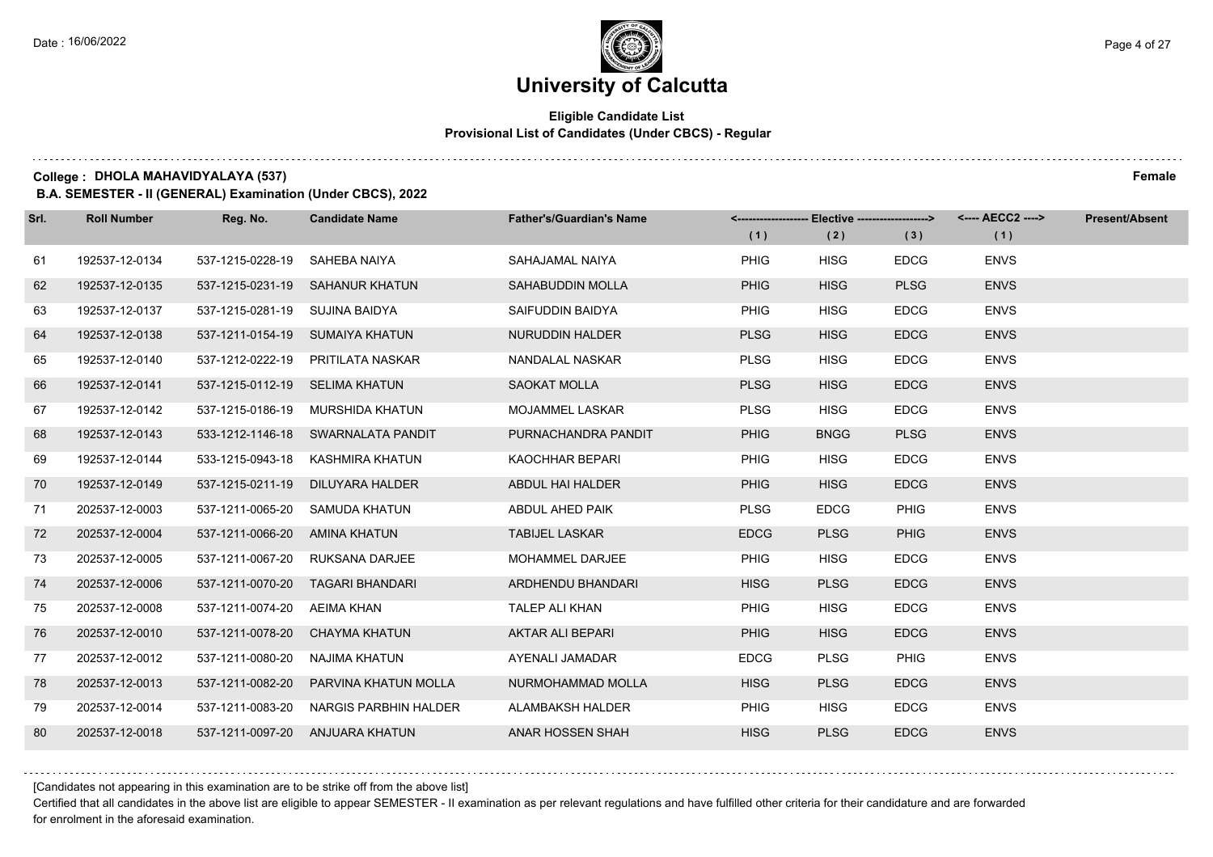# University of Calcutta

**Eligible Candidate List**
**Provisional List of Candidates (Under CBCS) - Regular**

**College : DHOLA MAHAVIDYALAYA (537)** **Female**

**B.A. SEMESTER - II (GENERAL) Examination (Under CBCS), 2022**

| Srl. | Roll Number | Reg. No. | Candidate Name | Father's/Guardian's Name | Elective (1) | Elective (2) | Elective (3) | AECC2 (1) | Present/Absent |
|---|---|---|---|---|---|---|---|---|---|
| 61 | 192537-12-0134 | 537-1215-0228-19 | SAHEBA NAIYA | SAHAJAMAL NAIYA | PHIG | HISG | EDCG | ENVS | |
| 62 | 192537-12-0135 | 537-1215-0231-19 | SAHANUR KHATUN | SAHABUDDIN MOLLA | PHIG | HISG | PLSG | ENVS | |
| 63 | 192537-12-0137 | 537-1215-0281-19 | SUJINA BAIDYA | SAIFUDDIN BAIDYA | PHIG | HISG | EDCG | ENVS | |
| 64 | 192537-12-0138 | 537-1211-0154-19 | SUMAIYA KHATUN | NURUDDIN HALDER | PLSG | HISG | EDCG | ENVS | |
| 65 | 192537-12-0140 | 537-1212-0222-19 | PRITILATA NASKAR | NANDALAL NASKAR | PLSG | HISG | EDCG | ENVS | |
| 66 | 192537-12-0141 | 537-1215-0112-19 | SELIMA KHATUN | SAOKAT MOLLA | PLSG | HISG | EDCG | ENVS | |
| 67 | 192537-12-0142 | 537-1215-0186-19 | MURSHIDA KHATUN | MOJAMMEL LASKAR | PLSG | HISG | EDCG | ENVS | |
| 68 | 192537-12-0143 | 533-1212-1146-18 | SWARNALATA PANDIT | PURNACHANDRA PANDIT | PHIG | BNGG | PLSG | ENVS | |
| 69 | 192537-12-0144 | 533-1215-0943-18 | KASHMIRA KHATUN | KAOCHHAR BEPARI | PHIG | HISG | EDCG | ENVS | |
| 70 | 192537-12-0149 | 537-1215-0211-19 | DILUYARA HALDER | ABDUL HAI HALDER | PHIG | HISG | EDCG | ENVS | |
| 71 | 202537-12-0003 | 537-1211-0065-20 | SAMUDA KHATUN | ABDUL AHED PAIK | PLSG | EDCG | PHIG | ENVS | |
| 72 | 202537-12-0004 | 537-1211-0066-20 | AMINA KHATUN | TABIJEL LASKAR | EDCG | PLSG | PHIG | ENVS | |
| 73 | 202537-12-0005 | 537-1211-0067-20 | RUKSANA DARJEE | MOHAMMEL DARJEE | PHIG | HISG | EDCG | ENVS | |
| 74 | 202537-12-0006 | 537-1211-0070-20 | TAGARI BHANDARI | ARDHENDU BHANDARI | HISG | PLSG | EDCG | ENVS | |
| 75 | 202537-12-0008 | 537-1211-0074-20 | AEIMA KHAN | TALEP ALI KHAN | PHIG | HISG | EDCG | ENVS | |
| 76 | 202537-12-0010 | 537-1211-0078-20 | CHAYMA KHATUN | AKTAR ALI BEPARI | PHIG | HISG | EDCG | ENVS | |
| 77 | 202537-12-0012 | 537-1211-0080-20 | NAJIMA KHATUN | AYENALI JAMADAR | EDCG | PLSG | PHIG | ENVS | |
| 78 | 202537-12-0013 | 537-1211-0082-20 | PARVINA KHATUN MOLLA | NURMOHAMMAD MOLLA | HISG | PLSG | EDCG | ENVS | |
| 79 | 202537-12-0014 | 537-1211-0083-20 | NARGIS PARBHIN HALDER | ALAMBAKSH HALDER | PHIG | HISG | EDCG | ENVS | |
| 80 | 202537-12-0018 | 537-1211-0097-20 | ANJUARA KHATUN | ANAR HOSSEN SHAH | HISG | PLSG | EDCG | ENVS | |

[Candidates not appearing in this examination are to be strike off from the above list]

Certified that all candidates in the above list are eligible to appear SEMESTER - II examination as per relevant regulations and have fulfilled other criteria for their candidature and are forwarded for enrolment in the aforesaid examination.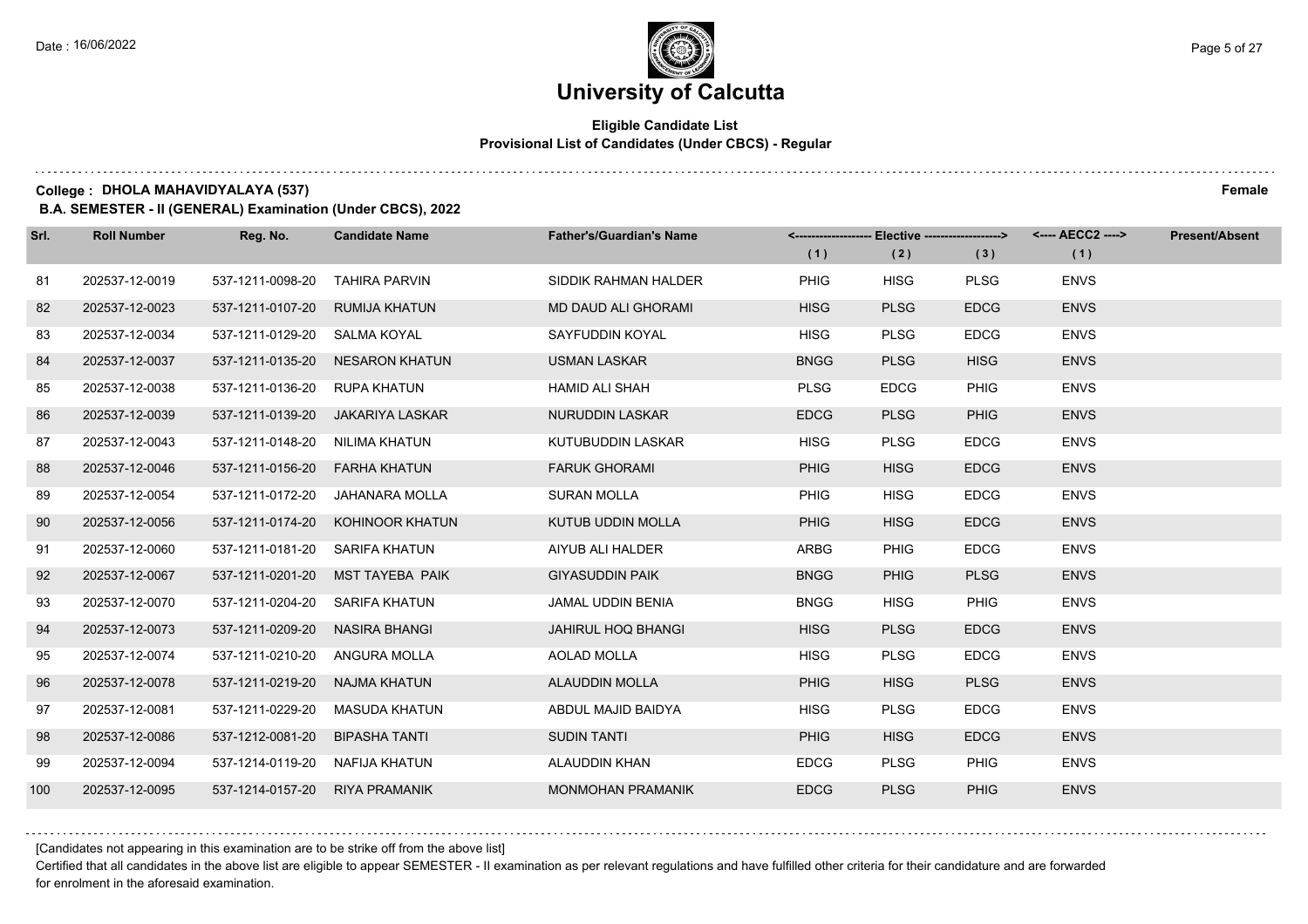# University of Calcutta

## Eligible Candidate List
### Provisional List of Candidates (Under CBCS) - Regular

**College : DHOLA MAHAVIDYALAYA (537)** **Female**

**B.A. SEMESTER - II (GENERAL) Examination (Under CBCS), 2022**

| Srl. | Roll Number | Reg. No. | Candidate Name | Father's/Guardian's Name | Elective (1) | Elective (2) | Elective (3) | AECC2 (1) | Present/Absent |
|---|---|---|---|---|---|---|---|---|---|
| 81 | 202537-12-0019 | 537-1211-0098-20 | TAHIRA PARVIN | SIDDIK RAHMAN HALDER | PHIG | HISG | PLSG | ENVS | |
| 82 | 202537-12-0023 | 537-1211-0107-20 | RUMIJA KHATUN | MD DAUD ALI GHORAMI | HISG | PLSG | EDCG | ENVS | |
| 83 | 202537-12-0034 | 537-1211-0129-20 | SALMA KOYAL | SAYFUDDIN KOYAL | HISG | PLSG | EDCG | ENVS | |
| 84 | 202537-12-0037 | 537-1211-0135-20 | NESARON KHATUN | USMAN LASKAR | BNGG | PLSG | HISG | ENVS | |
| 85 | 202537-12-0038 | 537-1211-0136-20 | RUPA KHATUN | HAMID ALI SHAH | PLSG | EDCG | PHIG | ENVS | |
| 86 | 202537-12-0039 | 537-1211-0139-20 | JAKARIYA LASKAR | NURUDDIN LASKAR | EDCG | PLSG | PHIG | ENVS | |
| 87 | 202537-12-0043 | 537-1211-0148-20 | NILIMA KHATUN | KUTUBUDDIN LASKAR | HISG | PLSG | EDCG | ENVS | |
| 88 | 202537-12-0046 | 537-1211-0156-20 | FARHA KHATUN | FARUK GHORAMI | PHIG | HISG | EDCG | ENVS | |
| 89 | 202537-12-0054 | 537-1211-0172-20 | JAHANARA MOLLA | SURAN MOLLA | PHIG | HISG | EDCG | ENVS | |
| 90 | 202537-12-0056 | 537-1211-0174-20 | KOHINOOR KHATUN | KUTUB UDDIN MOLLA | PHIG | HISG | EDCG | ENVS | |
| 91 | 202537-12-0060 | 537-1211-0181-20 | SARIFA KHATUN | AIYUB ALI HALDER | ARBG | PHIG | EDCG | ENVS | |
| 92 | 202537-12-0067 | 537-1211-0201-20 | MST TAYEBA PAIK | GIYASUDDIN PAIK | BNGG | PHIG | PLSG | ENVS | |
| 93 | 202537-12-0070 | 537-1211-0204-20 | SARIFA KHATUN | JAMAL UDDIN BENIA | BNGG | HISG | PHIG | ENVS | |
| 94 | 202537-12-0073 | 537-1211-0209-20 | NASIRA BHANGI | JAHIRUL HOQ BHANGI | HISG | PLSG | EDCG | ENVS | |
| 95 | 202537-12-0074 | 537-1211-0210-20 | ANGURA MOLLA | AOLAD MOLLA | HISG | PLSG | EDCG | ENVS | |
| 96 | 202537-12-0078 | 537-1211-0219-20 | NAJMA KHATUN | ALAUDDIN MOLLA | PHIG | HISG | PLSG | ENVS | |
| 97 | 202537-12-0081 | 537-1211-0229-20 | MASUDA KHATUN | ABDUL MAJID BAIDYA | HISG | PLSG | EDCG | ENVS | |
| 98 | 202537-12-0086 | 537-1212-0081-20 | BIPASHA TANTI | SUDIN TANTI | PHIG | HISG | EDCG | ENVS | |
| 99 | 202537-12-0094 | 537-1214-0119-20 | NAFIJA KHATUN | ALAUDDIN KHAN | EDCG | PLSG | PHIG | ENVS | |
| 100 | 202537-12-0095 | 537-1214-0157-20 | RIYA PRAMANIK | MONMOHAN PRAMANIK | EDCG | PLSG | PHIG | ENVS | |

[Candidates not appearing in this examination are to be strike off from the above list]

Certified that all candidates in the above list are eligible to appear SEMESTER - II examination as per relevant regulations and have fulfilled other criteria for their candidature and are forwarded for enrolment in the aforesaid examination.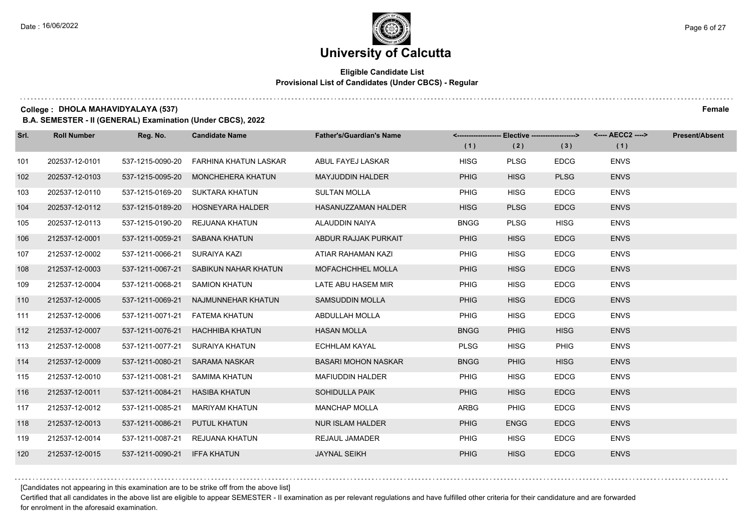# University of Calcutta

## Eligible Candidate List
### Provisional List of Candidates (Under CBCS) - Regular

**College : DHOLA MAHAVIDYALAYA (537)** **Female**

**B.A. SEMESTER - II (GENERAL) Examination (Under CBCS), 2022**

| Srl. | Roll Number | Reg. No. | Candidate Name | Father's/Guardian's Name | Elective (1) | Elective (2) | Elective (3) | AECC2 (1) | Present/Absent |
|---|---|---|---|---|---|---|---|---|---|
| 101 | 202537-12-0101 | 537-1215-0090-20 | FARHINA KHATUN LASKAR | ABUL FAYEJ LASKAR | HISG | PLSG | EDCG | ENVS | |
| 102 | 202537-12-0103 | 537-1215-0095-20 | MONCHEHERA KHATUN | MAYJUDDIN HALDER | PHIG | HISG | PLSG | ENVS | |
| 103 | 202537-12-0110 | 537-1215-0169-20 | SUKTARA KHATUN | SULTAN MOLLA | PHIG | HISG | EDCG | ENVS | |
| 104 | 202537-12-0112 | 537-1215-0189-20 | HOSNEYARA HALDER | HASANUZZAMAN HALDER | HISG | PLSG | EDCG | ENVS | |
| 105 | 202537-12-0113 | 537-1215-0190-20 | REJUANA KHATUN | ALAUDDIN NAIYA | BNGG | PLSG | HISG | ENVS | |
| 106 | 212537-12-0001 | 537-1211-0059-21 | SABANA KHATUN | ABDUR RAJJAK PURKAIT | PHIG | HISG | EDCG | ENVS | |
| 107 | 212537-12-0002 | 537-1211-0066-21 | SURAIYA KAZI | ATIAR RAHAMAN KAZI | PHIG | HISG | EDCG | ENVS | |
| 108 | 212537-12-0003 | 537-1211-0067-21 | SABIKUN NAHAR KHATUN | MOFACHCHHEL MOLLA | PHIG | HISG | EDCG | ENVS | |
| 109 | 212537-12-0004 | 537-1211-0068-21 | SAMION KHATUN | LATE ABU HASEM MIR | PHIG | HISG | EDCG | ENVS | |
| 110 | 212537-12-0005 | 537-1211-0069-21 | NAJMUNNEHAR KHATUN | SAMSUDDIN MOLLA | PHIG | HISG | EDCG | ENVS | |
| 111 | 212537-12-0006 | 537-1211-0071-21 | FATEMA KHATUN | ABDULLAH MOLLA | PHIG | HISG | EDCG | ENVS | |
| 112 | 212537-12-0007 | 537-1211-0076-21 | HACHHIBA KHATUN | HASAN MOLLA | BNGG | PHIG | HISG | ENVS | |
| 113 | 212537-12-0008 | 537-1211-0077-21 | SURAIYA KHATUN | ECHHLAM KAYAL | PLSG | HISG | PHIG | ENVS | |
| 114 | 212537-12-0009 | 537-1211-0080-21 | SARAMA NASKAR | BASARI MOHON NASKAR | BNGG | PHIG | HISG | ENVS | |
| 115 | 212537-12-0010 | 537-1211-0081-21 | SAMIMA KHATUN | MAFIUDDIN HALDER | PHIG | HISG | EDCG | ENVS | |
| 116 | 212537-12-0011 | 537-1211-0084-21 | HASIBA KHATUN | SOHIDULLA PAIK | PHIG | HISG | EDCG | ENVS | |
| 117 | 212537-12-0012 | 537-1211-0085-21 | MARIYAM KHATUN | MANCHAP MOLLA | ARBG | PHIG | EDCG | ENVS | |
| 118 | 212537-12-0013 | 537-1211-0086-21 | PUTUL KHATUN | NUR ISLAM HALDER | PHIG | ENGG | EDCG | ENVS | |
| 119 | 212537-12-0014 | 537-1211-0087-21 | REJUANA KHATUN | REJAUL JAMADER | PHIG | HISG | EDCG | ENVS | |
| 120 | 212537-12-0015 | 537-1211-0090-21 | IFFA KHATUN | JAYNAL SEIKH | PHIG | HISG | EDCG | ENVS | |

[Candidates not appearing in this examination are to be strike off from the above list]

Certified that all candidates in the above list are eligible to appear SEMESTER - II examination as per relevant regulations and have fulfilled other criteria for their candidature and are forwarded for enrolment in the aforesaid examination.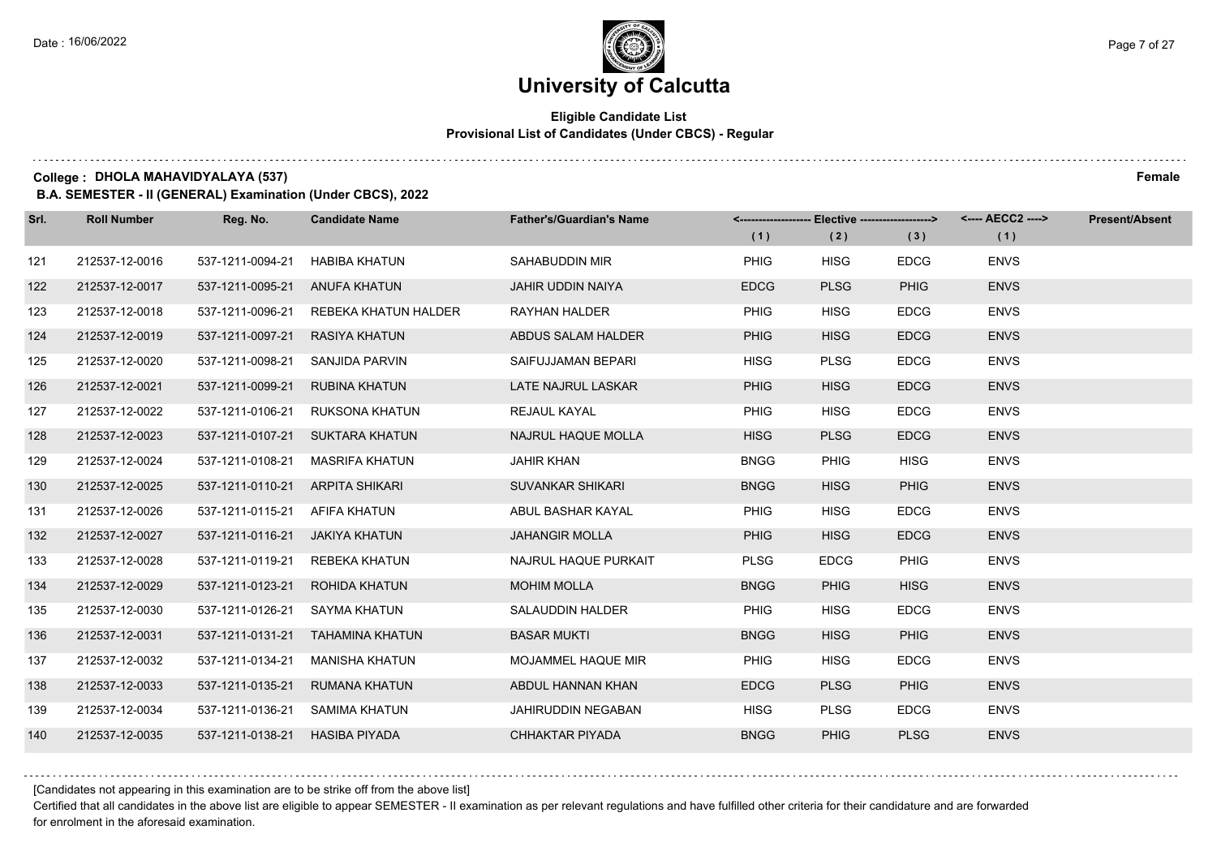# University of Calcutta

## Eligible Candidate List
### Provisional List of Candidates (Under CBCS) - Regular

**College : DHOLA MAHAVIDYALAYA (537)** **Female**

**B.A. SEMESTER - II (GENERAL) Examination (Under CBCS), 2022**

| Srl. | Roll Number | Reg. No. | Candidate Name | Father's/Guardian's Name | Elective (1) | Elective (2) | Elective (3) | AECC2 (1) | Present/Absent |
|---|---|---|---|---|---|---|---|---|---|
| 121 | 212537-12-0016 | 537-1211-0094-21 | HABIBA KHATUN | SAHABUDDIN MIR | PHIG | HISG | EDCG | ENVS | |
| 122 | 212537-12-0017 | 537-1211-0095-21 | ANUFA KHATUN | JAHIR UDDIN NAIYA | EDCG | PLSG | PHIG | ENVS | |
| 123 | 212537-12-0018 | 537-1211-0096-21 | REBEKA KHATUN HALDER | RAYHAN HALDER | PHIG | HISG | EDCG | ENVS | |
| 124 | 212537-12-0019 | 537-1211-0097-21 | RASIYA KHATUN | ABDUS SALAM HALDER | PHIG | HISG | EDCG | ENVS | |
| 125 | 212537-12-0020 | 537-1211-0098-21 | SANJIDA PARVIN | SAIFUJJAMAN BEPARI | HISG | PLSG | EDCG | ENVS | |
| 126 | 212537-12-0021 | 537-1211-0099-21 | RUBINA KHATUN | LATE NAJRUL LASKAR | PHIG | HISG | EDCG | ENVS | |
| 127 | 212537-12-0022 | 537-1211-0106-21 | RUKSONA KHATUN | REJAUL KAYAL | PHIG | HISG | EDCG | ENVS | |
| 128 | 212537-12-0023 | 537-1211-0107-21 | SUKTARA KHATUN | NAJRUL HAQUE MOLLA | HISG | PLSG | EDCG | ENVS | |
| 129 | 212537-12-0024 | 537-1211-0108-21 | MASRIFA KHATUN | JAHIR KHAN | BNGG | PHIG | HISG | ENVS | |
| 130 | 212537-12-0025 | 537-1211-0110-21 | ARPITA SHIKARI | SUVANKAR SHIKARI | BNGG | HISG | PHIG | ENVS | |
| 131 | 212537-12-0026 | 537-1211-0115-21 | AFIFA KHATUN | ABUL BASHAR KAYAL | PHIG | HISG | EDCG | ENVS | |
| 132 | 212537-12-0027 | 537-1211-0116-21 | JAKIYA KHATUN | JAHANGIR MOLLA | PHIG | HISG | EDCG | ENVS | |
| 133 | 212537-12-0028 | 537-1211-0119-21 | REBEKA KHATUN | NAJRUL HAQUE PURKAIT | PLSG | EDCG | PHIG | ENVS | |
| 134 | 212537-12-0029 | 537-1211-0123-21 | ROHIDA KHATUN | MOHIM MOLLA | BNGG | PHIG | HISG | ENVS | |
| 135 | 212537-12-0030 | 537-1211-0126-21 | SAYMA KHATUN | SALAUDDIN HALDER | PHIG | HISG | EDCG | ENVS | |
| 136 | 212537-12-0031 | 537-1211-0131-21 | TAHAMINA KHATUN | BASAR MUKTI | BNGG | HISG | PHIG | ENVS | |
| 137 | 212537-12-0032 | 537-1211-0134-21 | MANISHA KHATUN | MOJAMMEL HAQUE MIR | PHIG | HISG | EDCG | ENVS | |
| 138 | 212537-12-0033 | 537-1211-0135-21 | RUMANA KHATUN | ABDUL HANNAN KHAN | EDCG | PLSG | PHIG | ENVS | |
| 139 | 212537-12-0034 | 537-1211-0136-21 | SAMIMA KHATUN | JAHIRUDDIN NEGABAN | HISG | PLSG | EDCG | ENVS | |
| 140 | 212537-12-0035 | 537-1211-0138-21 | HASIBA PIYADA | CHHAKTAR PIYADA | BNGG | PHIG | PLSG | ENVS | |

[Candidates not appearing in this examination are to be strike off from the above list]

Certified that all candidates in the above list are eligible to appear SEMESTER - II examination as per relevant regulations and have fulfilled other criteria for their candidature and are forwarded for enrolment in the aforesaid examination.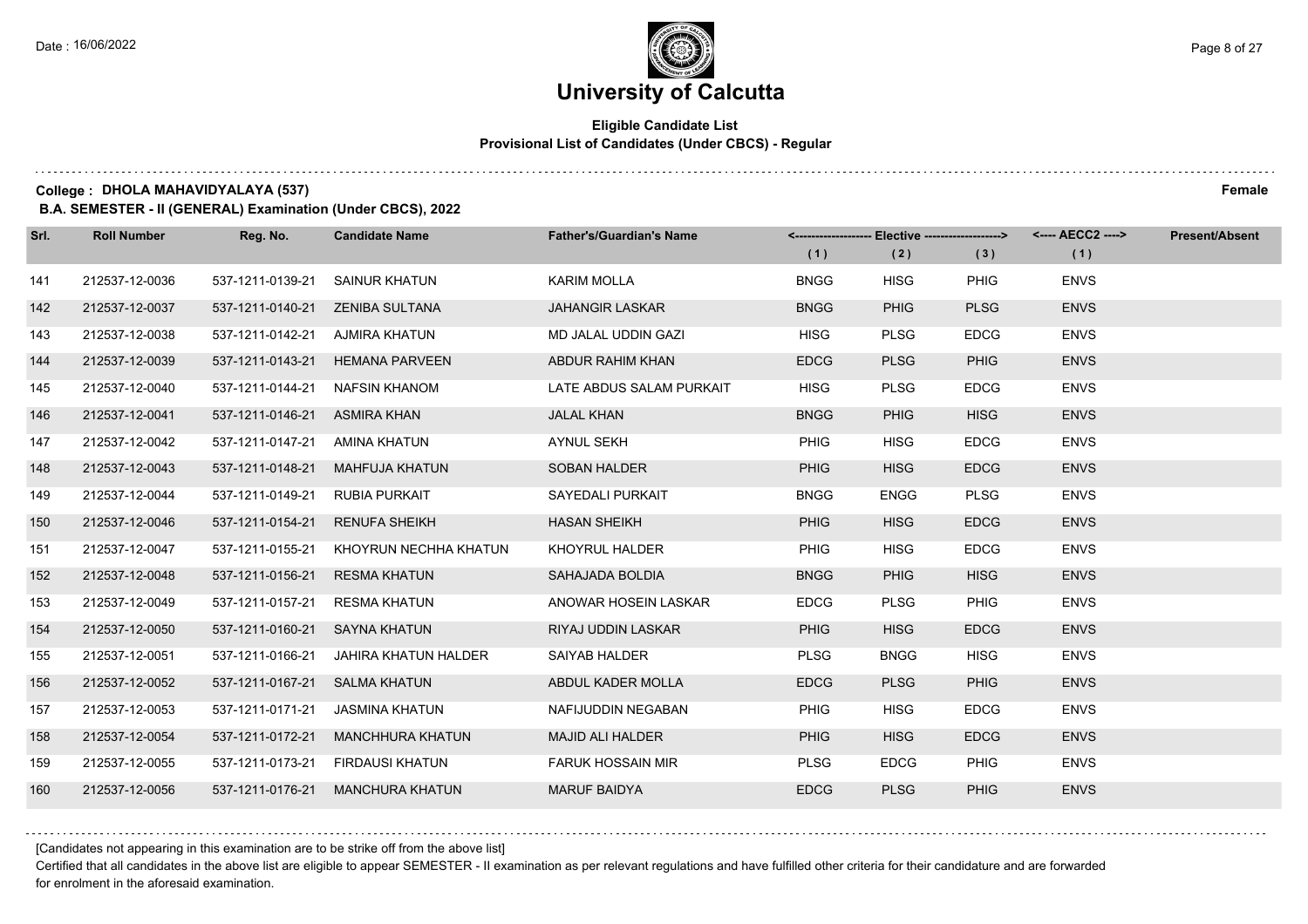# University of Calcutta

**Eligible Candidate List**
**Provisional List of Candidates (Under CBCS) - Regular**

**College : DHOLA MAHAVIDYALAYA (537)** **Female**

**B.A. SEMESTER - II (GENERAL) Examination (Under CBCS), 2022**

| Srl. | Roll Number | Reg. No. | Candidate Name | Father's/Guardian's Name | Elective (1) | Elective (2) | Elective (3) | AECC2 (1) | Present/Absent |
|---|---|---|---|---|---|---|---|---|---|
| 141 | 212537-12-0036 | 537-1211-0139-21 | SAINUR KHATUN | KARIM MOLLA | BNGG | HISG | PHIG | ENVS | |
| 142 | 212537-12-0037 | 537-1211-0140-21 | ZENIBA SULTANA | JAHANGIR LASKAR | BNGG | PHIG | PLSG | ENVS | |
| 143 | 212537-12-0038 | 537-1211-0142-21 | AJMIRA KHATUN | MD JALAL UDDIN GAZI | HISG | PLSG | EDCG | ENVS | |
| 144 | 212537-12-0039 | 537-1211-0143-21 | HEMANA PARVEEN | ABDUR RAHIM KHAN | EDCG | PLSG | PHIG | ENVS | |
| 145 | 212537-12-0040 | 537-1211-0144-21 | NAFSIN KHANOM | LATE ABDUS SALAM PURKAIT | HISG | PLSG | EDCG | ENVS | |
| 146 | 212537-12-0041 | 537-1211-0146-21 | ASMIRA KHAN | JALAL KHAN | BNGG | PHIG | HISG | ENVS | |
| 147 | 212537-12-0042 | 537-1211-0147-21 | AMINA KHATUN | AYNUL SEKH | PHIG | HISG | EDCG | ENVS | |
| 148 | 212537-12-0043 | 537-1211-0148-21 | MAHFUJA KHATUN | SOBAN HALDER | PHIG | HISG | EDCG | ENVS | |
| 149 | 212537-12-0044 | 537-1211-0149-21 | RUBIA PURKAIT | SAYEDALI PURKAIT | BNGG | ENGG | PLSG | ENVS | |
| 150 | 212537-12-0046 | 537-1211-0154-21 | RENUFA SHEIKH | HASAN SHEIKH | PHIG | HISG | EDCG | ENVS | |
| 151 | 212537-12-0047 | 537-1211-0155-21 | KHOYRUN NECHHA KHATUN | KHOYRUL HALDER | PHIG | HISG | EDCG | ENVS | |
| 152 | 212537-12-0048 | 537-1211-0156-21 | RESMA KHATUN | SAHAJADA BOLDIA | BNGG | PHIG | HISG | ENVS | |
| 153 | 212537-12-0049 | 537-1211-0157-21 | RESMA KHATUN | ANOWAR HOSEIN LASKAR | EDCG | PLSG | PHIG | ENVS | |
| 154 | 212537-12-0050 | 537-1211-0160-21 | SAYNA KHATUN | RIYAJ UDDIN LASKAR | PHIG | HISG | EDCG | ENVS | |
| 155 | 212537-12-0051 | 537-1211-0166-21 | JAHIRA KHATUN HALDER | SAIYAB HALDER | PLSG | BNGG | HISG | ENVS | |
| 156 | 212537-12-0052 | 537-1211-0167-21 | SALMA KHATUN | ABDUL KADER MOLLA | EDCG | PLSG | PHIG | ENVS | |
| 157 | 212537-12-0053 | 537-1211-0171-21 | JASMINA KHATUN | NAFIJUDDIN NEGABAN | PHIG | HISG | EDCG | ENVS | |
| 158 | 212537-12-0054 | 537-1211-0172-21 | MANCHHURA KHATUN | MAJID ALI HALDER | PHIG | HISG | EDCG | ENVS | |
| 159 | 212537-12-0055 | 537-1211-0173-21 | FIRDAUSI KHATUN | FARUK HOSSAIN MIR | PLSG | EDCG | PHIG | ENVS | |
| 160 | 212537-12-0056 | 537-1211-0176-21 | MANCHURA KHATUN | MARUF BAIDYA | EDCG | PLSG | PHIG | ENVS | |

[Candidates not appearing in this examination are to be strike off from the above list]

Certified that all candidates in the above list are eligible to appear SEMESTER - II examination as per relevant regulations and have fulfilled other criteria for their candidature and are forwarded for enrolment in the aforesaid examination.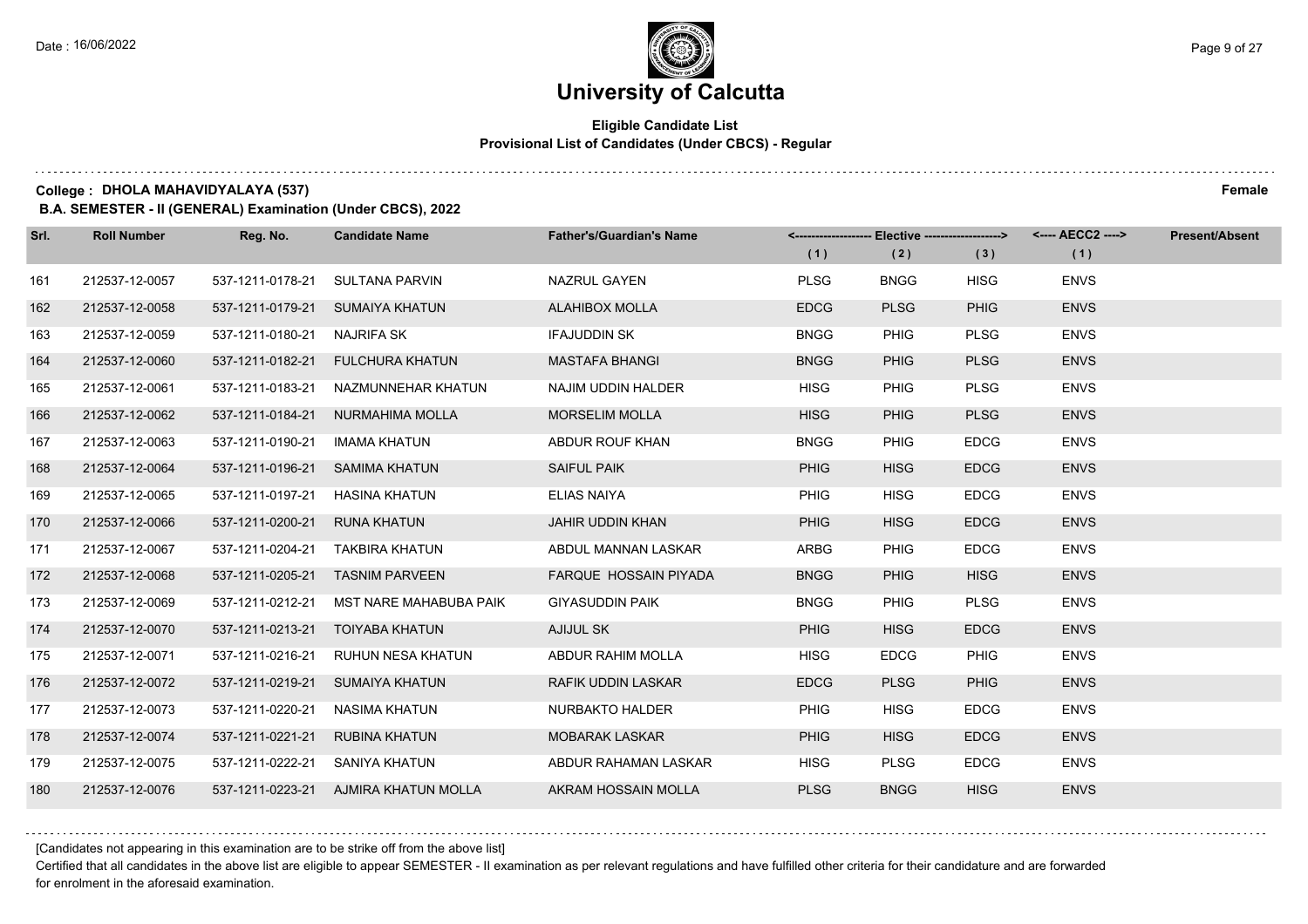# University of Calcutta

**Eligible Candidate List**
**Provisional List of Candidates (Under CBCS) - Regular**

**College : DHOLA MAHAVIDYALAYA (537)** **Female**

**B.A. SEMESTER - II (GENERAL) Examination (Under CBCS), 2022**

| Srl. | Roll Number | Reg. No. | Candidate Name | Father's/Guardian's Name | Elective (1) | Elective (2) | Elective (3) | AECC2 (1) | Present/Absent |
|---|---|---|---|---|---|---|---|---|---|
| 161 | 212537-12-0057 | 537-1211-0178-21 | SULTANA PARVIN | NAZRUL GAYEN | PLSG | BNGG | HISG | ENVS | |
| 162 | 212537-12-0058 | 537-1211-0179-21 | SUMAIYA KHATUN | ALAHIBOX MOLLA | EDCG | PLSG | PHIG | ENVS | |
| 163 | 212537-12-0059 | 537-1211-0180-21 | NAJRIFA SK | IFAJUDDIN SK | BNGG | PHIG | PLSG | ENVS | |
| 164 | 212537-12-0060 | 537-1211-0182-21 | FULCHURA KHATUN | MASTAFA BHANGI | BNGG | PHIG | PLSG | ENVS | |
| 165 | 212537-12-0061 | 537-1211-0183-21 | NAZMUNNEHAR KHATUN | NAJIM UDDIN HALDER | HISG | PHIG | PLSG | ENVS | |
| 166 | 212537-12-0062 | 537-1211-0184-21 | NURMAHIMA MOLLA | MORSELIM MOLLA | HISG | PHIG | PLSG | ENVS | |
| 167 | 212537-12-0063 | 537-1211-0190-21 | IMAMA KHATUN | ABDUR ROUF KHAN | BNGG | PHIG | EDCG | ENVS | |
| 168 | 212537-12-0064 | 537-1211-0196-21 | SAMIMA KHATUN | SAIFUL PAIK | PHIG | HISG | EDCG | ENVS | |
| 169 | 212537-12-0065 | 537-1211-0197-21 | HASINA KHATUN | ELIAS NAIYA | PHIG | HISG | EDCG | ENVS | |
| 170 | 212537-12-0066 | 537-1211-0200-21 | RUNA KHATUN | JAHIR UDDIN KHAN | PHIG | HISG | EDCG | ENVS | |
| 171 | 212537-12-0067 | 537-1211-0204-21 | TAKBIRA KHATUN | ABDUL MANNAN LASKAR | ARBG | PHIG | EDCG | ENVS | |
| 172 | 212537-12-0068 | 537-1211-0205-21 | TASNIM PARVEEN | FARQUE HOSSAIN PIYADA | BNGG | PHIG | HISG | ENVS | |
| 173 | 212537-12-0069 | 537-1211-0212-21 | MST NARE MAHABUBA PAIK | GIYASUDDIN PAIK | BNGG | PHIG | PLSG | ENVS | |
| 174 | 212537-12-0070 | 537-1211-0213-21 | TOIYABA KHATUN | AJIJUL SK | PHIG | HISG | EDCG | ENVS | |
| 175 | 212537-12-0071 | 537-1211-0216-21 | RUHUN NESA KHATUN | ABDUR RAHIM MOLLA | HISG | EDCG | PHIG | ENVS | |
| 176 | 212537-12-0072 | 537-1211-0219-21 | SUMAIYA KHATUN | RAFIK UDDIN LASKAR | EDCG | PLSG | PHIG | ENVS | |
| 177 | 212537-12-0073 | 537-1211-0220-21 | NASIMA KHATUN | NURBAKTO HALDER | PHIG | HISG | EDCG | ENVS | |
| 178 | 212537-12-0074 | 537-1211-0221-21 | RUBINA KHATUN | MOBARAK LASKAR | PHIG | HISG | EDCG | ENVS | |
| 179 | 212537-12-0075 | 537-1211-0222-21 | SANIYA KHATUN | ABDUR RAHAMAN LASKAR | HISG | PLSG | EDCG | ENVS | |
| 180 | 212537-12-0076 | 537-1211-0223-21 | AJMIRA KHATUN MOLLA | AKRAM HOSSAIN MOLLA | PLSG | BNGG | HISG | ENVS | |

[Candidates not appearing in this examination are to be strike off from the above list]

Certified that all candidates in the above list are eligible to appear SEMESTER - II examination as per relevant regulations and have fulfilled other criteria for their candidature and are forwarded for enrolment in the aforesaid examination.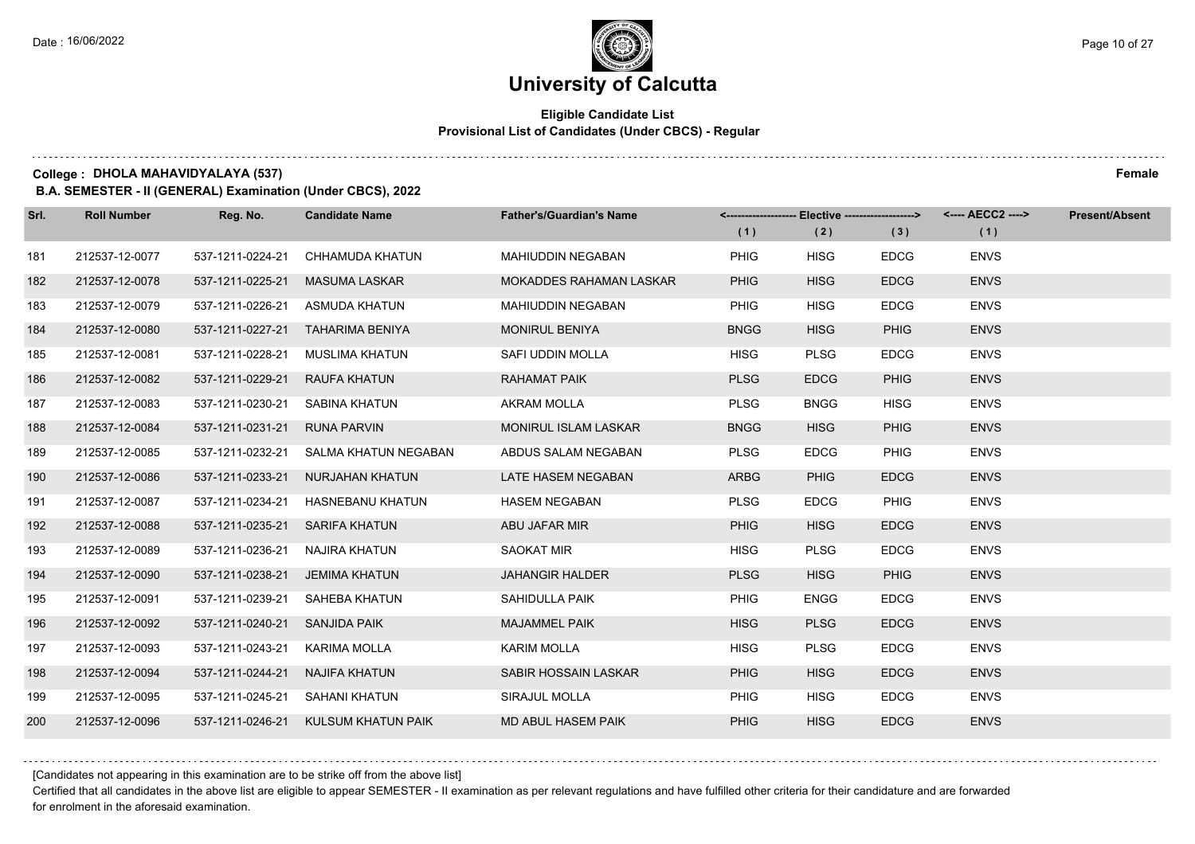# University of Calcutta

**Eligible Candidate List**
**Provisional List of Candidates (Under CBCS) - Regular**

**College : DHOLA MAHAVIDYALAYA (537)** **Female**

**B.A. SEMESTER - II (GENERAL) Examination (Under CBCS), 2022**

| Srl. | Roll Number | Reg. No. | Candidate Name | Father's/Guardian's Name | Elective (1) | Elective (2) | Elective (3) | AECC2 (1) | Present/Absent |
|---|---|---|---|---|---|---|---|---|---|
| 181 | 212537-12-0077 | 537-1211-0224-21 | CHHAMUDA KHATUN | MAHIUDDIN NEGABAN | PHIG | HISG | EDCG | ENVS | |
| 182 | 212537-12-0078 | 537-1211-0225-21 | MASUMA LASKAR | MOKADDES RAHAMAN LASKAR | PHIG | HISG | EDCG | ENVS | |
| 183 | 212537-12-0079 | 537-1211-0226-21 | ASMUDA KHATUN | MAHIUDDIN NEGABAN | PHIG | HISG | EDCG | ENVS | |
| 184 | 212537-12-0080 | 537-1211-0227-21 | TAHARIMA BENIYA | MONIRUL BENIYA | BNGG | HISG | PHIG | ENVS | |
| 185 | 212537-12-0081 | 537-1211-0228-21 | MUSLIMA KHATUN | SAFI UDDIN MOLLA | HISG | PLSG | EDCG | ENVS | |
| 186 | 212537-12-0082 | 537-1211-0229-21 | RAUFA KHATUN | RAHAMAT PAIK | PLSG | EDCG | PHIG | ENVS | |
| 187 | 212537-12-0083 | 537-1211-0230-21 | SABINA KHATUN | AKRAM MOLLA | PLSG | BNGG | HISG | ENVS | |
| 188 | 212537-12-0084 | 537-1211-0231-21 | RUNA PARVIN | MONIRUL ISLAM LASKAR | BNGG | HISG | PHIG | ENVS | |
| 189 | 212537-12-0085 | 537-1211-0232-21 | SALMA KHATUN NEGABAN | ABDUS SALAM NEGABAN | PLSG | EDCG | PHIG | ENVS | |
| 190 | 212537-12-0086 | 537-1211-0233-21 | NURJAHAN KHATUN | LATE HASEM NEGABAN | ARBG | PHIG | EDCG | ENVS | |
| 191 | 212537-12-0087 | 537-1211-0234-21 | HASNEBANU KHATUN | HASEM NEGABAN | PLSG | EDCG | PHIG | ENVS | |
| 192 | 212537-12-0088 | 537-1211-0235-21 | SARIFA KHATUN | ABU JAFAR MIR | PHIG | HISG | EDCG | ENVS | |
| 193 | 212537-12-0089 | 537-1211-0236-21 | NAJIRA KHATUN | SAOKAT MIR | HISG | PLSG | EDCG | ENVS | |
| 194 | 212537-12-0090 | 537-1211-0238-21 | JEMIMA KHATUN | JAHANGIR HALDER | PLSG | HISG | PHIG | ENVS | |
| 195 | 212537-12-0091 | 537-1211-0239-21 | SAHEBA KHATUN | SAHIDULLA PAIK | PHIG | ENGG | EDCG | ENVS | |
| 196 | 212537-12-0092 | 537-1211-0240-21 | SANJIDA PAIK | MAJAMMEL PAIK | HISG | PLSG | EDCG | ENVS | |
| 197 | 212537-12-0093 | 537-1211-0243-21 | KARIMA MOLLA | KARIM MOLLA | HISG | PLSG | EDCG | ENVS | |
| 198 | 212537-12-0094 | 537-1211-0244-21 | NAJIFA KHATUN | SABIR HOSSAIN LASKAR | PHIG | HISG | EDCG | ENVS | |
| 199 | 212537-12-0095 | 537-1211-0245-21 | SAHANI KHATUN | SIRAJUL MOLLA | PHIG | HISG | EDCG | ENVS | |
| 200 | 212537-12-0096 | 537-1211-0246-21 | KULSUM KHATUN PAIK | MD ABUL HASEM PAIK | PHIG | HISG | EDCG | ENVS | |

[Candidates not appearing in this examination are to be strike off from the above list]

Certified that all candidates in the above list are eligible to appear SEMESTER - II examination as per relevant regulations and have fulfilled other criteria for their candidature and are forwarded for enrolment in the aforesaid examination.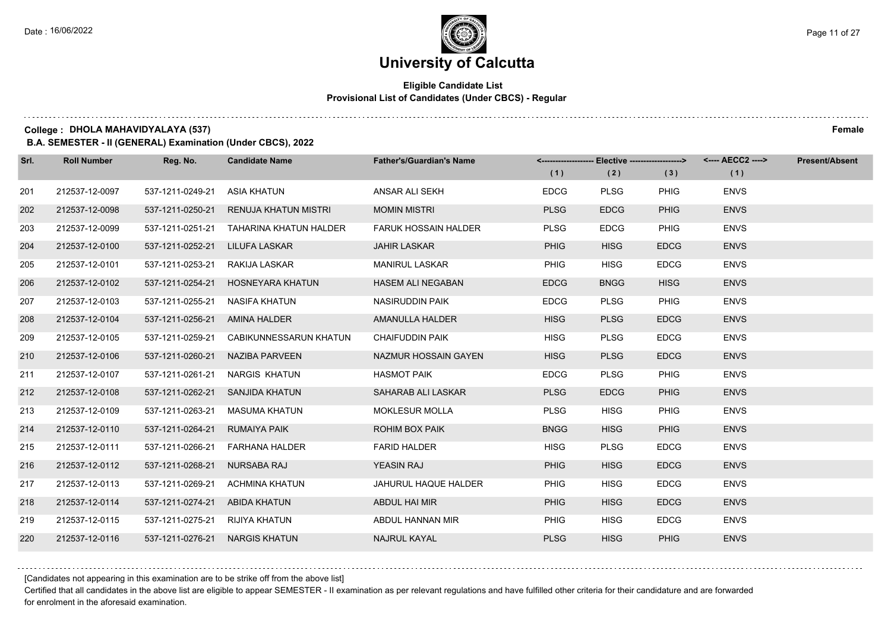# University of Calcutta

## Eligible Candidate List
**Provisional List of Candidates (Under CBCS) - Regular**

**College : DHOLA MAHAVIDYALAYA (537)** **Female**

**B.A. SEMESTER - II (GENERAL) Examination (Under CBCS), 2022**

| Srl. | Roll Number | Reg. No. | Candidate Name | Father's/Guardian's Name | Elective (1) | Elective (2) | Elective (3) | AECC2 (1) | Present/Absent |
|---|---|---|---|---|---|---|---|---|---|
| 201 | 212537-12-0097 | 537-1211-0249-21 | ASIA KHATUN | ANSAR ALI SEKH | EDCG | PLSG | PHIG | ENVS | |
| 202 | 212537-12-0098 | 537-1211-0250-21 | RENUJA KHATUN MISTRI | MOMIN MISTRI | PLSG | EDCG | PHIG | ENVS | |
| 203 | 212537-12-0099 | 537-1211-0251-21 | TAHARINA KHATUN HALDER | FARUK HOSSAIN HALDER | PLSG | EDCG | PHIG | ENVS | |
| 204 | 212537-12-0100 | 537-1211-0252-21 | LILUFA LASKAR | JAHIR LASKAR | PHIG | HISG | EDCG | ENVS | |
| 205 | 212537-12-0101 | 537-1211-0253-21 | RAKIJA LASKAR | MANIRUL LASKAR | PHIG | HISG | EDCG | ENVS | |
| 206 | 212537-12-0102 | 537-1211-0254-21 | HOSNEYARA KHATUN | HASEM ALI NEGABAN | EDCG | BNGG | HISG | ENVS | |
| 207 | 212537-12-0103 | 537-1211-0255-21 | NASIFA KHATUN | NASIRUDDIN PAIK | EDCG | PLSG | PHIG | ENVS | |
| 208 | 212537-12-0104 | 537-1211-0256-21 | AMINA HALDER | AMANULLA HALDER | HISG | PLSG | EDCG | ENVS | |
| 209 | 212537-12-0105 | 537-1211-0259-21 | CABIKUNNESSARUN KHATUN | CHAIFUDDIN PAIK | HISG | PLSG | EDCG | ENVS | |
| 210 | 212537-12-0106 | 537-1211-0260-21 | NAZIBA PARVEEN | NAZMUR HOSSAIN GAYEN | HISG | PLSG | EDCG | ENVS | |
| 211 | 212537-12-0107 | 537-1211-0261-21 | NARGIS KHATUN | HASMOT PAIK | EDCG | PLSG | PHIG | ENVS | |
| 212 | 212537-12-0108 | 537-1211-0262-21 | SANJIDA KHATUN | SAHARAB ALI LASKAR | PLSG | EDCG | PHIG | ENVS | |
| 213 | 212537-12-0109 | 537-1211-0263-21 | MASUMA KHATUN | MOKLESUR MOLLA | PLSG | HISG | PHIG | ENVS | |
| 214 | 212537-12-0110 | 537-1211-0264-21 | RUMAIYA PAIK | ROHIM BOX PAIK | BNGG | HISG | PHIG | ENVS | |
| 215 | 212537-12-0111 | 537-1211-0266-21 | FARHANA HALDER | FARID HALDER | HISG | PLSG | EDCG | ENVS | |
| 216 | 212537-12-0112 | 537-1211-0268-21 | NURSABA RAJ | YEASIN RAJ | PHIG | HISG | EDCG | ENVS | |
| 217 | 212537-12-0113 | 537-1211-0269-21 | ACHMINA KHATUN | JAHURUL HAQUE HALDER | PHIG | HISG | EDCG | ENVS | |
| 218 | 212537-12-0114 | 537-1211-0274-21 | ABIDA KHATUN | ABDUL HAI MIR | PHIG | HISG | EDCG | ENVS | |
| 219 | 212537-12-0115 | 537-1211-0275-21 | RIJIYA KHATUN | ABDUL HANNAN MIR | PHIG | HISG | EDCG | ENVS | |
| 220 | 212537-12-0116 | 537-1211-0276-21 | NARGIS KHATUN | NAJRUL KAYAL | PLSG | HISG | PHIG | ENVS | |

[Candidates not appearing in this examination are to be strike off from the above list]

Certified that all candidates in the above list are eligible to appear SEMESTER - II examination as per relevant regulations and have fulfilled other criteria for their candidature and are forwarded for enrolment in the aforesaid examination.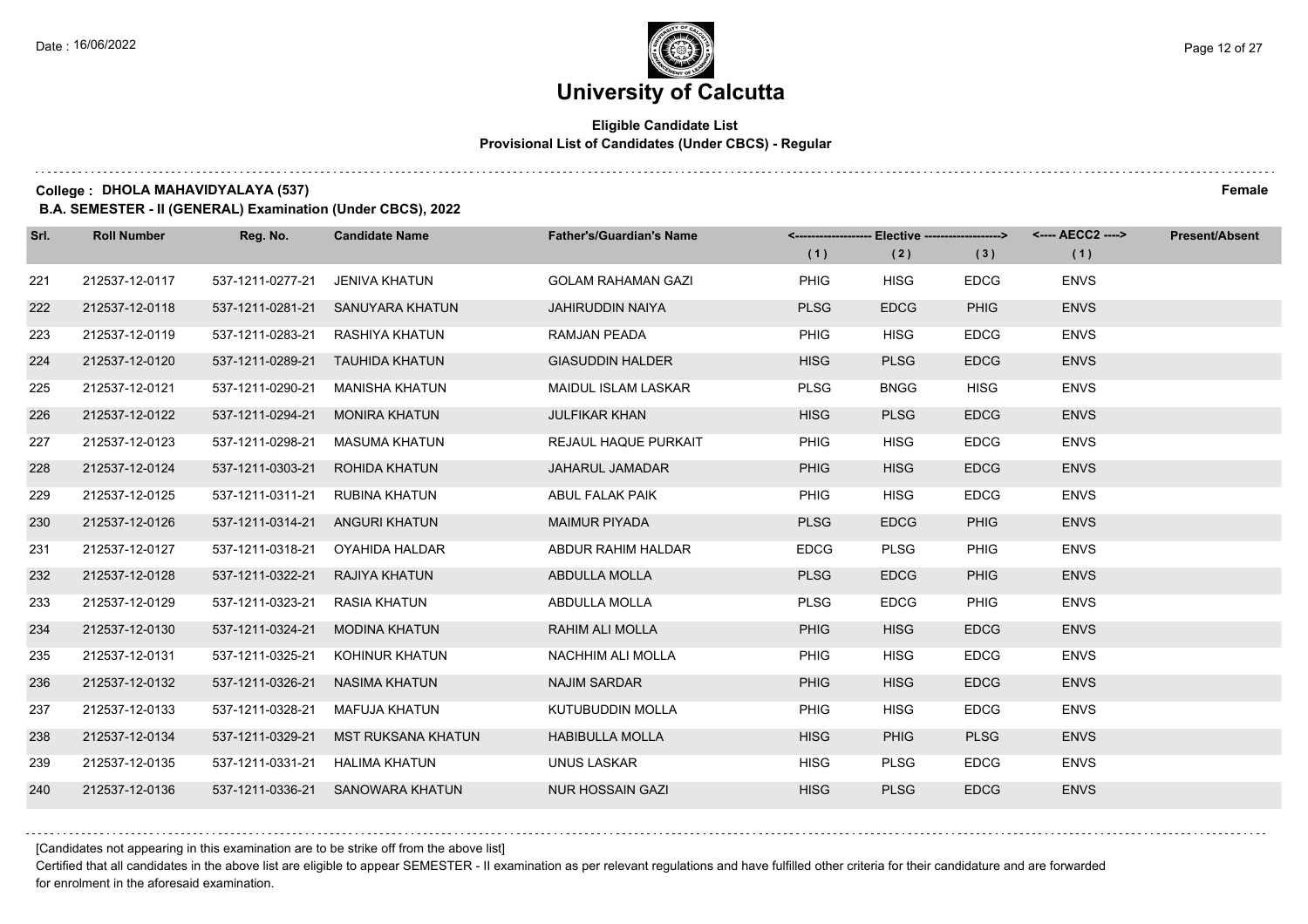# University of Calcutta

**Eligible Candidate List**
**Provisional List of Candidates (Under CBCS) - Regular**

**College : DHOLA MAHAVIDYALAYA (537)** **Female**

**B.A. SEMESTER - II (GENERAL) Examination (Under CBCS), 2022**

| Srl. | Roll Number | Reg. No. | Candidate Name | Father's/Guardian's Name | Elective (1) | Elective (2) | Elective (3) | AECC2 (1) | Present/Absent |
|---|---|---|---|---|---|---|---|---|---|
| 221 | 212537-12-0117 | 537-1211-0277-21 | JENIVA KHATUN | GOLAM RAHAMAN GAZI | PHIG | HISG | EDCG | ENVS | |
| 222 | 212537-12-0118 | 537-1211-0281-21 | SANUYARA KHATUN | JAHIRUDDIN NAIYA | PLSG | EDCG | PHIG | ENVS | |
| 223 | 212537-12-0119 | 537-1211-0283-21 | RASHIYA KHATUN | RAMJAN PEADA | PHIG | HISG | EDCG | ENVS | |
| 224 | 212537-12-0120 | 537-1211-0289-21 | TAUHIDA KHATUN | GIASUDDIN HALDER | HISG | PLSG | EDCG | ENVS | |
| 225 | 212537-12-0121 | 537-1211-0290-21 | MANISHA KHATUN | MAIDUL ISLAM LASKAR | PLSG | BNGG | HISG | ENVS | |
| 226 | 212537-12-0122 | 537-1211-0294-21 | MONIRA KHATUN | JULFIKAR KHAN | HISG | PLSG | EDCG | ENVS | |
| 227 | 212537-12-0123 | 537-1211-0298-21 | MASUMA KHATUN | REJAUL HAQUE PURKAIT | PHIG | HISG | EDCG | ENVS | |
| 228 | 212537-12-0124 | 537-1211-0303-21 | ROHIDA KHATUN | JAHARUL JAMADAR | PHIG | HISG | EDCG | ENVS | |
| 229 | 212537-12-0125 | 537-1211-0311-21 | RUBINA KHATUN | ABUL FALAK PAIK | PHIG | HISG | EDCG | ENVS | |
| 230 | 212537-12-0126 | 537-1211-0314-21 | ANGURI KHATUN | MAIMUR PIYADA | PLSG | EDCG | PHIG | ENVS | |
| 231 | 212537-12-0127 | 537-1211-0318-21 | OYAHIDA HALDAR | ABDUR RAHIM HALDAR | EDCG | PLSG | PHIG | ENVS | |
| 232 | 212537-12-0128 | 537-1211-0322-21 | RAJIYA KHATUN | ABDULLA MOLLA | PLSG | EDCG | PHIG | ENVS | |
| 233 | 212537-12-0129 | 537-1211-0323-21 | RASIA KHATUN | ABDULLA MOLLA | PLSG | EDCG | PHIG | ENVS | |
| 234 | 212537-12-0130 | 537-1211-0324-21 | MODINA KHATUN | RAHIM ALI MOLLA | PHIG | HISG | EDCG | ENVS | |
| 235 | 212537-12-0131 | 537-1211-0325-21 | KOHINUR KHATUN | NACHHIM ALI MOLLA | PHIG | HISG | EDCG | ENVS | |
| 236 | 212537-12-0132 | 537-1211-0326-21 | NASIMA KHATUN | NAJIM SARDAR | PHIG | HISG | EDCG | ENVS | |
| 237 | 212537-12-0133 | 537-1211-0328-21 | MAFUJA KHATUN | KUTUBUDDIN MOLLA | PHIG | HISG | EDCG | ENVS | |
| 238 | 212537-12-0134 | 537-1211-0329-21 | MST RUKSANA KHATUN | HABIBULLA MOLLA | HISG | PHIG | PLSG | ENVS | |
| 239 | 212537-12-0135 | 537-1211-0331-21 | HALIMA KHATUN | UNUS LASKAR | HISG | PLSG | EDCG | ENVS | |
| 240 | 212537-12-0136 | 537-1211-0336-21 | SANOWARA KHATUN | NUR HOSSAIN GAZI | HISG | PLSG | EDCG | ENVS | |

[Candidates not appearing in this examination are to be strike off from the above list]

Certified that all candidates in the above list are eligible to appear SEMESTER - II examination as per relevant regulations and have fulfilled other criteria for their candidature and are forwarded for enrolment in the aforesaid examination.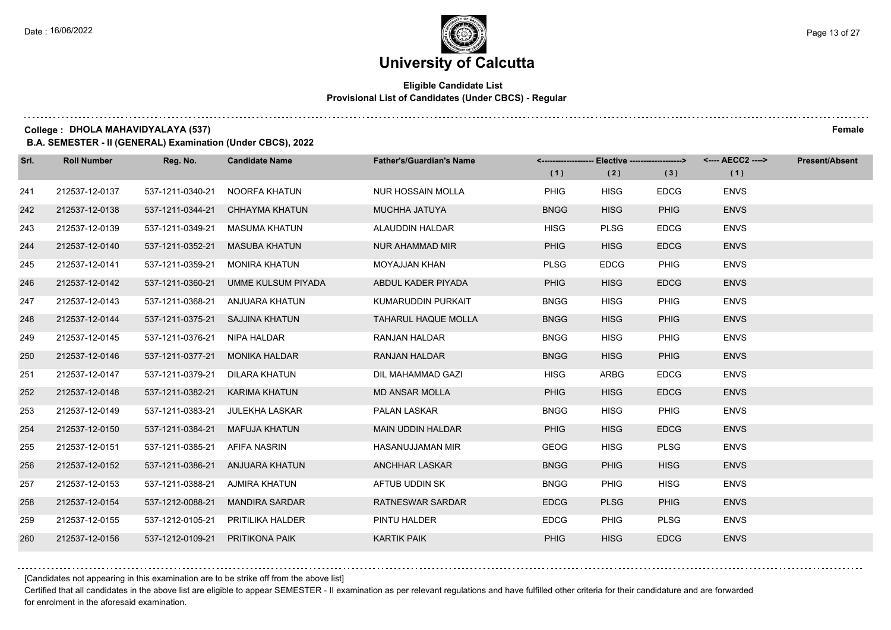# University of Calcutta

## Eligible Candidate List
### Provisional List of Candidates (Under CBCS) - Regular

**College : DHOLA MAHAVIDYALAYA (537)** **Female**

**B.A. SEMESTER - II (GENERAL) Examination (Under CBCS), 2022**

| Srl. | Roll Number | Reg. No. | Candidate Name | Father's/Guardian's Name | Elective (1) | Elective (2) | Elective (3) | AECC2 (1) | Present/Absent |
|---|---|---|---|---|---|---|---|---|---|
| 241 | 212537-12-0137 | 537-1211-0340-21 | NOORFA KHATUN | NUR HOSSAIN MOLLA | PHIG | HISG | EDCG | ENVS | |
| 242 | 212537-12-0138 | 537-1211-0344-21 | CHHAYMA KHATUN | MUCHHA JATUYA | BNGG | HISG | PHIG | ENVS | |
| 243 | 212537-12-0139 | 537-1211-0349-21 | MASUMA KHATUN | ALAUDDIN HALDAR | HISG | PLSG | EDCG | ENVS | |
| 244 | 212537-12-0140 | 537-1211-0352-21 | MASUBA KHATUN | NUR AHAMMAD MIR | PHIG | HISG | EDCG | ENVS | |
| 245 | 212537-12-0141 | 537-1211-0359-21 | MONIRA KHATUN | MOYAJJAN KHAN | PLSG | EDCG | PHIG | ENVS | |
| 246 | 212537-12-0142 | 537-1211-0360-21 | UMME KULSUM PIYADA | ABDUL KADER PIYADA | PHIG | HISG | EDCG | ENVS | |
| 247 | 212537-12-0143 | 537-1211-0368-21 | ANJUARA KHATUN | KUMARUDDIN PURKAIT | BNGG | HISG | PHIG | ENVS | |
| 248 | 212537-12-0144 | 537-1211-0375-21 | SAJJINA KHATUN | TAHARUL HAQUE MOLLA | BNGG | HISG | PHIG | ENVS | |
| 249 | 212537-12-0145 | 537-1211-0376-21 | NIPA HALDAR | RANJAN HALDAR | BNGG | HISG | PHIG | ENVS | |
| 250 | 212537-12-0146 | 537-1211-0377-21 | MONIKA HALDAR | RANJAN HALDAR | BNGG | HISG | PHIG | ENVS | |
| 251 | 212537-12-0147 | 537-1211-0379-21 | DILARA KHATUN | DIL MAHAMMAD GAZI | HISG | ARBG | EDCG | ENVS | |
| 252 | 212537-12-0148 | 537-1211-0382-21 | KARIMA KHATUN | MD ANSAR MOLLA | PHIG | HISG | EDCG | ENVS | |
| 253 | 212537-12-0149 | 537-1211-0383-21 | JULEKHA LASKAR | PALAN LASKAR | BNGG | HISG | PHIG | ENVS | |
| 254 | 212537-12-0150 | 537-1211-0384-21 | MAFUJA KHATUN | MAIN UDDIN HALDAR | PHIG | HISG | EDCG | ENVS | |
| 255 | 212537-12-0151 | 537-1211-0385-21 | AFIFA NASRIN | HASANUJJAMAN MIR | GEOG | HISG | PLSG | ENVS | |
| 256 | 212537-12-0152 | 537-1211-0386-21 | ANJUARA KHATUN | ANCHHAR LASKAR | BNGG | PHIG | HISG | ENVS | |
| 257 | 212537-12-0153 | 537-1211-0388-21 | AJMIRA KHATUN | AFTUB UDDIN SK | BNGG | PHIG | HISG | ENVS | |
| 258 | 212537-12-0154 | 537-1212-0088-21 | MANDIRA SARDAR | RATNESWAR SARDAR | EDCG | PLSG | PHIG | ENVS | |
| 259 | 212537-12-0155 | 537-1212-0105-21 | PRITILIKA HALDER | PINTU HALDER | EDCG | PHIG | PLSG | ENVS | |
| 260 | 212537-12-0156 | 537-1212-0109-21 | PRITIKONA PAIK | KARTIK PAIK | PHIG | HISG | EDCG | ENVS | |

[Candidates not appearing in this examination are to be strike off from the above list]

Certified that all candidates in the above list are eligible to appear SEMESTER - II examination as per relevant regulations and have fulfilled other criteria for their candidature and are forwarded for enrolment in the aforesaid examination.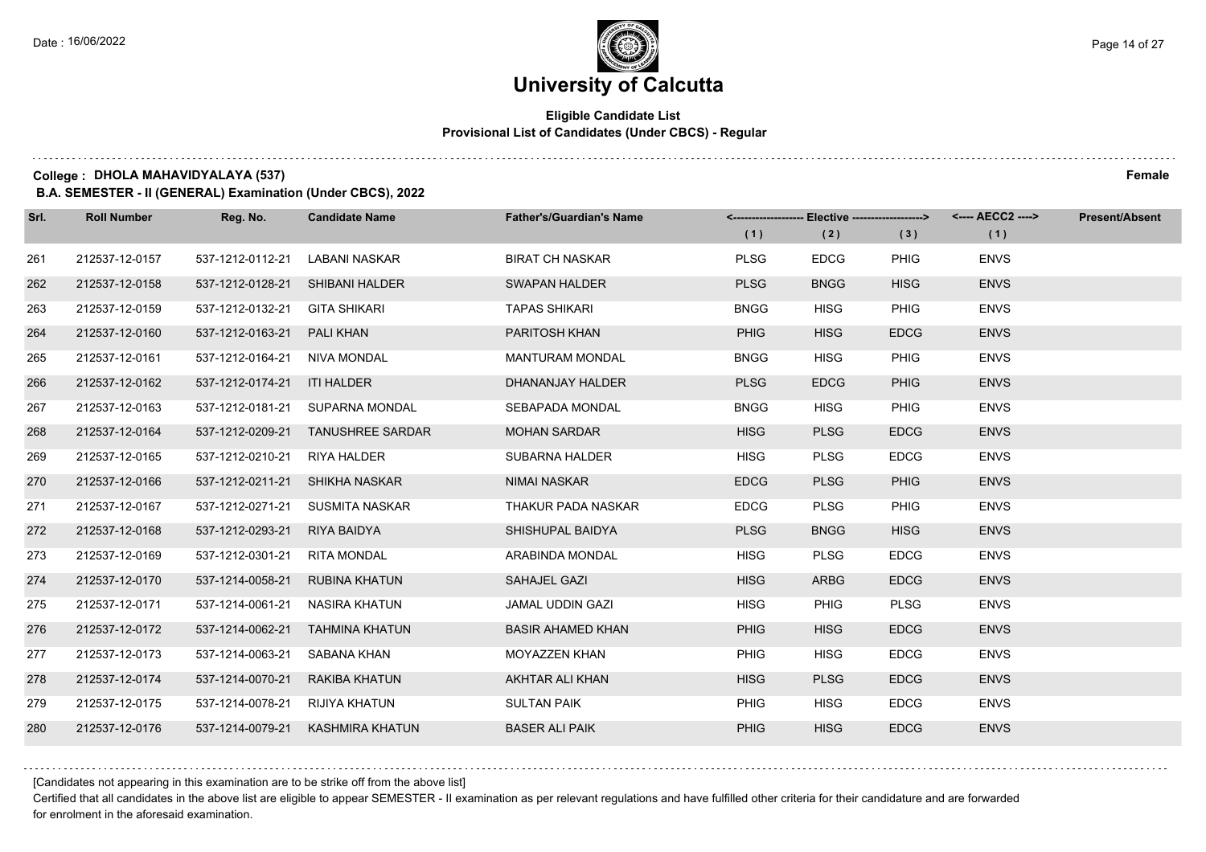# University of Calcutta

**Eligible Candidate List**
**Provisional List of Candidates (Under CBCS) - Regular**

**College : DHOLA MAHAVIDYALAYA (537)** **Female**

**B.A. SEMESTER - II (GENERAL) Examination (Under CBCS), 2022**

| Srl. | Roll Number | Reg. No. | Candidate Name | Father's/Guardian's Name | Elective (1) | Elective (2) | Elective (3) | AECC2 (1) | Present/Absent |
|---|---|---|---|---|---|---|---|---|---|
| 261 | 212537-12-0157 | 537-1212-0112-21 | LABANI NASKAR | BIRAT CH NASKAR | PLSG | EDCG | PHIG | ENVS | |
| 262 | 212537-12-0158 | 537-1212-0128-21 | SHIBANI HALDER | SWAPAN HALDER | PLSG | BNGG | HISG | ENVS | |
| 263 | 212537-12-0159 | 537-1212-0132-21 | GITA SHIKARI | TAPAS SHIKARI | BNGG | HISG | PHIG | ENVS | |
| 264 | 212537-12-0160 | 537-1212-0163-21 | PALI KHAN | PARITOSH KHAN | PHIG | HISG | EDCG | ENVS | |
| 265 | 212537-12-0161 | 537-1212-0164-21 | NIVA MONDAL | MANTURAM MONDAL | BNGG | HISG | PHIG | ENVS | |
| 266 | 212537-12-0162 | 537-1212-0174-21 | ITI HALDER | DHANANJAY HALDER | PLSG | EDCG | PHIG | ENVS | |
| 267 | 212537-12-0163 | 537-1212-0181-21 | SUPARNA MONDAL | SEBAPADA MONDAL | BNGG | HISG | PHIG | ENVS | |
| 268 | 212537-12-0164 | 537-1212-0209-21 | TANUSHREE SARDAR | MOHAN SARDAR | HISG | PLSG | EDCG | ENVS | |
| 269 | 212537-12-0165 | 537-1212-0210-21 | RIYA HALDER | SUBARNA HALDER | HISG | PLSG | EDCG | ENVS | |
| 270 | 212537-12-0166 | 537-1212-0211-21 | SHIKHA NASKAR | NIMAI NASKAR | EDCG | PLSG | PHIG | ENVS | |
| 271 | 212537-12-0167 | 537-1212-0271-21 | SUSMITA NASKAR | THAKUR PADA NASKAR | EDCG | PLSG | PHIG | ENVS | |
| 272 | 212537-12-0168 | 537-1212-0293-21 | RIYA BAIDYA | SHISHUPAL BAIDYA | PLSG | BNGG | HISG | ENVS | |
| 273 | 212537-12-0169 | 537-1212-0301-21 | RITA MONDAL | ARABINDA MONDAL | HISG | PLSG | EDCG | ENVS | |
| 274 | 212537-12-0170 | 537-1214-0058-21 | RUBINA KHATUN | SAHAJEL GAZI | HISG | ARBG | EDCG | ENVS | |
| 275 | 212537-12-0171 | 537-1214-0061-21 | NASIRA KHATUN | JAMAL UDDIN GAZI | HISG | PHIG | PLSG | ENVS | |
| 276 | 212537-12-0172 | 537-1214-0062-21 | TAHMINA KHATUN | BASIR AHAMED KHAN | PHIG | HISG | EDCG | ENVS | |
| 277 | 212537-12-0173 | 537-1214-0063-21 | SABANA KHAN | MOYAZZEN KHAN | PHIG | HISG | EDCG | ENVS | |
| 278 | 212537-12-0174 | 537-1214-0070-21 | RAKIBA KHATUN | AKHTAR ALI KHAN | HISG | PLSG | EDCG | ENVS | |
| 279 | 212537-12-0175 | 537-1214-0078-21 | RIJIYA KHATUN | SULTAN PAIK | PHIG | HISG | EDCG | ENVS | |
| 280 | 212537-12-0176 | 537-1214-0079-21 | KASHMIRA KHATUN | BASER ALI PAIK | PHIG | HISG | EDCG | ENVS | |

[Candidates not appearing in this examination are to be strike off from the above list]

Certified that all candidates in the above list are eligible to appear SEMESTER - II examination as per relevant regulations and have fulfilled other criteria for their candidature and are forwarded for enrolment in the aforesaid examination.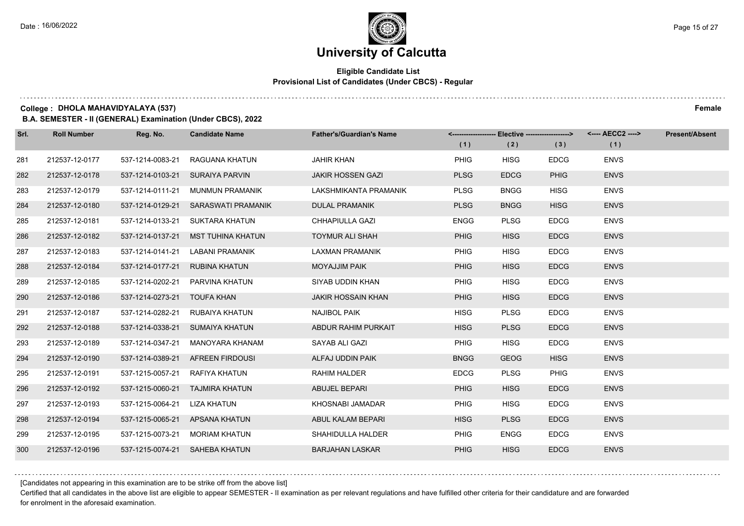# University of Calcutta

**Eligible Candidate List**
**Provisional List of Candidates (Under CBCS) - Regular**

**College : DHOLA MAHAVIDYALAYA (537)** **Female**

**B.A. SEMESTER - II (GENERAL) Examination (Under CBCS), 2022**

| Srl. | Roll Number | Reg. No. | Candidate Name | Father's/Guardian's Name | Elective (1) | Elective (2) | Elective (3) | AECC2 (1) | Present/Absent |
|---|---|---|---|---|---|---|---|---|---|
| 281 | 212537-12-0177 | 537-1214-0083-21 | RAGUANA KHATUN | JAHIR KHAN | PHIG | HISG | EDCG | ENVS | |
| 282 | 212537-12-0178 | 537-1214-0103-21 | SURAIYA PARVIN | JAKIR HOSSEN GAZI | PLSG | EDCG | PHIG | ENVS | |
| 283 | 212537-12-0179 | 537-1214-0111-21 | MUNMUN PRAMANIK | LAKSHMIKANTA PRAMANIK | PLSG | BNGG | HISG | ENVS | |
| 284 | 212537-12-0180 | 537-1214-0129-21 | SARASWATI PRAMANIK | DULAL PRAMANIK | PLSG | BNGG | HISG | ENVS | |
| 285 | 212537-12-0181 | 537-1214-0133-21 | SUKTARA KHATUN | CHHAPIULLA GAZI | ENGG | PLSG | EDCG | ENVS | |
| 286 | 212537-12-0182 | 537-1214-0137-21 | MST TUHINA KHATUN | TOYMUR ALI SHAH | PHIG | HISG | EDCG | ENVS | |
| 287 | 212537-12-0183 | 537-1214-0141-21 | LABANI PRAMANIK | LAXMAN PRAMANIK | PHIG | HISG | EDCG | ENVS | |
| 288 | 212537-12-0184 | 537-1214-0177-21 | RUBINA KHATUN | MOYAJJIM PAIK | PHIG | HISG | EDCG | ENVS | |
| 289 | 212537-12-0185 | 537-1214-0202-21 | PARVINA KHATUN | SIYAB UDDIN KHAN | PHIG | HISG | EDCG | ENVS | |
| 290 | 212537-12-0186 | 537-1214-0273-21 | TOUFA KHAN | JAKIR HOSSAIN KHAN | PHIG | HISG | EDCG | ENVS | |
| 291 | 212537-12-0187 | 537-1214-0282-21 | RUBAIYA KHATUN | NAJIBOL PAIK | HISG | PLSG | EDCG | ENVS | |
| 292 | 212537-12-0188 | 537-1214-0338-21 | SUMAIYA KHATUN | ABDUR RAHIM PURKAIT | HISG | PLSG | EDCG | ENVS | |
| 293 | 212537-12-0189 | 537-1214-0347-21 | MANOYARA KHANAM | SAYAB ALI GAZI | PHIG | HISG | EDCG | ENVS | |
| 294 | 212537-12-0190 | 537-1214-0389-21 | AFREEN FIRDOUSI | ALFAJ UDDIN PAIK | BNGG | GEOG | HISG | ENVS | |
| 295 | 212537-12-0191 | 537-1215-0057-21 | RAFIYA KHATUN | RAHIM HALDER | EDCG | PLSG | PHIG | ENVS | |
| 296 | 212537-12-0192 | 537-1215-0060-21 | TAJMIRA KHATUN | ABUJEL BEPARI | PHIG | HISG | EDCG | ENVS | |
| 297 | 212537-12-0193 | 537-1215-0064-21 | LIZA KHATUN | KHOSNABI JAMADAR | PHIG | HISG | EDCG | ENVS | |
| 298 | 212537-12-0194 | 537-1215-0065-21 | APSANA KHATUN | ABUL KALAM BEPARI | HISG | PLSG | EDCG | ENVS | |
| 299 | 212537-12-0195 | 537-1215-0073-21 | MORIAM KHATUN | SHAHIDULLA HALDER | PHIG | ENGG | EDCG | ENVS | |
| 300 | 212537-12-0196 | 537-1215-0074-21 | SAHEBA KHATUN | BARJAHAN LASKAR | PHIG | HISG | EDCG | ENVS | |

[Candidates not appearing in this examination are to be strike off from the above list]

Certified that all candidates in the above list are eligible to appear SEMESTER - II examination as per relevant regulations and have fulfilled other criteria for their candidature and are forwarded for enrolment in the aforesaid examination.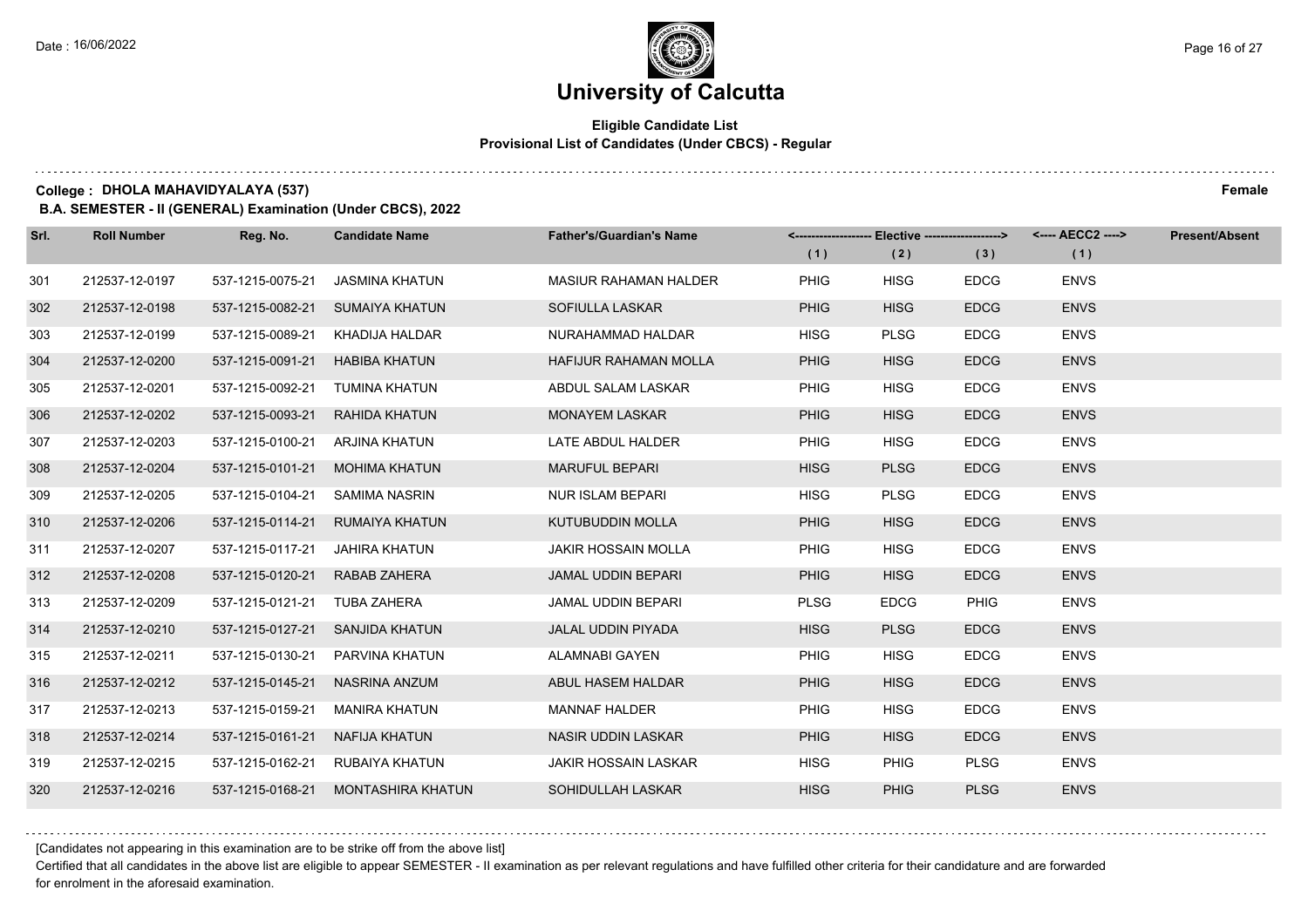# University of Calcutta

**Eligible Candidate List**
**Provisional List of Candidates (Under CBCS) - Regular**

**College : DHOLA MAHAVIDYALAYA (537)** **Female**

**B.A. SEMESTER - II (GENERAL) Examination (Under CBCS), 2022**

| Srl. | Roll Number | Reg. No. | Candidate Name | Father's/Guardian's Name | Elective (1) | Elective (2) | Elective (3) | AECC2 (1) | Present/Absent |
|---|---|---|---|---|---|---|---|---|---|
| 301 | 212537-12-0197 | 537-1215-0075-21 | JASMINA KHATUN | MASIUR RAHAMAN HALDER | PHIG | HISG | EDCG | ENVS | |
| 302 | 212537-12-0198 | 537-1215-0082-21 | SUMAIYA KHATUN | SOFIULLA LASKAR | PHIG | HISG | EDCG | ENVS | |
| 303 | 212537-12-0199 | 537-1215-0089-21 | KHADIJA HALDAR | NURAHAMMAD HALDAR | HISG | PLSG | EDCG | ENVS | |
| 304 | 212537-12-0200 | 537-1215-0091-21 | HABIBA KHATUN | HAFIJUR RAHAMAN MOLLA | PHIG | HISG | EDCG | ENVS | |
| 305 | 212537-12-0201 | 537-1215-0092-21 | TUMINA KHATUN | ABDUL SALAM LASKAR | PHIG | HISG | EDCG | ENVS | |
| 306 | 212537-12-0202 | 537-1215-0093-21 | RAHIDA KHATUN | MONAYEM LASKAR | PHIG | HISG | EDCG | ENVS | |
| 307 | 212537-12-0203 | 537-1215-0100-21 | ARJINA KHATUN | LATE ABDUL HALDER | PHIG | HISG | EDCG | ENVS | |
| 308 | 212537-12-0204 | 537-1215-0101-21 | MOHIMA KHATUN | MARUFUL BEPARI | HISG | PLSG | EDCG | ENVS | |
| 309 | 212537-12-0205 | 537-1215-0104-21 | SAMIMA NASRIN | NUR ISLAM BEPARI | HISG | PLSG | EDCG | ENVS | |
| 310 | 212537-12-0206 | 537-1215-0114-21 | RUMAIYA KHATUN | KUTUBUDDIN MOLLA | PHIG | HISG | EDCG | ENVS | |
| 311 | 212537-12-0207 | 537-1215-0117-21 | JAHIRA KHATUN | JAKIR HOSSAIN MOLLA | PHIG | HISG | EDCG | ENVS | |
| 312 | 212537-12-0208 | 537-1215-0120-21 | RABAB ZAHERA | JAMAL UDDIN BEPARI | PHIG | HISG | EDCG | ENVS | |
| 313 | 212537-12-0209 | 537-1215-0121-21 | TUBA ZAHERA | JAMAL UDDIN BEPARI | PLSG | EDCG | PHIG | ENVS | |
| 314 | 212537-12-0210 | 537-1215-0127-21 | SANJIDA KHATUN | JALAL UDDIN PIYADA | HISG | PLSG | EDCG | ENVS | |
| 315 | 212537-12-0211 | 537-1215-0130-21 | PARVINA KHATUN | ALAMNABI GAYEN | PHIG | HISG | EDCG | ENVS | |
| 316 | 212537-12-0212 | 537-1215-0145-21 | NASRINA ANZUM | ABUL HASEM HALDAR | PHIG | HISG | EDCG | ENVS | |
| 317 | 212537-12-0213 | 537-1215-0159-21 | MANIRA KHATUN | MANNAF HALDER | PHIG | HISG | EDCG | ENVS | |
| 318 | 212537-12-0214 | 537-1215-0161-21 | NAFIJA KHATUN | NASIR UDDIN LASKAR | PHIG | HISG | EDCG | ENVS | |
| 319 | 212537-12-0215 | 537-1215-0162-21 | RUBAIYA KHATUN | JAKIR HOSSAIN LASKAR | HISG | PHIG | PLSG | ENVS | |
| 320 | 212537-12-0216 | 537-1215-0168-21 | MONTASHIRA KHATUN | SOHIDULLAH LASKAR | HISG | PHIG | PLSG | ENVS | |

[Candidates not appearing in this examination are to be strike off from the above list]

Certified that all candidates in the above list are eligible to appear SEMESTER - II examination as per relevant regulations and have fulfilled other criteria for their candidature and are forwarded for enrolment in the aforesaid examination.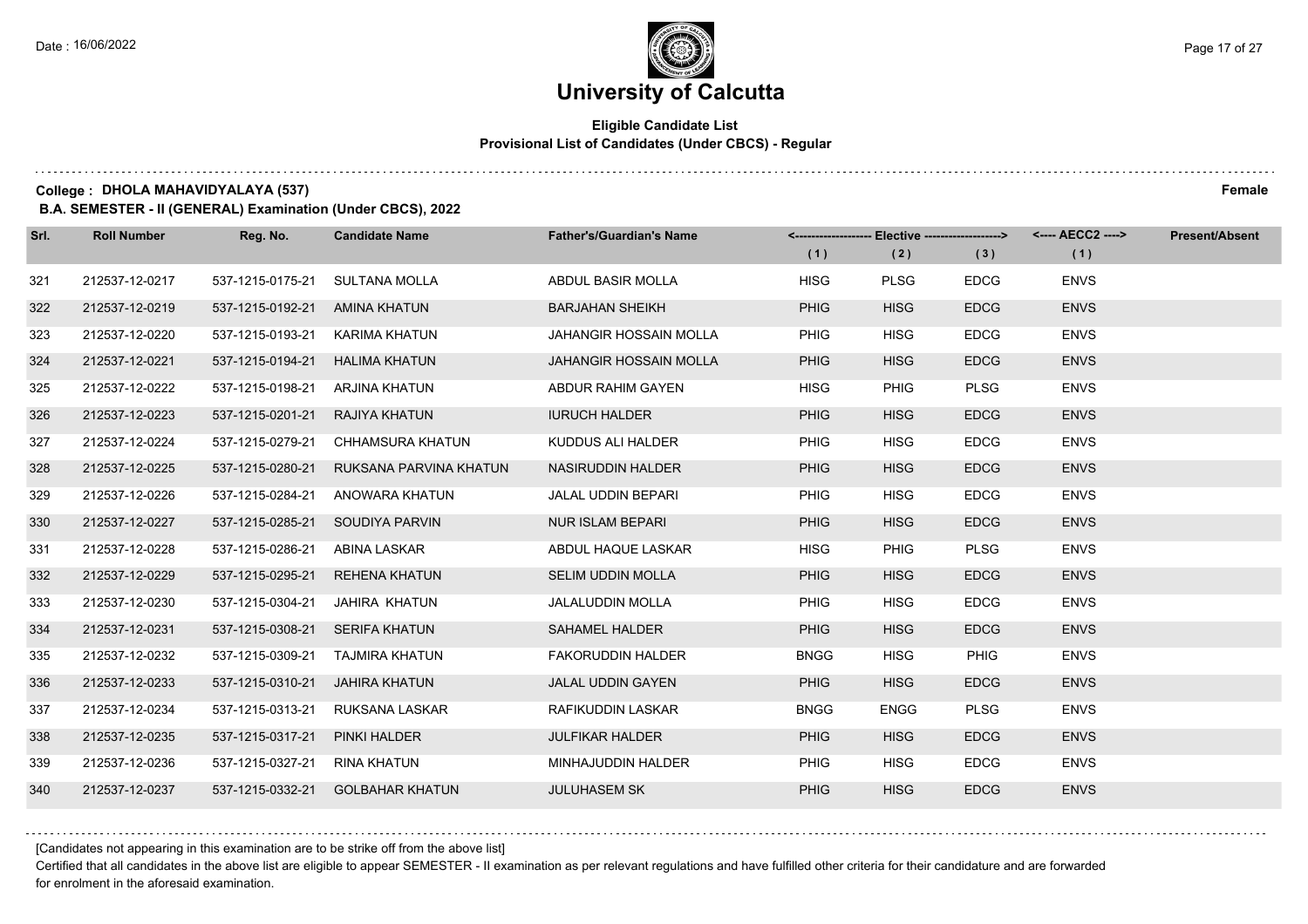# University of Calcutta

**Eligible Candidate List**
**Provisional List of Candidates (Under CBCS) - Regular**

**College : DHOLA MAHAVIDYALAYA (537)** **Female**

**B.A. SEMESTER - II (GENERAL) Examination (Under CBCS), 2022**

| Srl. | Roll Number | Reg. No. | Candidate Name | Father's/Guardian's Name | Elective (1) | Elective (2) | Elective (3) | AECC2 (1) | Present/Absent |
|---|---|---|---|---|---|---|---|---|---|
| 321 | 212537-12-0217 | 537-1215-0175-21 | SULTANA MOLLA | ABDUL BASIR MOLLA | HISG | PLSG | EDCG | ENVS | |
| 322 | 212537-12-0219 | 537-1215-0192-21 | AMINA KHATUN | BARJAHAN SHEIKH | PHIG | HISG | EDCG | ENVS | |
| 323 | 212537-12-0220 | 537-1215-0193-21 | KARIMA KHATUN | JAHANGIR HOSSAIN MOLLA | PHIG | HISG | EDCG | ENVS | |
| 324 | 212537-12-0221 | 537-1215-0194-21 | HALIMA KHATUN | JAHANGIR HOSSAIN MOLLA | PHIG | HISG | EDCG | ENVS | |
| 325 | 212537-12-0222 | 537-1215-0198-21 | ARJINA KHATUN | ABDUR RAHIM GAYEN | HISG | PHIG | PLSG | ENVS | |
| 326 | 212537-12-0223 | 537-1215-0201-21 | RAJIYA KHATUN | IURUCH HALDER | PHIG | HISG | EDCG | ENVS | |
| 327 | 212537-12-0224 | 537-1215-0279-21 | CHHAMSURA KHATUN | KUDDUS ALI HALDER | PHIG | HISG | EDCG | ENVS | |
| 328 | 212537-12-0225 | 537-1215-0280-21 | RUKSANA PARVINA KHATUN | NASIRUDDIN HALDER | PHIG | HISG | EDCG | ENVS | |
| 329 | 212537-12-0226 | 537-1215-0284-21 | ANOWARA KHATUN | JALAL UDDIN BEPARI | PHIG | HISG | EDCG | ENVS | |
| 330 | 212537-12-0227 | 537-1215-0285-21 | SOUDIYA PARVIN | NUR ISLAM BEPARI | PHIG | HISG | EDCG | ENVS | |
| 331 | 212537-12-0228 | 537-1215-0286-21 | ABINA LASKAR | ABDUL HAQUE LASKAR | HISG | PHIG | PLSG | ENVS | |
| 332 | 212537-12-0229 | 537-1215-0295-21 | REHENA KHATUN | SELIM UDDIN MOLLA | PHIG | HISG | EDCG | ENVS | |
| 333 | 212537-12-0230 | 537-1215-0304-21 | JAHIRA KHATUN | JALALUDDIN MOLLA | PHIG | HISG | EDCG | ENVS | |
| 334 | 212537-12-0231 | 537-1215-0308-21 | SERIFA KHATUN | SAHAMEL HALDER | PHIG | HISG | EDCG | ENVS | |
| 335 | 212537-12-0232 | 537-1215-0309-21 | TAJMIRA KHATUN | FAKORUDDIN HALDER | BNGG | HISG | PHIG | ENVS | |
| 336 | 212537-12-0233 | 537-1215-0310-21 | JAHIRA KHATUN | JALAL UDDIN GAYEN | PHIG | HISG | EDCG | ENVS | |
| 337 | 212537-12-0234 | 537-1215-0313-21 | RUKSANA LASKAR | RAFIKUDDIN LASKAR | BNGG | ENGG | PLSG | ENVS | |
| 338 | 212537-12-0235 | 537-1215-0317-21 | PINKI HALDER | JULFIKAR HALDER | PHIG | HISG | EDCG | ENVS | |
| 339 | 212537-12-0236 | 537-1215-0327-21 | RINA KHATUN | MINHAJUDDIN HALDER | PHIG | HISG | EDCG | ENVS | |
| 340 | 212537-12-0237 | 537-1215-0332-21 | GOLBAHAR KHATUN | JULUHASEM SK | PHIG | HISG | EDCG | ENVS | |

[Candidates not appearing in this examination are to be strike off from the above list]

Certified that all candidates in the above list are eligible to appear SEMESTER - II examination as per relevant regulations and have fulfilled other criteria for their candidature and are forwarded for enrolment in the aforesaid examination.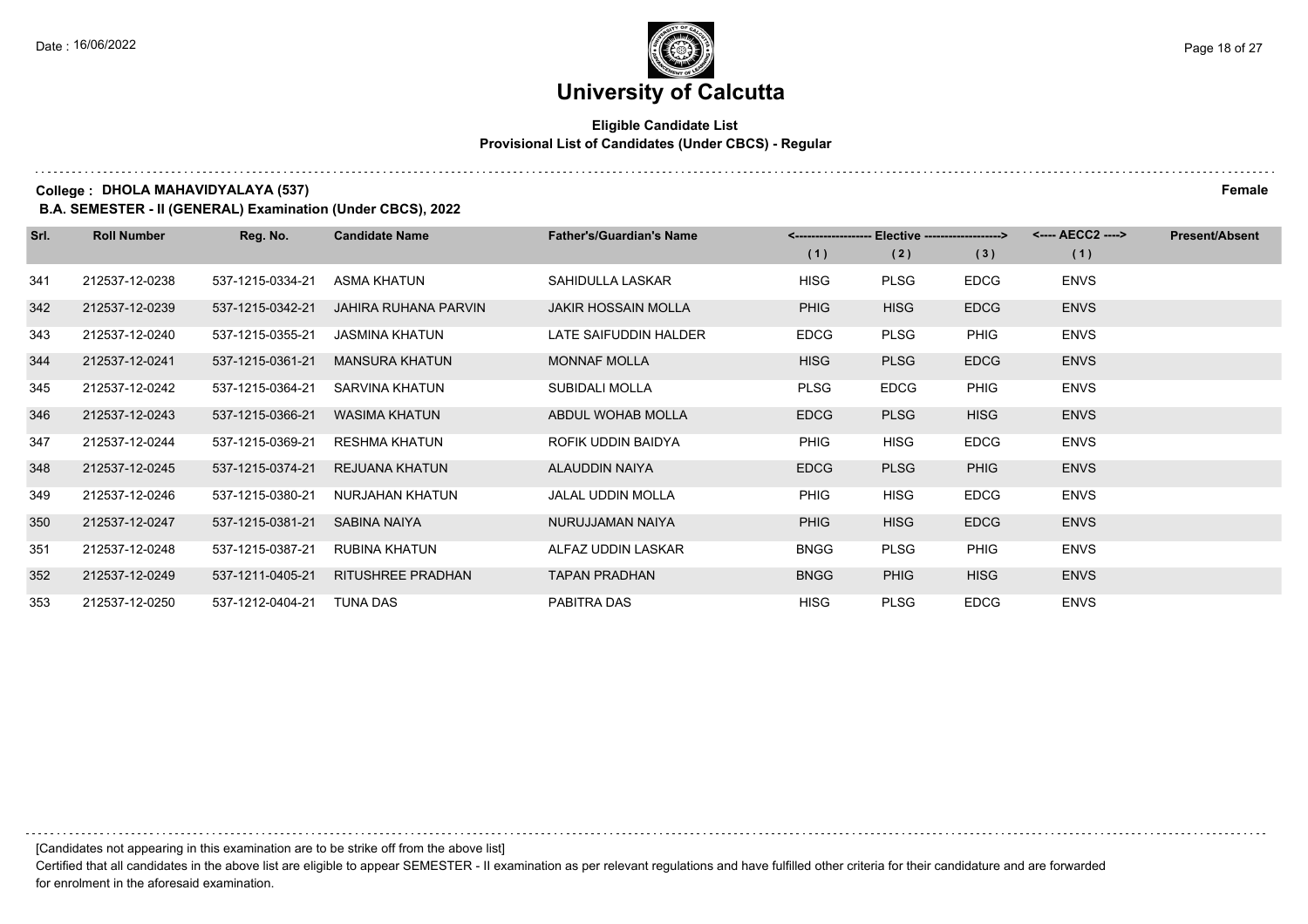# University of Calcutta

**Eligible Candidate List**
**Provisional List of Candidates (Under CBCS) - Regular**

**College : DHOLA MAHAVIDYALAYA (537)** **Female**

**B.A. SEMESTER - II (GENERAL) Examination (Under CBCS), 2022**

| Srl. | Roll Number | Reg. No. | Candidate Name | Father's/Guardian's Name | <---- Elective ----> | | | <---- AECC2 ----> | Present/Absent |
|---|---|---|---|---|---|---|---|---|---|
| | | | | | (1) | (2) | (3) | (1) | |
| 341 | 212537-12-0238 | 537-1215-0334-21 | ASMA KHATUN | SAHIDULLA LASKAR | HISG | PLSG | EDCG | ENVS | |
| 342 | 212537-12-0239 | 537-1215-0342-21 | JAHIRA RUHANA PARVIN | JAKIR HOSSAIN MOLLA | PHIG | HISG | EDCG | ENVS | |
| 343 | 212537-12-0240 | 537-1215-0355-21 | JASMINA KHATUN | LATE SAIFUDDIN HALDER | EDCG | PLSG | PHIG | ENVS | |
| 344 | 212537-12-0241 | 537-1215-0361-21 | MANSURA KHATUN | MONNAF MOLLA | HISG | PLSG | EDCG | ENVS | |
| 345 | 212537-12-0242 | 537-1215-0364-21 | SARVINA KHATUN | SUBIDALI MOLLA | PLSG | EDCG | PHIG | ENVS | |
| 346 | 212537-12-0243 | 537-1215-0366-21 | WASIMA KHATUN | ABDUL WOHAB MOLLA | EDCG | PLSG | HISG | ENVS | |
| 347 | 212537-12-0244 | 537-1215-0369-21 | RESHMA KHATUN | ROFIK UDDIN BAIDYA | PHIG | HISG | EDCG | ENVS | |
| 348 | 212537-12-0245 | 537-1215-0374-21 | REJUANA KHATUN | ALAUDDIN NAIYA | EDCG | PLSG | PHIG | ENVS | |
| 349 | 212537-12-0246 | 537-1215-0380-21 | NURJAHAN KHATUN | JALAL UDDIN MOLLA | PHIG | HISG | EDCG | ENVS | |
| 350 | 212537-12-0247 | 537-1215-0381-21 | SABINA NAIYA | NURUJJAMAN NAIYA | PHIG | HISG | EDCG | ENVS | |
| 351 | 212537-12-0248 | 537-1215-0387-21 | RUBINA KHATUN | ALFAZ UDDIN LASKAR | BNGG | PLSG | PHIG | ENVS | |
| 352 | 212537-12-0249 | 537-1211-0405-21 | RITUSHREE PRADHAN | TAPAN PRADHAN | BNGG | PHIG | HISG | ENVS | |
| 353 | 212537-12-0250 | 537-1212-0404-21 | TUNA DAS | PABITRA DAS | HISG | PLSG | EDCG | ENVS | |

[Candidates not appearing in this examination are to be strike off from the above list]

Certified that all candidates in the above list are eligible to appear SEMESTER - II examination as per relevant regulations and have fulfilled other criteria for their candidature and are forwarded for enrolment in the aforesaid examination.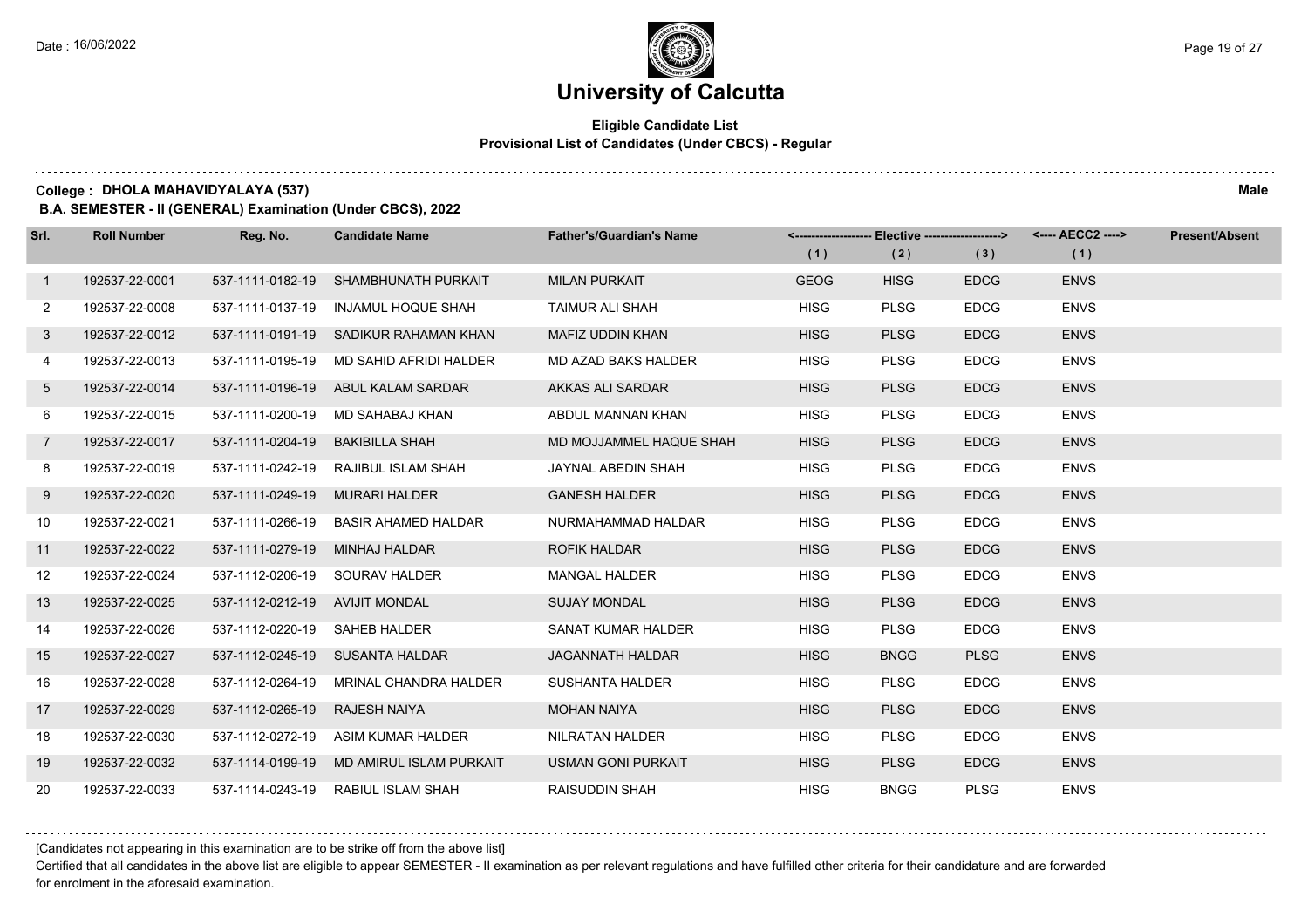# University of Calcutta

## Eligible Candidate List

### Provisional List of Candidates (Under CBCS) - Regular

**College : DHOLA MAHAVIDYALAYA (537)** — **Male**

**B.A. SEMESTER - II (GENERAL) Examination (Under CBCS), 2022**

| Srl. | Roll Number | Reg. No. | Candidate Name | Father's/Guardian's Name | Elective (1) | Elective (2) | Elective (3) | AECC2 (1) | Present/Absent |
|---|---|---|---|---|---|---|---|---|---|
| 1 | 192537-22-0001 | 537-1111-0182-19 | SHAMBHUNATH PURKAIT | MILAN PURKAIT | GEOG | HISG | EDCG | ENVS | |
| 2 | 192537-22-0008 | 537-1111-0137-19 | INJAMUL HOQUE SHAH | TAIMUR ALI SHAH | HISG | PLSG | EDCG | ENVS | |
| 3 | 192537-22-0012 | 537-1111-0191-19 | SADIKUR RAHAMAN KHAN | MAFIZ UDDIN KHAN | HISG | PLSG | EDCG | ENVS | |
| 4 | 192537-22-0013 | 537-1111-0195-19 | MD SAHID AFRIDI HALDER | MD AZAD BAKS HALDER | HISG | PLSG | EDCG | ENVS | |
| 5 | 192537-22-0014 | 537-1111-0196-19 | ABUL KALAM SARDAR | AKKAS ALI SARDAR | HISG | PLSG | EDCG | ENVS | |
| 6 | 192537-22-0015 | 537-1111-0200-19 | MD SAHABAJ KHAN | ABDUL MANNAN KHAN | HISG | PLSG | EDCG | ENVS | |
| 7 | 192537-22-0017 | 537-1111-0204-19 | BAKIBILLA SHAH | MD MOJJAMMEL HAQUE SHAH | HISG | PLSG | EDCG | ENVS | |
| 8 | 192537-22-0019 | 537-1111-0242-19 | RAJIBUL ISLAM SHAH | JAYNAL ABEDIN SHAH | HISG | PLSG | EDCG | ENVS | |
| 9 | 192537-22-0020 | 537-1111-0249-19 | MURARI HALDER | GANESH HALDER | HISG | PLSG | EDCG | ENVS | |
| 10 | 192537-22-0021 | 537-1111-0266-19 | BASIR AHAMED HALDAR | NURMAHAMMAD HALDAR | HISG | PLSG | EDCG | ENVS | |
| 11 | 192537-22-0022 | 537-1111-0279-19 | MINHAJ HALDAR | ROFIK HALDAR | HISG | PLSG | EDCG | ENVS | |
| 12 | 192537-22-0024 | 537-1112-0206-19 | SOURAV HALDER | MANGAL HALDER | HISG | PLSG | EDCG | ENVS | |
| 13 | 192537-22-0025 | 537-1112-0212-19 | AVIJIT MONDAL | SUJAY MONDAL | HISG | PLSG | EDCG | ENVS | |
| 14 | 192537-22-0026 | 537-1112-0220-19 | SAHEB HALDER | SANAT KUMAR HALDER | HISG | PLSG | EDCG | ENVS | |
| 15 | 192537-22-0027 | 537-1112-0245-19 | SUSANTA HALDAR | JAGANNATH HALDAR | HISG | BNGG | PLSG | ENVS | |
| 16 | 192537-22-0028 | 537-1112-0264-19 | MRINAL CHANDRA HALDER | SUSHANTA HALDER | HISG | PLSG | EDCG | ENVS | |
| 17 | 192537-22-0029 | 537-1112-0265-19 | RAJESH NAIYA | MOHAN NAIYA | HISG | PLSG | EDCG | ENVS | |
| 18 | 192537-22-0030 | 537-1112-0272-19 | ASIM KUMAR HALDER | NILRATAN HALDER | HISG | PLSG | EDCG | ENVS | |
| 19 | 192537-22-0032 | 537-1114-0199-19 | MD AMIRUL ISLAM PURKAIT | USMAN GONI PURKAIT | HISG | PLSG | EDCG | ENVS | |
| 20 | 192537-22-0033 | 537-1114-0243-19 | RABIUL ISLAM SHAH | RAISUDDIN SHAH | HISG | BNGG | PLSG | ENVS | |

[Candidates not appearing in this examination are to be strike off from the above list]

Certified that all candidates in the above list are eligible to appear SEMESTER - II examination as per relevant regulations and have fulfilled other criteria for their candidature and are forwarded for enrolment in the aforesaid examination.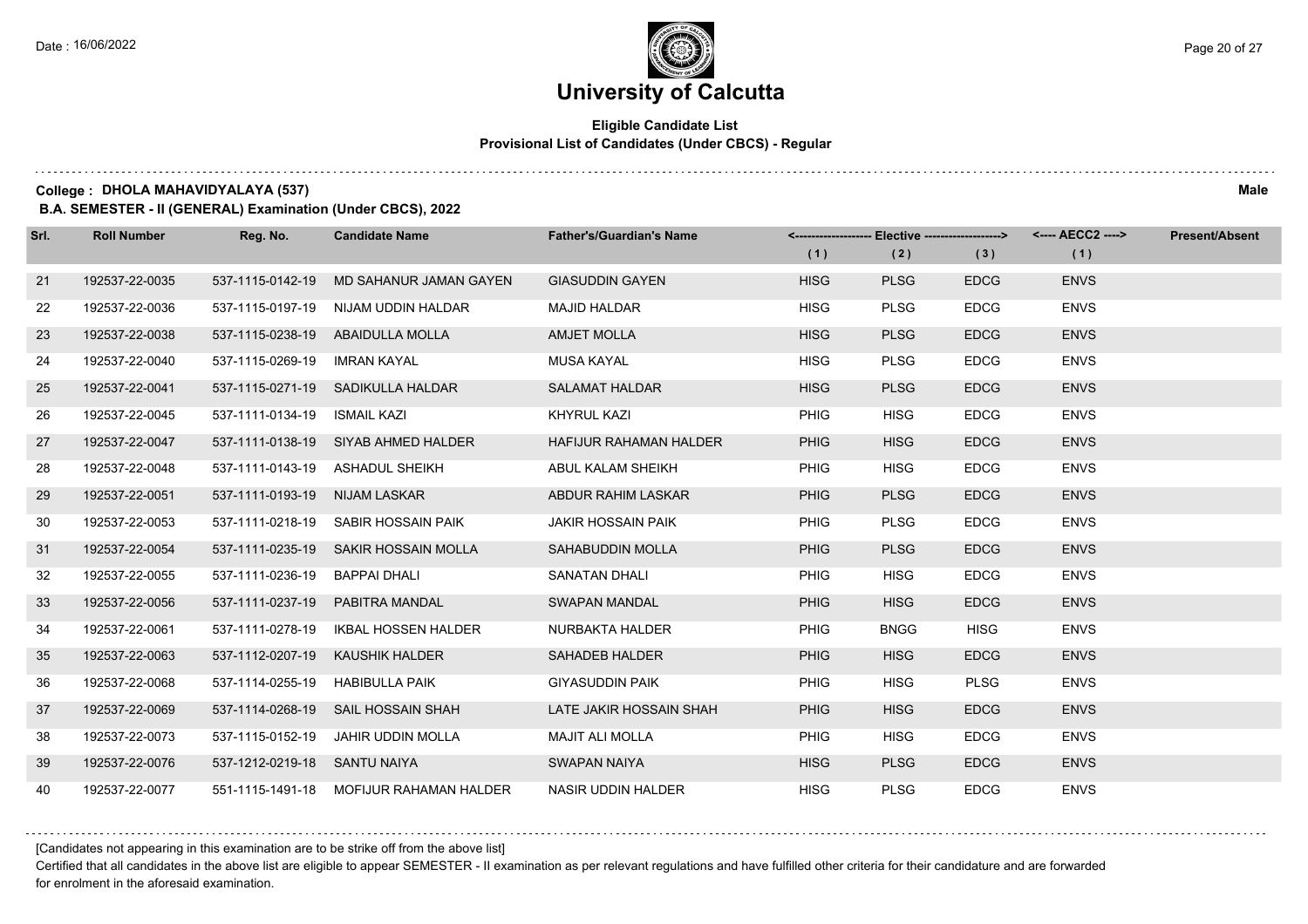# University of Calcutta

## Eligible Candidate List
### Provisional List of Candidates (Under CBCS) - Regular

**College : DHOLA MAHAVIDYALAYA (537)** **Male**

**B.A. SEMESTER - II (GENERAL) Examination (Under CBCS), 2022**

| Srl. | Roll Number | Reg. No. | Candidate Name | Father's/Guardian's Name | <---- Elective ----> | | | <---- AECC2 ----> | Present/Absent |
|---|---|---|---|---|---|---|---|---|---|
| | | | | | (1) | (2) | (3) | (1) | |
| 21 | 192537-22-0035 | 537-1115-0142-19 | MD SAHANUR JAMAN GAYEN | GIASUDDIN GAYEN | HISG | PLSG | EDCG | ENVS | |
| 22 | 192537-22-0036 | 537-1115-0197-19 | NIJAM UDDIN HALDAR | MAJID HALDAR | HISG | PLSG | EDCG | ENVS | |
| 23 | 192537-22-0038 | 537-1115-0238-19 | ABAIDULLA MOLLA | AMJET MOLLA | HISG | PLSG | EDCG | ENVS | |
| 24 | 192537-22-0040 | 537-1115-0269-19 | IMRAN KAYAL | MUSA KAYAL | HISG | PLSG | EDCG | ENVS | |
| 25 | 192537-22-0041 | 537-1115-0271-19 | SADIKULLA HALDAR | SALAMAT HALDAR | HISG | PLSG | EDCG | ENVS | |
| 26 | 192537-22-0045 | 537-1111-0134-19 | ISMAIL KAZI | KHYRUL KAZI | PHIG | HISG | EDCG | ENVS | |
| 27 | 192537-22-0047 | 537-1111-0138-19 | SIYAB AHMED HALDER | HAFIJUR RAHAMAN HALDER | PHIG | HISG | EDCG | ENVS | |
| 28 | 192537-22-0048 | 537-1111-0143-19 | ASHADUL SHEIKH | ABUL KALAM SHEIKH | PHIG | HISG | EDCG | ENVS | |
| 29 | 192537-22-0051 | 537-1111-0193-19 | NIJAM LASKAR | ABDUR RAHIM LASKAR | PHIG | PLSG | EDCG | ENVS | |
| 30 | 192537-22-0053 | 537-1111-0218-19 | SABIR HOSSAIN PAIK | JAKIR HOSSAIN PAIK | PHIG | PLSG | EDCG | ENVS | |
| 31 | 192537-22-0054 | 537-1111-0235-19 | SAKIR HOSSAIN MOLLA | SAHABUDDIN MOLLA | PHIG | PLSG | EDCG | ENVS | |
| 32 | 192537-22-0055 | 537-1111-0236-19 | BAPPAI DHALI | SANATAN DHALI | PHIG | HISG | EDCG | ENVS | |
| 33 | 192537-22-0056 | 537-1111-0237-19 | PABITRA MANDAL | SWAPAN MANDAL | PHIG | HISG | EDCG | ENVS | |
| 34 | 192537-22-0061 | 537-1111-0278-19 | IKBAL HOSSEN HALDER | NURBAKTA HALDER | PHIG | BNGG | HISG | ENVS | |
| 35 | 192537-22-0063 | 537-1112-0207-19 | KAUSHIK HALDER | SAHADEB HALDER | PHIG | HISG | EDCG | ENVS | |
| 36 | 192537-22-0068 | 537-1114-0255-19 | HABIBULLA PAIK | GIYASUDDIN PAIK | PHIG | HISG | PLSG | ENVS | |
| 37 | 192537-22-0069 | 537-1114-0268-19 | SAIL HOSSAIN SHAH | LATE JAKIR HOSSAIN SHAH | PHIG | HISG | EDCG | ENVS | |
| 38 | 192537-22-0073 | 537-1115-0152-19 | JAHIR UDDIN MOLLA | MAJIT ALI MOLLA | PHIG | HISG | EDCG | ENVS | |
| 39 | 192537-22-0076 | 537-1212-0219-18 | SANTU NAIYA | SWAPAN NAIYA | HISG | PLSG | EDCG | ENVS | |
| 40 | 192537-22-0077 | 551-1115-1491-18 | MOFIJUR RAHAMAN HALDER | NASIR UDDIN HALDER | HISG | PLSG | EDCG | ENVS | |

[Candidates not appearing in this examination are to be strike off from the above list]

Certified that all candidates in the above list are eligible to appear SEMESTER - II examination as per relevant regulations and have fulfilled other criteria for their candidature and are forwarded for enrolment in the aforesaid examination.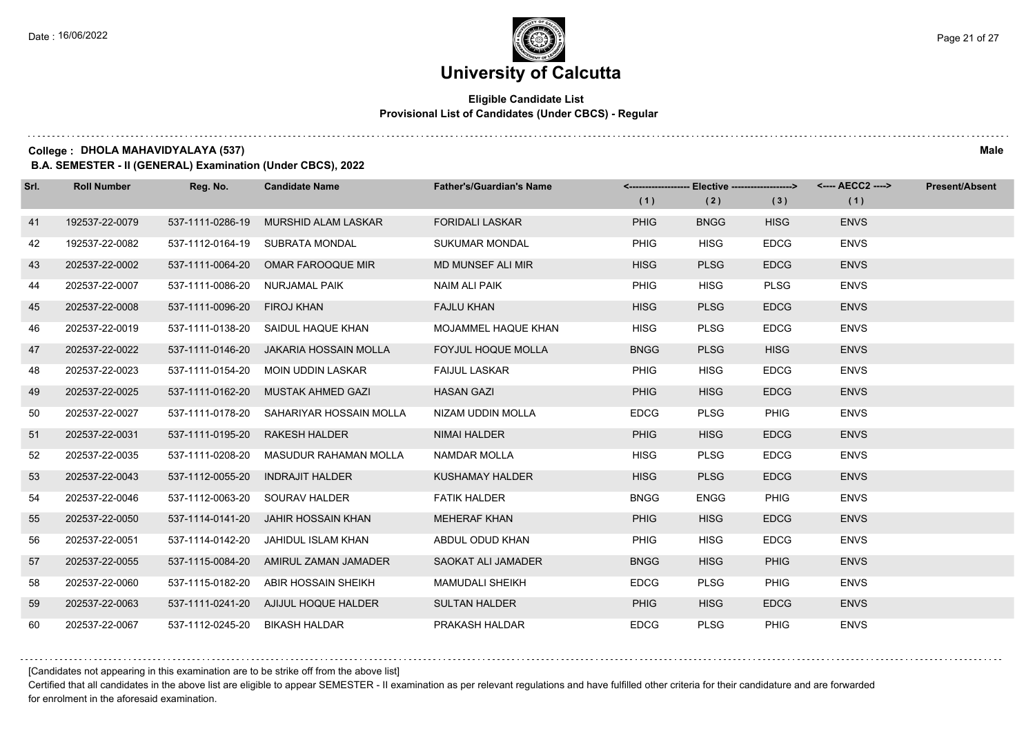# University of Calcutta

## Eligible Candidate List
### Provisional List of Candidates (Under CBCS) - Regular

**College : DHOLA MAHAVIDYALAYA (537)** **Male**

**B.A. SEMESTER - II (GENERAL) Examination (Under CBCS), 2022**

| Srl. | Roll Number | Reg. No. | Candidate Name | Father's/Guardian's Name | Elective (1) | Elective (2) | Elective (3) | AECC2 (1) | Present/Absent |
|---|---|---|---|---|---|---|---|---|---|
| 41 | 192537-22-0079 | 537-1111-0286-19 | MURSHID ALAM LASKAR | FORIDALI LASKAR | PHIG | BNGG | HISG | ENVS | |
| 42 | 192537-22-0082 | 537-1112-0164-19 | SUBRATA MONDAL | SUKUMAR MONDAL | PHIG | HISG | EDCG | ENVS | |
| 43 | 202537-22-0002 | 537-1111-0064-20 | OMAR FAROOQUE MIR | MD MUNSEF ALI MIR | HISG | PLSG | EDCG | ENVS | |
| 44 | 202537-22-0007 | 537-1111-0086-20 | NURJAMAL PAIK | NAIM ALI PAIK | PHIG | HISG | PLSG | ENVS | |
| 45 | 202537-22-0008 | 537-1111-0096-20 | FIROJ KHAN | FAJLU KHAN | HISG | PLSG | EDCG | ENVS | |
| 46 | 202537-22-0019 | 537-1111-0138-20 | SAIDUL HAQUE KHAN | MOJAMMEL HAQUE KHAN | HISG | PLSG | EDCG | ENVS | |
| 47 | 202537-22-0022 | 537-1111-0146-20 | JAKARIA HOSSAIN MOLLA | FOYJUL HOQUE MOLLA | BNGG | PLSG | HISG | ENVS | |
| 48 | 202537-22-0023 | 537-1111-0154-20 | MOIN UDDIN LASKAR | FAIJUL LASKAR | PHIG | HISG | EDCG | ENVS | |
| 49 | 202537-22-0025 | 537-1111-0162-20 | MUSTAK AHMED GAZI | HASAN GAZI | PHIG | HISG | EDCG | ENVS | |
| 50 | 202537-22-0027 | 537-1111-0178-20 | SAHARIYAR HOSSAIN MOLLA | NIZAM UDDIN MOLLA | EDCG | PLSG | PHIG | ENVS | |
| 51 | 202537-22-0031 | 537-1111-0195-20 | RAKESH HALDER | NIMAI HALDER | PHIG | HISG | EDCG | ENVS | |
| 52 | 202537-22-0035 | 537-1111-0208-20 | MASUDUR RAHAMAN MOLLA | NAMDAR MOLLA | HISG | PLSG | EDCG | ENVS | |
| 53 | 202537-22-0043 | 537-1112-0055-20 | INDRAJIT HALDER | KUSHAMAY HALDER | HISG | PLSG | EDCG | ENVS | |
| 54 | 202537-22-0046 | 537-1112-0063-20 | SOURAV HALDER | FATIK HALDER | BNGG | ENGG | PHIG | ENVS | |
| 55 | 202537-22-0050 | 537-1114-0141-20 | JAHIR HOSSAIN KHAN | MEHERAF KHAN | PHIG | HISG | EDCG | ENVS | |
| 56 | 202537-22-0051 | 537-1114-0142-20 | JAHIDUL ISLAM KHAN | ABDUL ODUD KHAN | PHIG | HISG | EDCG | ENVS | |
| 57 | 202537-22-0055 | 537-1115-0084-20 | AMIRUL ZAMAN JAMADER | SAOKAT ALI JAMADER | BNGG | HISG | PHIG | ENVS | |
| 58 | 202537-22-0060 | 537-1115-0182-20 | ABIR HOSSAIN SHEIKH | MAMUDALI SHEIKH | EDCG | PLSG | PHIG | ENVS | |
| 59 | 202537-22-0063 | 537-1111-0241-20 | AJIJUL HOQUE HALDER | SULTAN HALDER | PHIG | HISG | EDCG | ENVS | |
| 60 | 202537-22-0067 | 537-1112-0245-20 | BIKASH HALDAR | PRAKASH HALDAR | EDCG | PLSG | PHIG | ENVS | |

[Candidates not appearing in this examination are to be strike off from the above list]

Certified that all candidates in the above list are eligible to appear SEMESTER - II examination as per relevant regulations and have fulfilled other criteria for their candidature and are forwarded for enrolment in the aforesaid examination.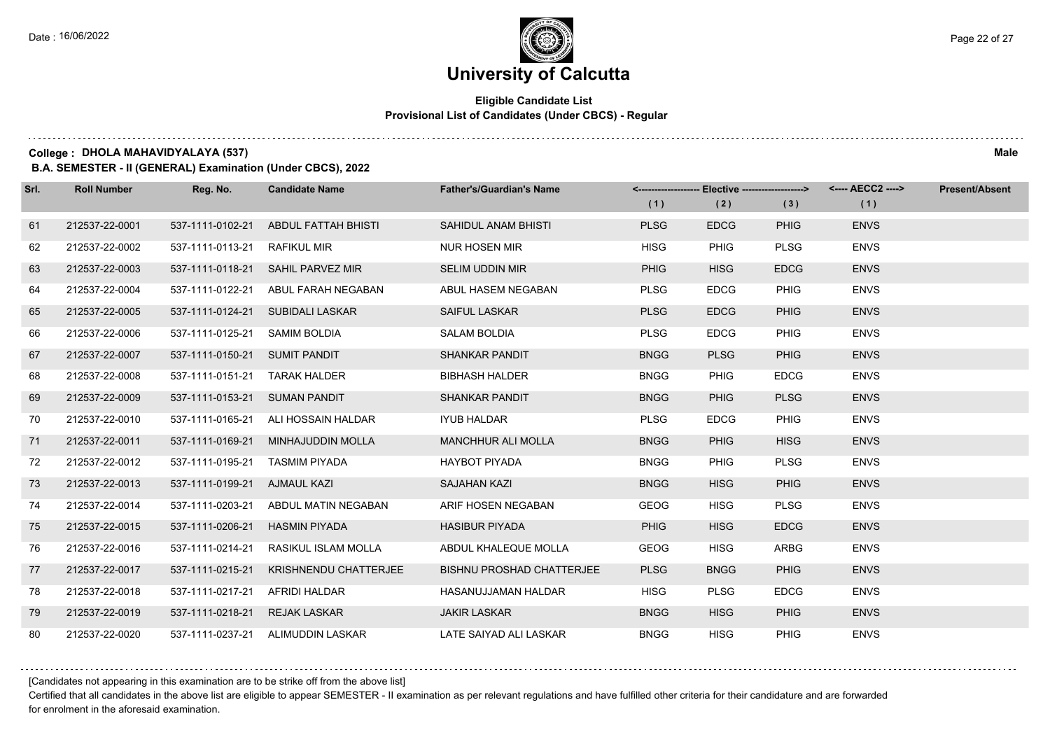# University of Calcutta

**Eligible Candidate List**
**Provisional List of Candidates (Under CBCS) - Regular**

**College : DHOLA MAHAVIDYALAYA (537)** **Male**

**B.A. SEMESTER - II (GENERAL) Examination (Under CBCS), 2022**

| Srl. | Roll Number | Reg. No. | Candidate Name | Father's/Guardian's Name | <------ Elective ------> | | | <---- AECC2 ----> | Present/Absent |
|---|---|---|---|---|---|---|---|---|---|
| | | | | | (1) | (2) | (3) | (1) | |
| 61 | 212537-22-0001 | 537-1111-0102-21 | ABDUL FATTAH BHISTI | SAHIDUL ANAM BHISTI | PLSG | EDCG | PHIG | ENVS | |
| 62 | 212537-22-0002 | 537-1111-0113-21 | RAFIKUL MIR | NUR HOSEN MIR | HISG | PHIG | PLSG | ENVS | |
| 63 | 212537-22-0003 | 537-1111-0118-21 | SAHIL PARVEZ MIR | SELIM UDDIN MIR | PHIG | HISG | EDCG | ENVS | |
| 64 | 212537-22-0004 | 537-1111-0122-21 | ABUL FARAH NEGABAN | ABUL HASEM NEGABAN | PLSG | EDCG | PHIG | ENVS | |
| 65 | 212537-22-0005 | 537-1111-0124-21 | SUBIDALI LASKAR | SAIFUL LASKAR | PLSG | EDCG | PHIG | ENVS | |
| 66 | 212537-22-0006 | 537-1111-0125-21 | SAMIM BOLDIA | SALAM BOLDIA | PLSG | EDCG | PHIG | ENVS | |
| 67 | 212537-22-0007 | 537-1111-0150-21 | SUMIT PANDIT | SHANKAR PANDIT | BNGG | PLSG | PHIG | ENVS | |
| 68 | 212537-22-0008 | 537-1111-0151-21 | TARAK HALDER | BIBHASH HALDER | BNGG | PHIG | EDCG | ENVS | |
| 69 | 212537-22-0009 | 537-1111-0153-21 | SUMAN PANDIT | SHANKAR PANDIT | BNGG | PHIG | PLSG | ENVS | |
| 70 | 212537-22-0010 | 537-1111-0165-21 | ALI HOSSAIN HALDAR | IYUB HALDAR | PLSG | EDCG | PHIG | ENVS | |
| 71 | 212537-22-0011 | 537-1111-0169-21 | MINHAJUDDIN MOLLA | MANCHHUR ALI MOLLA | BNGG | PHIG | HISG | ENVS | |
| 72 | 212537-22-0012 | 537-1111-0195-21 | TASMIM PIYADA | HAYBOT PIYADA | BNGG | PHIG | PLSG | ENVS | |
| 73 | 212537-22-0013 | 537-1111-0199-21 | AJMAUL KAZI | SAJAHAN KAZI | BNGG | HISG | PHIG | ENVS | |
| 74 | 212537-22-0014 | 537-1111-0203-21 | ABDUL MATIN NEGABAN | ARIF HOSEN NEGABAN | GEOG | HISG | PLSG | ENVS | |
| 75 | 212537-22-0015 | 537-1111-0206-21 | HASMIN PIYADA | HASIBUR PIYADA | PHIG | HISG | EDCG | ENVS | |
| 76 | 212537-22-0016 | 537-1111-0214-21 | RASIKUL ISLAM MOLLA | ABDUL KHALEQUE MOLLA | GEOG | HISG | ARBG | ENVS | |
| 77 | 212537-22-0017 | 537-1111-0215-21 | KRISHNENDU CHATTERJEE | BISHNU PROSHAD CHATTERJEE | PLSG | BNGG | PHIG | ENVS | |
| 78 | 212537-22-0018 | 537-1111-0217-21 | AFRIDI HALDAR | HASANUJJAMAN HALDAR | HISG | PLSG | EDCG | ENVS | |
| 79 | 212537-22-0019 | 537-1111-0218-21 | REJAK LASKAR | JAKIR LASKAR | BNGG | HISG | PHIG | ENVS | |
| 80 | 212537-22-0020 | 537-1111-0237-21 | ALIMUDDIN LASKAR | LATE SAIYAD ALI LASKAR | BNGG | HISG | PHIG | ENVS | |

[Candidates not appearing in this examination are to be strike off from the above list]

Certified that all candidates in the above list are eligible to appear SEMESTER - II examination as per relevant regulations and have fulfilled other criteria for their candidature and are forwarded for enrolment in the aforesaid examination.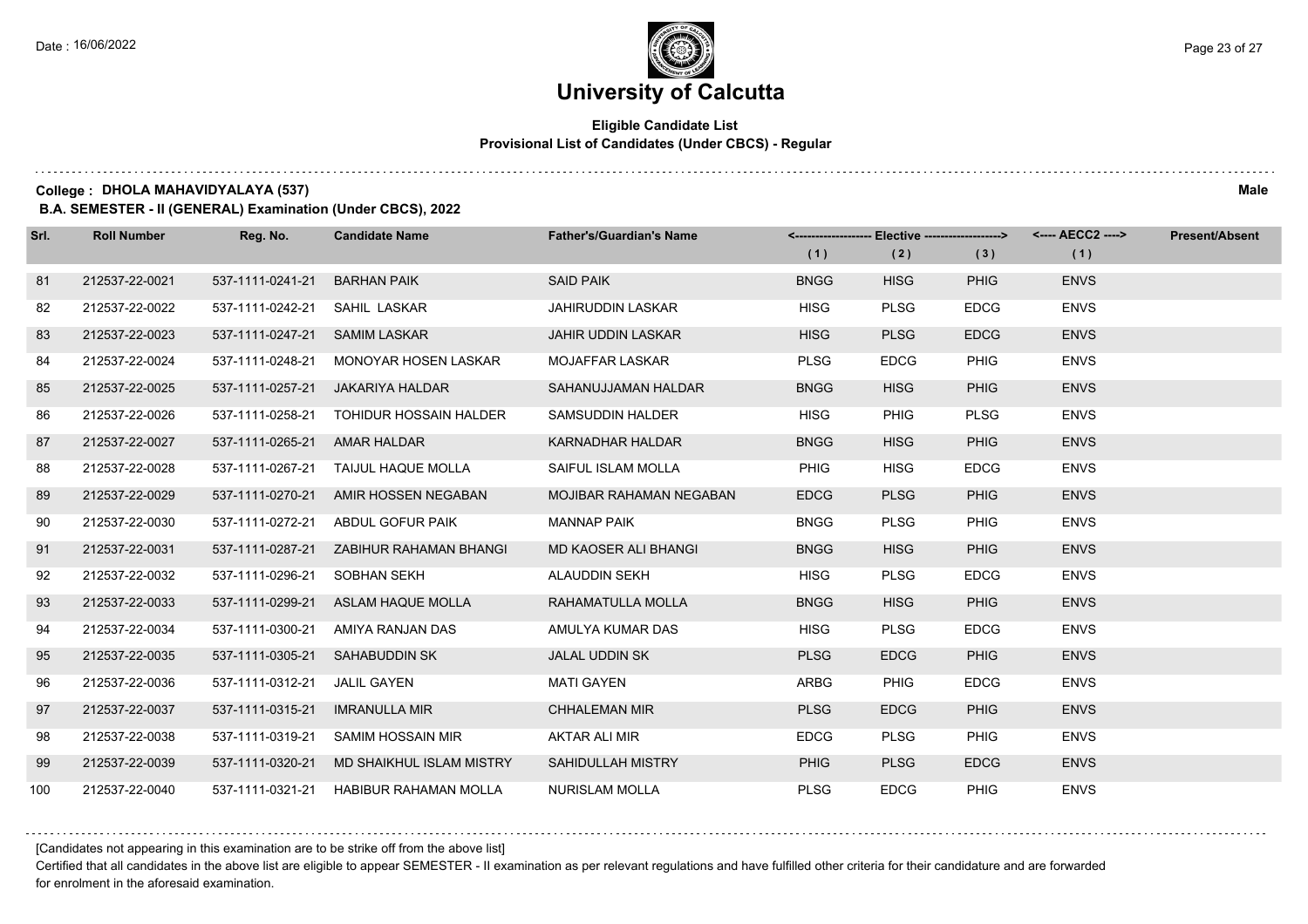# University of Calcutta

## Eligible Candidate List
### Provisional List of Candidates (Under CBCS) - Regular

**College : DHOLA MAHAVIDYALAYA (537)** **Male**

**B.A. SEMESTER - II (GENERAL) Examination (Under CBCS), 2022**

| Srl. | Roll Number | Reg. No. | Candidate Name | Father's/Guardian's Name | Elective (1) | Elective (2) | Elective (3) | AECC2 (1) | Present/Absent |
|---|---|---|---|---|---|---|---|---|---|
| 81 | 212537-22-0021 | 537-1111-0241-21 | BARHAN PAIK | SAID PAIK | BNGG | HISG | PHIG | ENVS | |
| 82 | 212537-22-0022 | 537-1111-0242-21 | SAHIL LASKAR | JAHIRUDDIN LASKAR | HISG | PLSG | EDCG | ENVS | |
| 83 | 212537-22-0023 | 537-1111-0247-21 | SAMIM LASKAR | JAHIR UDDIN LASKAR | HISG | PLSG | EDCG | ENVS | |
| 84 | 212537-22-0024 | 537-1111-0248-21 | MONOYAR HOSEN LASKAR | MOJAFFAR LASKAR | PLSG | EDCG | PHIG | ENVS | |
| 85 | 212537-22-0025 | 537-1111-0257-21 | JAKARIYA HALDAR | SAHANUJJAMAN HALDAR | BNGG | HISG | PHIG | ENVS | |
| 86 | 212537-22-0026 | 537-1111-0258-21 | TOHIDUR HOSSAIN HALDER | SAMSUDDIN HALDER | HISG | PHIG | PLSG | ENVS | |
| 87 | 212537-22-0027 | 537-1111-0265-21 | AMAR HALDAR | KARNADHAR HALDAR | BNGG | HISG | PHIG | ENVS | |
| 88 | 212537-22-0028 | 537-1111-0267-21 | TAIJUL HAQUE MOLLA | SAIFUL ISLAM MOLLA | PHIG | HISG | EDCG | ENVS | |
| 89 | 212537-22-0029 | 537-1111-0270-21 | AMIR HOSSEN NEGABAN | MOJIBAR RAHAMAN NEGABAN | EDCG | PLSG | PHIG | ENVS | |
| 90 | 212537-22-0030 | 537-1111-0272-21 | ABDUL GOFUR PAIK | MANNAP PAIK | BNGG | PLSG | PHIG | ENVS | |
| 91 | 212537-22-0031 | 537-1111-0287-21 | ZABIHUR RAHAMAN BHANGI | MD KAOSER ALI BHANGI | BNGG | HISG | PHIG | ENVS | |
| 92 | 212537-22-0032 | 537-1111-0296-21 | SOBHAN SEKH | ALAUDDIN SEKH | HISG | PLSG | EDCG | ENVS | |
| 93 | 212537-22-0033 | 537-1111-0299-21 | ASLAM HAQUE MOLLA | RAHAMATULLA MOLLA | BNGG | HISG | PHIG | ENVS | |
| 94 | 212537-22-0034 | 537-1111-0300-21 | AMIYA RANJAN DAS | AMULYA KUMAR DAS | HISG | PLSG | EDCG | ENVS | |
| 95 | 212537-22-0035 | 537-1111-0305-21 | SAHABUDDIN SK | JALAL UDDIN SK | PLSG | EDCG | PHIG | ENVS | |
| 96 | 212537-22-0036 | 537-1111-0312-21 | JALIL GAYEN | MATI GAYEN | ARBG | PHIG | EDCG | ENVS | |
| 97 | 212537-22-0037 | 537-1111-0315-21 | IMRANULLA MIR | CHHALEMAN MIR | PLSG | EDCG | PHIG | ENVS | |
| 98 | 212537-22-0038 | 537-1111-0319-21 | SAMIM HOSSAIN MIR | AKTAR ALI MIR | EDCG | PLSG | PHIG | ENVS | |
| 99 | 212537-22-0039 | 537-1111-0320-21 | MD SHAIKHUL ISLAM MISTRY | SAHIDULLAH MISTRY | PHIG | PLSG | EDCG | ENVS | |
| 100 | 212537-22-0040 | 537-1111-0321-21 | HABIBUR RAHAMAN MOLLA | NURISLAM MOLLA | PLSG | EDCG | PHIG | ENVS | |

[Candidates not appearing in this examination are to be strike off from the above list]

Certified that all candidates in the above list are eligible to appear SEMESTER - II examination as per relevant regulations and have fulfilled other criteria for their candidature and are forwarded for enrolment in the aforesaid examination.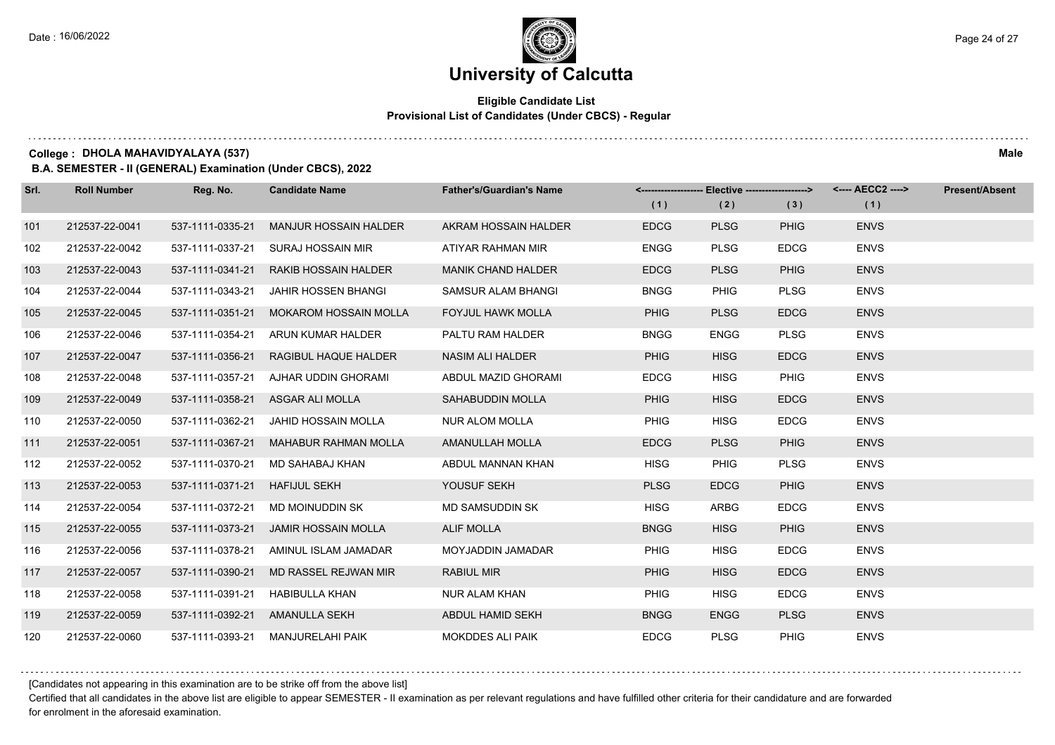# University of Calcutta

## Eligible Candidate List
### Provisional List of Candidates (Under CBCS) - Regular

**College : DHOLA MAHAVIDYALAYA (537)** **Male**

**B.A. SEMESTER - II (GENERAL) Examination (Under CBCS), 2022**

| Srl. | Roll Number | Reg. No. | Candidate Name | Father's/Guardian's Name | Elective (1) | Elective (2) | Elective (3) | AECC2 (1) | Present/Absent |
|---|---|---|---|---|---|---|---|---|---|
| 101 | 212537-22-0041 | 537-1111-0335-21 | MANJUR HOSSAIN HALDER | AKRAM HOSSAIN HALDER | EDCG | PLSG | PHIG | ENVS | |
| 102 | 212537-22-0042 | 537-1111-0337-21 | SURAJ HOSSAIN MIR | ATIYAR RAHMAN MIR | ENGG | PLSG | EDCG | ENVS | |
| 103 | 212537-22-0043 | 537-1111-0341-21 | RAKIB HOSSAIN HALDER | MANIK CHAND HALDER | EDCG | PLSG | PHIG | ENVS | |
| 104 | 212537-22-0044 | 537-1111-0343-21 | JAHIR HOSSEN BHANGI | SAMSUR ALAM BHANGI | BNGG | PHIG | PLSG | ENVS | |
| 105 | 212537-22-0045 | 537-1111-0351-21 | MOKAROM HOSSAIN MOLLA | FOYJUL HAWK MOLLA | PHIG | PLSG | EDCG | ENVS | |
| 106 | 212537-22-0046 | 537-1111-0354-21 | ARUN KUMAR HALDER | PALTU RAM HALDER | BNGG | ENGG | PLSG | ENVS | |
| 107 | 212537-22-0047 | 537-1111-0356-21 | RAGIBUL HAQUE HALDER | NASIM ALI HALDER | PHIG | HISG | EDCG | ENVS | |
| 108 | 212537-22-0048 | 537-1111-0357-21 | AJHAR UDDIN GHORAMI | ABDUL MAZID GHORAMI | EDCG | HISG | PHIG | ENVS | |
| 109 | 212537-22-0049 | 537-1111-0358-21 | ASGAR ALI MOLLA | SAHABUDDIN MOLLA | PHIG | HISG | EDCG | ENVS | |
| 110 | 212537-22-0050 | 537-1111-0362-21 | JAHID HOSSAIN MOLLA | NUR ALOM MOLLA | PHIG | HISG | EDCG | ENVS | |
| 111 | 212537-22-0051 | 537-1111-0367-21 | MAHABUR RAHMAN MOLLA | AMANULLAH MOLLA | EDCG | PLSG | PHIG | ENVS | |
| 112 | 212537-22-0052 | 537-1111-0370-21 | MD SAHABAJ KHAN | ABDUL MANNAN KHAN | HISG | PHIG | PLSG | ENVS | |
| 113 | 212537-22-0053 | 537-1111-0371-21 | HAFIJUL SEKH | YOUSUF SEKH | PLSG | EDCG | PHIG | ENVS | |
| 114 | 212537-22-0054 | 537-1111-0372-21 | MD MOINUDDIN SK | MD SAMSUDDIN SK | HISG | ARBG | EDCG | ENVS | |
| 115 | 212537-22-0055 | 537-1111-0373-21 | JAMIR HOSSAIN MOLLA | ALIF MOLLA | BNGG | HISG | PHIG | ENVS | |
| 116 | 212537-22-0056 | 537-1111-0378-21 | AMINUL ISLAM JAMADAR | MOYJADDIN JAMADAR | PHIG | HISG | EDCG | ENVS | |
| 117 | 212537-22-0057 | 537-1111-0390-21 | MD RASSEL REJWAN MIR | RABIUL MIR | PHIG | HISG | EDCG | ENVS | |
| 118 | 212537-22-0058 | 537-1111-0391-21 | HABIBULLA KHAN | NUR ALAM KHAN | PHIG | HISG | EDCG | ENVS | |
| 119 | 212537-22-0059 | 537-1111-0392-21 | AMANULLA SEKH | ABDUL HAMID SEKH | BNGG | ENGG | PLSG | ENVS | |
| 120 | 212537-22-0060 | 537-1111-0393-21 | MANJURELAHI PAIK | MOKDDES ALI PAIK | EDCG | PLSG | PHIG | ENVS | |

[Candidates not appearing in this examination are to be strike off from the above list]

Certified that all candidates in the above list are eligible to appear SEMESTER - II examination as per relevant regulations and have fulfilled other criteria for their candidature and are forwarded for enrolment in the aforesaid examination.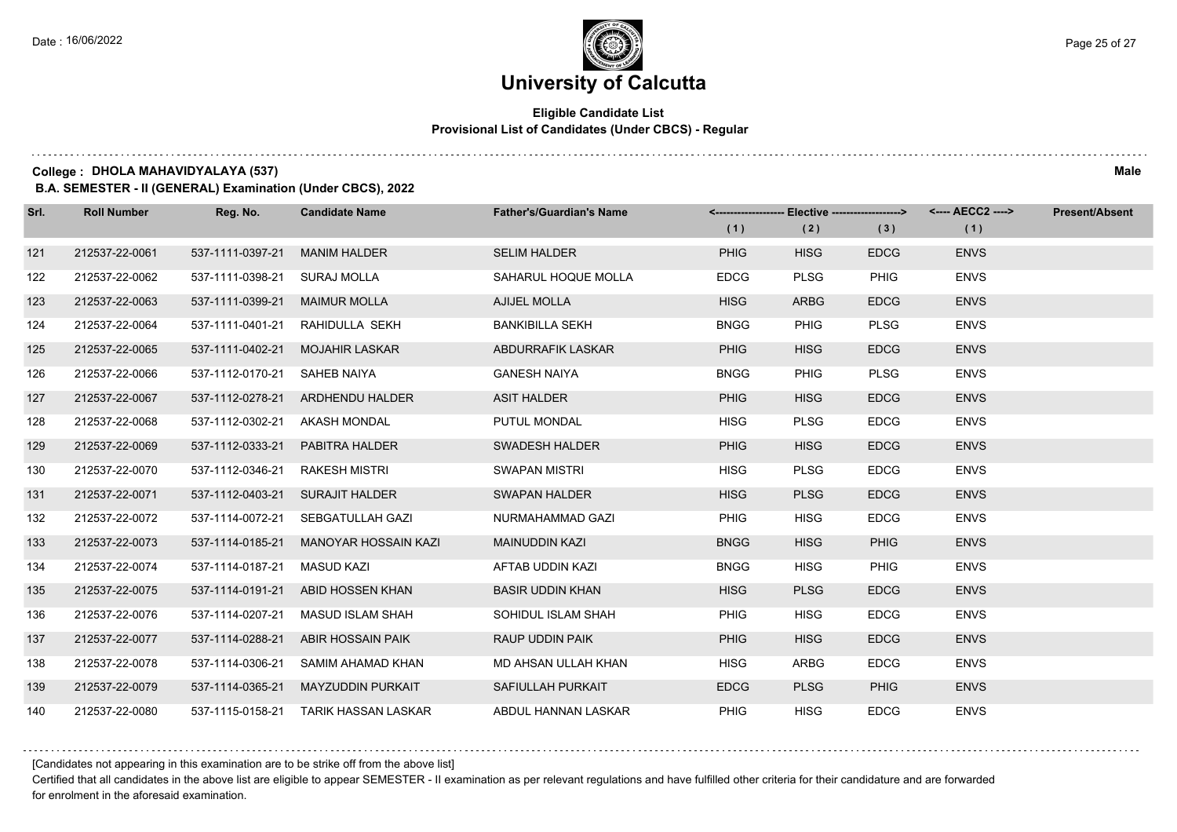# University of Calcutta

**Eligible Candidate List**
**Provisional List of Candidates (Under CBCS) - Regular**

**College : DHOLA MAHAVIDYALAYA (537)** **Male**

**B.A. SEMESTER - II (GENERAL) Examination (Under CBCS), 2022**

| Srl. | Roll Number | Reg. No. | Candidate Name | Father's/Guardian's Name | <------------------- Elective -------------------> | | | <---- AECC2 ----> | Present/Absent |
|---|---|---|---|---|---|---|---|---|---|
| | | | | | (1) | (2) | (3) | (1) | |
| 121 | 212537-22-0061 | 537-1111-0397-21 | MANIM HALDER | SELIM HALDER | PHIG | HISG | EDCG | ENVS | |
| 122 | 212537-22-0062 | 537-1111-0398-21 | SURAJ MOLLA | SAHARUL HOQUE MOLLA | EDCG | PLSG | PHIG | ENVS | |
| 123 | 212537-22-0063 | 537-1111-0399-21 | MAIMUR MOLLA | AJIJEL MOLLA | HISG | ARBG | EDCG | ENVS | |
| 124 | 212537-22-0064 | 537-1111-0401-21 | RAHIDULLA SEKH | BANKIBILLA SEKH | BNGG | PHIG | PLSG | ENVS | |
| 125 | 212537-22-0065 | 537-1111-0402-21 | MOJAHIR LASKAR | ABDURRAFIK LASKAR | PHIG | HISG | EDCG | ENVS | |
| 126 | 212537-22-0066 | 537-1112-0170-21 | SAHEB NAIYA | GANESH NAIYA | BNGG | PHIG | PLSG | ENVS | |
| 127 | 212537-22-0067 | 537-1112-0278-21 | ARDHENDU HALDER | ASIT HALDER | PHIG | HISG | EDCG | ENVS | |
| 128 | 212537-22-0068 | 537-1112-0302-21 | AKASH MONDAL | PUTUL MONDAL | HISG | PLSG | EDCG | ENVS | |
| 129 | 212537-22-0069 | 537-1112-0333-21 | PABITRA HALDER | SWADESH HALDER | PHIG | HISG | EDCG | ENVS | |
| 130 | 212537-22-0070 | 537-1112-0346-21 | RAKESH MISTRI | SWAPAN MISTRI | HISG | PLSG | EDCG | ENVS | |
| 131 | 212537-22-0071 | 537-1112-0403-21 | SURAJIT HALDER | SWAPAN HALDER | HISG | PLSG | EDCG | ENVS | |
| 132 | 212537-22-0072 | 537-1114-0072-21 | SEBGATULLAH GAZI | NURMAHAMMAD GAZI | PHIG | HISG | EDCG | ENVS | |
| 133 | 212537-22-0073 | 537-1114-0185-21 | MANOYAR HOSSAIN KAZI | MAINUDDIN KAZI | BNGG | HISG | PHIG | ENVS | |
| 134 | 212537-22-0074 | 537-1114-0187-21 | MASUD KAZI | AFTAB UDDIN KAZI | BNGG | HISG | PHIG | ENVS | |
| 135 | 212537-22-0075 | 537-1114-0191-21 | ABID HOSSEN KHAN | BASIR UDDIN KHAN | HISG | PLSG | EDCG | ENVS | |
| 136 | 212537-22-0076 | 537-1114-0207-21 | MASUD ISLAM SHAH | SOHIDUL ISLAM SHAH | PHIG | HISG | EDCG | ENVS | |
| 137 | 212537-22-0077 | 537-1114-0288-21 | ABIR HOSSAIN PAIK | RAUP UDDIN PAIK | PHIG | HISG | EDCG | ENVS | |
| 138 | 212537-22-0078 | 537-1114-0306-21 | SAMIM AHAMAD KHAN | MD AHSAN ULLAH KHAN | HISG | ARBG | EDCG | ENVS | |
| 139 | 212537-22-0079 | 537-1114-0365-21 | MAYZUDDIN PURKAIT | SAFIULLAH PURKAIT | EDCG | PLSG | PHIG | ENVS | |
| 140 | 212537-22-0080 | 537-1115-0158-21 | TARIK HASSAN LASKAR | ABDUL HANNAN LASKAR | PHIG | HISG | EDCG | ENVS | |

[Candidates not appearing in this examination are to be strike off from the above list]

Certified that all candidates in the above list are eligible to appear SEMESTER - II examination as per relevant regulations and have fulfilled other criteria for their candidature and are forwarded for enrolment in the aforesaid examination.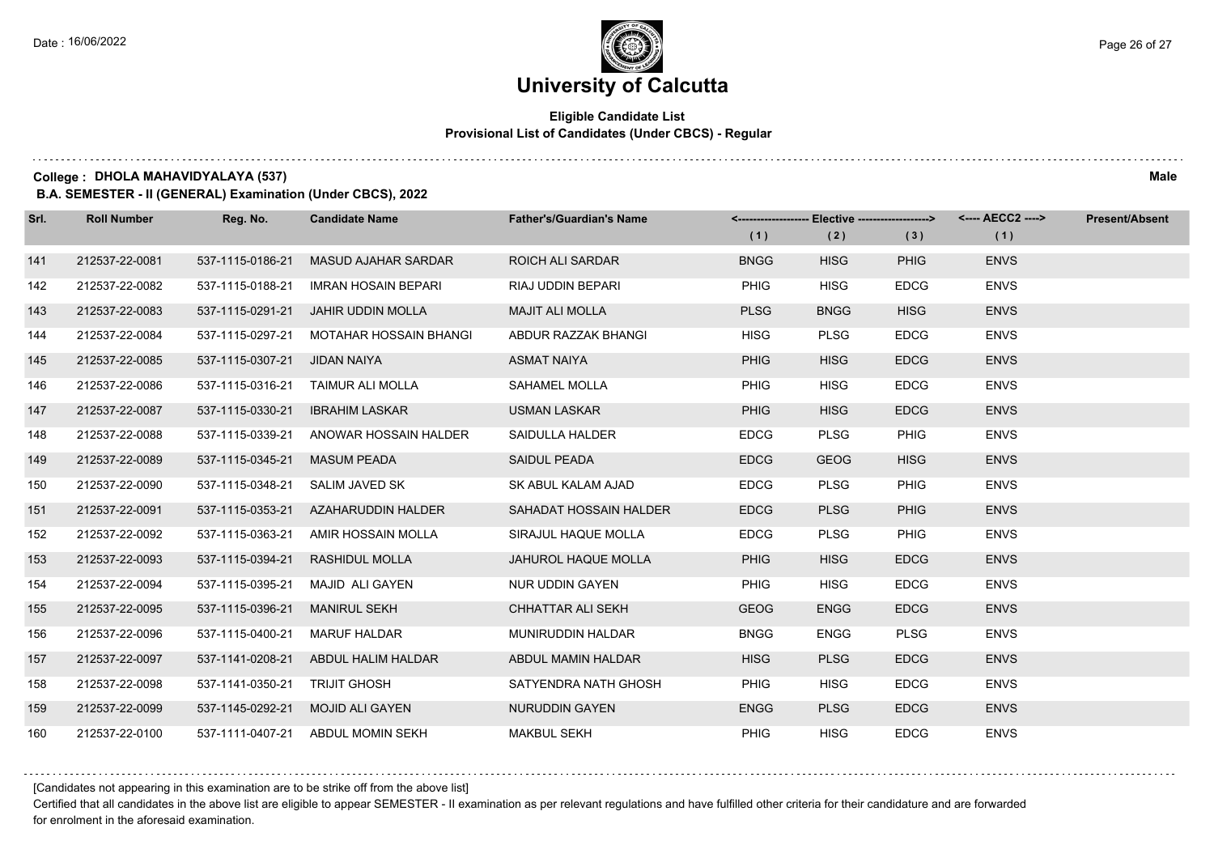# University of Calcutta

## Eligible Candidate List
### Provisional List of Candidates (Under CBCS) - Regular

**College : DHOLA MAHAVIDYALAYA (537)** **Male**

**B.A. SEMESTER - II (GENERAL) Examination (Under CBCS), 2022**

| Srl. | Roll Number | Reg. No. | Candidate Name | Father's/Guardian's Name | Elective (1) | Elective (2) | Elective (3) | AECC2 (1) | Present/Absent |
|---|---|---|---|---|---|---|---|---|---|
| 141 | 212537-22-0081 | 537-1115-0186-21 | MASUD AJAHAR SARDAR | ROICH ALI SARDAR | BNGG | HISG | PHIG | ENVS | |
| 142 | 212537-22-0082 | 537-1115-0188-21 | IMRAN HOSAIN BEPARI | RIAJ UDDIN BEPARI | PHIG | HISG | EDCG | ENVS | |
| 143 | 212537-22-0083 | 537-1115-0291-21 | JAHIR UDDIN MOLLA | MAJIT ALI MOLLA | PLSG | BNGG | HISG | ENVS | |
| 144 | 212537-22-0084 | 537-1115-0297-21 | MOTAHAR HOSSAIN BHANGI | ABDUR RAZZAK BHANGI | HISG | PLSG | EDCG | ENVS | |
| 145 | 212537-22-0085 | 537-1115-0307-21 | JIDAN NAIYA | ASMAT NAIYA | PHIG | HISG | EDCG | ENVS | |
| 146 | 212537-22-0086 | 537-1115-0316-21 | TAIMUR ALI MOLLA | SAHAMEL MOLLA | PHIG | HISG | EDCG | ENVS | |
| 147 | 212537-22-0087 | 537-1115-0330-21 | IBRAHIM LASKAR | USMAN LASKAR | PHIG | HISG | EDCG | ENVS | |
| 148 | 212537-22-0088 | 537-1115-0339-21 | ANOWAR HOSSAIN HALDER | SAIDULLA HALDER | EDCG | PLSG | PHIG | ENVS | |
| 149 | 212537-22-0089 | 537-1115-0345-21 | MASUM PEADA | SAIDUL PEADA | EDCG | GEOG | HISG | ENVS | |
| 150 | 212537-22-0090 | 537-1115-0348-21 | SALIM JAVED SK | SK ABUL KALAM AJAD | EDCG | PLSG | PHIG | ENVS | |
| 151 | 212537-22-0091 | 537-1115-0353-21 | AZAHARUDDIN HALDER | SAHADAT HOSSAIN HALDER | EDCG | PLSG | PHIG | ENVS | |
| 152 | 212537-22-0092 | 537-1115-0363-21 | AMIR HOSSAIN MOLLA | SIRAJUL HAQUE MOLLA | EDCG | PLSG | PHIG | ENVS | |
| 153 | 212537-22-0093 | 537-1115-0394-21 | RASHIDUL MOLLA | JAHUROL HAQUE MOLLA | PHIG | HISG | EDCG | ENVS | |
| 154 | 212537-22-0094 | 537-1115-0395-21 | MAJID ALI GAYEN | NUR UDDIN GAYEN | PHIG | HISG | EDCG | ENVS | |
| 155 | 212537-22-0095 | 537-1115-0396-21 | MANIRUL SEKH | CHHATTAR ALI SEKH | GEOG | ENGG | EDCG | ENVS | |
| 156 | 212537-22-0096 | 537-1115-0400-21 | MARUF HALDAR | MUNIRUDDIN HALDAR | BNGG | ENGG | PLSG | ENVS | |
| 157 | 212537-22-0097 | 537-1141-0208-21 | ABDUL HALIM HALDAR | ABDUL MAMIN HALDAR | HISG | PLSG | EDCG | ENVS | |
| 158 | 212537-22-0098 | 537-1141-0350-21 | TRIJIT GHOSH | SATYENDRA NATH GHOSH | PHIG | HISG | EDCG | ENVS | |
| 159 | 212537-22-0099 | 537-1145-0292-21 | MOJID ALI GAYEN | NURUDDIN GAYEN | ENGG | PLSG | EDCG | ENVS | |
| 160 | 212537-22-0100 | 537-1111-0407-21 | ABDUL MOMIN SEKH | MAKBUL SEKH | PHIG | HISG | EDCG | ENVS | |

[Candidates not appearing in this examination are to be strike off from the above list]

Certified that all candidates in the above list are eligible to appear SEMESTER - II examination as per relevant regulations and have fulfilled other criteria for their candidature and are forwarded for enrolment in the aforesaid examination.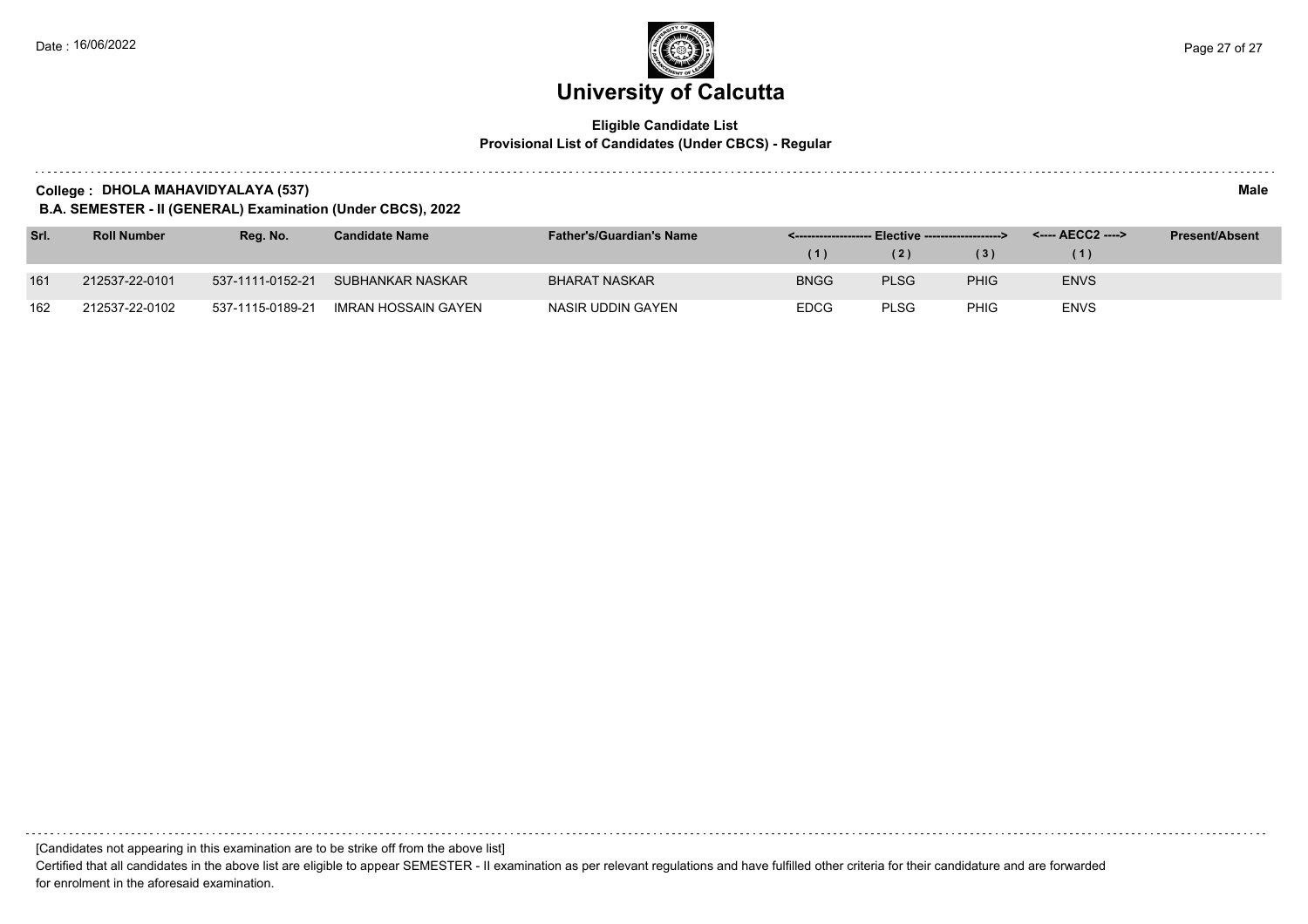# University of Calcutta

**Eligible Candidate List**
**Provisional List of Candidates (Under CBCS) - Regular**

**College : DHOLA MAHAVIDYALAYA (537)** **Male**

**B.A. SEMESTER - II (GENERAL) Examination (Under CBCS), 2022**

| Srl. | Roll Number | Reg. No. | Candidate Name | Father's/Guardian's Name | <------------------ Elective ------------------> | | | <---- AECC2 ----> | Present/Absent |
|---|---|---|---|---|---|---|---|---|---|
| | | | | | (1) | (2) | (3) | (1) | |
| 161 | 212537-22-0101 | 537-1111-0152-21 | SUBHANKAR NASKAR | BHARAT NASKAR | BNGG | PLSG | PHIG | ENVS | |
| 162 | 212537-22-0102 | 537-1115-0189-21 | IMRAN HOSSAIN GAYEN | NASIR UDDIN GAYEN | EDCG | PLSG | PHIG | ENVS | |

[Candidates not appearing in this examination are to be strike off from the above list]

Certified that all candidates in the above list are eligible to appear SEMESTER - II examination as per relevant regulations and have fulfilled other criteria for their candidature and are forwarded for enrolment in the aforesaid examination.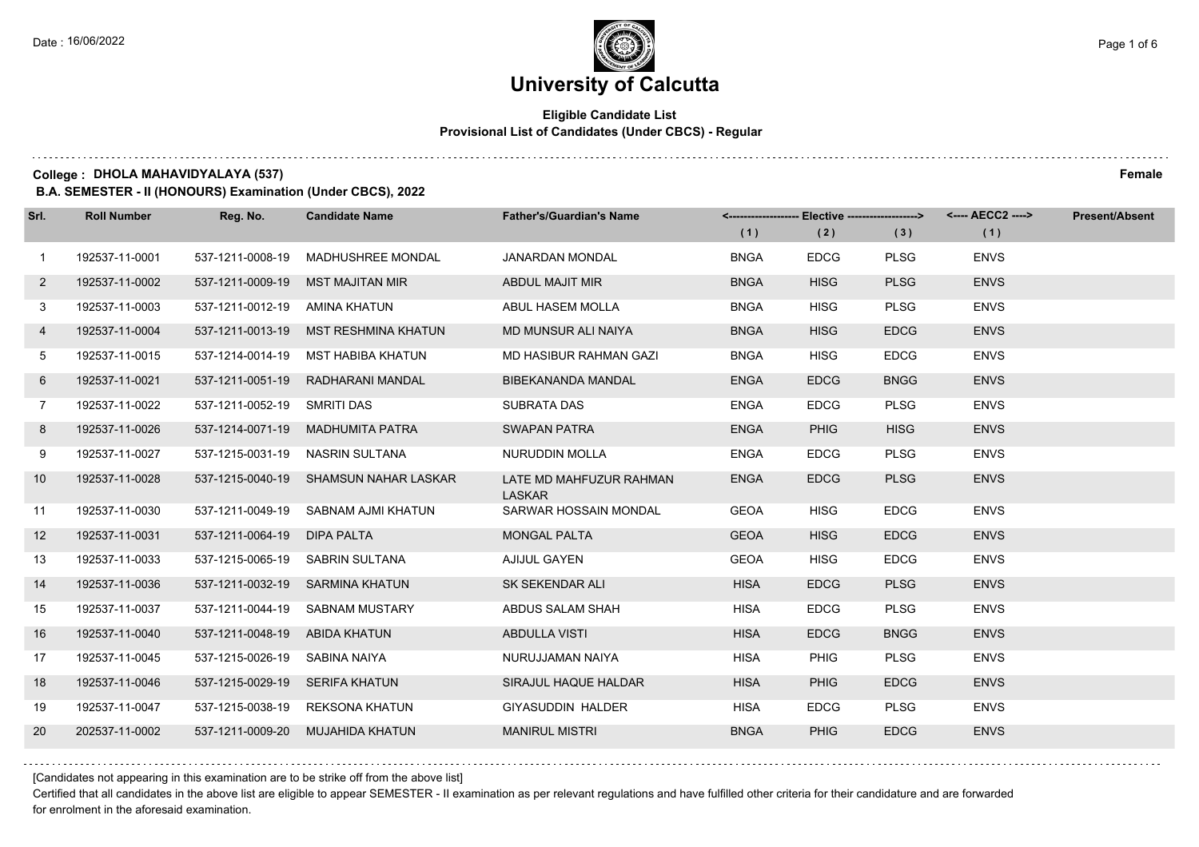# University of Calcutta

**Eligible Candidate List**
**Provisional List of Candidates (Under CBCS) - Regular**

**College : DHOLA MAHAVIDYALAYA (537)** **Female**

**B.A. SEMESTER - II (HONOURS) Examination (Under CBCS), 2022**

| Srl. | Roll Number | Reg. No. | Candidate Name | Father's/Guardian's Name | Elective (1) | Elective (2) | Elective (3) | AECC2 (1) | Present/Absent |
|---|---|---|---|---|---|---|---|---|---|
| 1 | 192537-11-0001 | 537-1211-0008-19 | MADHUSHREE MONDAL | JANARDAN MONDAL | BNGA | EDCG | PLSG | ENVS | |
| 2 | 192537-11-0002 | 537-1211-0009-19 | MST MAJITAN MIR | ABDUL MAJIT MIR | BNGA | HISG | PLSG | ENVS | |
| 3 | 192537-11-0003 | 537-1211-0012-19 | AMINA KHATUN | ABUL HASEM MOLLA | BNGA | HISG | PLSG | ENVS | |
| 4 | 192537-11-0004 | 537-1211-0013-19 | MST RESHMINA KHATUN | MD MUNSUR ALI NAIYA | BNGA | HISG | EDCG | ENVS | |
| 5 | 192537-11-0015 | 537-1214-0014-19 | MST HABIBA KHATUN | MD HASIBUR RAHMAN GAZI | BNGA | HISG | EDCG | ENVS | |
| 6 | 192537-11-0021 | 537-1211-0051-19 | RADHARANI MANDAL | BIBEKANANDA MANDAL | ENGA | EDCG | BNGG | ENVS | |
| 7 | 192537-11-0022 | 537-1211-0052-19 | SMRITI DAS | SUBRATA DAS | ENGA | EDCG | PLSG | ENVS | |
| 8 | 192537-11-0026 | 537-1214-0071-19 | MADHUMITA PATRA | SWAPAN PATRA | ENGA | PHIG | HISG | ENVS | |
| 9 | 192537-11-0027 | 537-1215-0031-19 | NASRIN SULTANA | NURUDDIN MOLLA | ENGA | EDCG | PLSG | ENVS | |
| 10 | 192537-11-0028 | 537-1215-0040-19 | SHAMSUN NAHAR LASKAR | LATE MD MAHFUZUR RAHMAN LASKAR | ENGA | EDCG | PLSG | ENVS | |
| 11 | 192537-11-0030 | 537-1211-0049-19 | SABNAM AJMI KHATUN | SARWAR HOSSAIN MONDAL | GEOA | HISG | EDCG | ENVS | |
| 12 | 192537-11-0031 | 537-1211-0064-19 | DIPA PALTA | MONGAL PALTA | GEOA | HISG | EDCG | ENVS | |
| 13 | 192537-11-0033 | 537-1215-0065-19 | SABRIN SULTANA | AJIJUL GAYEN | GEOA | HISG | EDCG | ENVS | |
| 14 | 192537-11-0036 | 537-1211-0032-19 | SARMINA KHATUN | SK SEKENDAR ALI | HISA | EDCG | PLSG | ENVS | |
| 15 | 192537-11-0037 | 537-1211-0044-19 | SABNAM MUSTARY | ABDUS SALAM SHAH | HISA | EDCG | PLSG | ENVS | |
| 16 | 192537-11-0040 | 537-1211-0048-19 | ABIDA KHATUN | ABDULLA VISTI | HISA | EDCG | BNGG | ENVS | |
| 17 | 192537-11-0045 | 537-1215-0026-19 | SABINA NAIYA | NURUJJAMAN NAIYA | HISA | PHIG | PLSG | ENVS | |
| 18 | 192537-11-0046 | 537-1215-0029-19 | SERIFA KHATUN | SIRAJUL HAQUE HALDAR | HISA | PHIG | EDCG | ENVS | |
| 19 | 192537-11-0047 | 537-1215-0038-19 | REKSONA KHATUN | GIYASUDDIN HALDER | HISA | EDCG | PLSG | ENVS | |
| 20 | 202537-11-0002 | 537-1211-0009-20 | MUJAHIDA KHATUN | MANIRUL MISTRI | BNGA | PHIG | EDCG | ENVS | |

[Candidates not appearing in this examination are to be strike off from the above list]

Certified that all candidates in the above list are eligible to appear SEMESTER - II examination as per relevant regulations and have fulfilled other criteria for their candidature and are forwarded for enrolment in the aforesaid examination.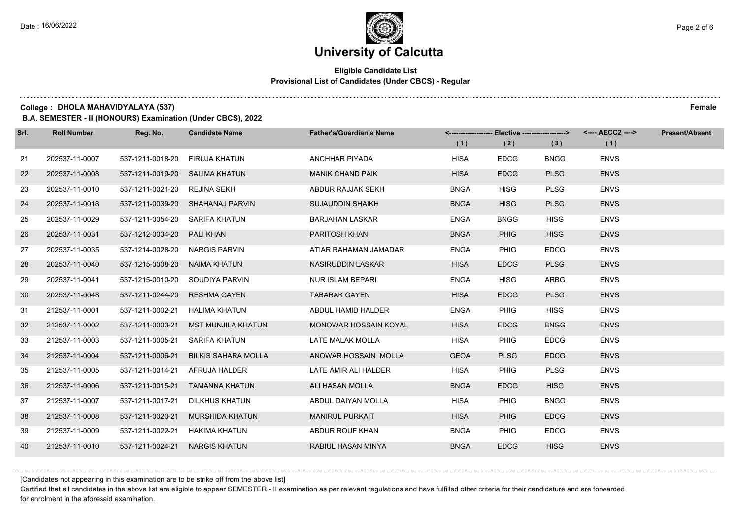# University of Calcutta

**Eligible Candidate List**
**Provisional List of Candidates (Under CBCS) - Regular**

**College : DHOLA MAHAVIDYALAYA (537)** **Female**

**B.A. SEMESTER - II (HONOURS) Examination (Under CBCS), 2022**

| Srl. | Roll Number | Reg. No. | Candidate Name | Father's/Guardian's Name | Elective (1) | Elective (2) | Elective (3) | AECC2 (1) | Present/Absent |
|---|---|---|---|---|---|---|---|---|---|
| 21 | 202537-11-0007 | 537-1211-0018-20 | FIRUJA KHATUN | ANCHHAR PIYADA | HISA | EDCG | BNGG | ENVS | |
| 22 | 202537-11-0008 | 537-1211-0019-20 | SALIMA KHATUN | MANIK CHAND PAIK | HISA | EDCG | PLSG | ENVS | |
| 23 | 202537-11-0010 | 537-1211-0021-20 | REJINA SEKH | ABDUR RAJJAK SEKH | BNGA | HISG | PLSG | ENVS | |
| 24 | 202537-11-0018 | 537-1211-0039-20 | SHAHANAJ PARVIN | SUJAUDDIN SHAIKH | BNGA | HISG | PLSG | ENVS | |
| 25 | 202537-11-0029 | 537-1211-0054-20 | SARIFA KHATUN | BARJAHAN LASKAR | ENGA | BNGG | HISG | ENVS | |
| 26 | 202537-11-0031 | 537-1212-0034-20 | PALI KHAN | PARITOSH KHAN | BNGA | PHIG | HISG | ENVS | |
| 27 | 202537-11-0035 | 537-1214-0028-20 | NARGIS PARVIN | ATIAR RAHAMAN JAMADAR | ENGA | PHIG | EDCG | ENVS | |
| 28 | 202537-11-0040 | 537-1215-0008-20 | NAIMA KHATUN | NASIRUDDIN LASKAR | HISA | EDCG | PLSG | ENVS | |
| 29 | 202537-11-0041 | 537-1215-0010-20 | SOUDIYA PARVIN | NUR ISLAM BEPARI | ENGA | HISG | ARBG | ENVS | |
| 30 | 202537-11-0048 | 537-1211-0244-20 | RESHMA GAYEN | TABARAK GAYEN | HISA | EDCG | PLSG | ENVS | |
| 31 | 212537-11-0001 | 537-1211-0002-21 | HALIMA KHATUN | ABDUL HAMID HALDER | ENGA | PHIG | HISG | ENVS | |
| 32 | 212537-11-0002 | 537-1211-0003-21 | MST MUNJILA KHATUN | MONOWAR HOSSAIN KOYAL | HISA | EDCG | BNGG | ENVS | |
| 33 | 212537-11-0003 | 537-1211-0005-21 | SARIFA KHATUN | LATE MALAK MOLLA | HISA | PHIG | EDCG | ENVS | |
| 34 | 212537-11-0004 | 537-1211-0006-21 | BILKIS SAHARA MOLLA | ANOWAR HOSSAIN MOLLA | GEOA | PLSG | EDCG | ENVS | |
| 35 | 212537-11-0005 | 537-1211-0014-21 | AFRUJA HALDER | LATE AMIR ALI HALDER | HISA | PHIG | PLSG | ENVS | |
| 36 | 212537-11-0006 | 537-1211-0015-21 | TAMANNA KHATUN | ALI HASAN MOLLA | BNGA | EDCG | HISG | ENVS | |
| 37 | 212537-11-0007 | 537-1211-0017-21 | DILKHUS KHATUN | ABDUL DAIYAN MOLLA | HISA | PHIG | BNGG | ENVS | |
| 38 | 212537-11-0008 | 537-1211-0020-21 | MURSHIDA KHATUN | MANIRUL PURKAIT | HISA | PHIG | EDCG | ENVS | |
| 39 | 212537-11-0009 | 537-1211-0022-21 | HAKIMA KHATUN | ABDUR ROUF KHAN | BNGA | PHIG | EDCG | ENVS | |
| 40 | 212537-11-0010 | 537-1211-0024-21 | NARGIS KHATUN | RABIUL HASAN MINYA | BNGA | EDCG | HISG | ENVS | |

[Candidates not appearing in this examination are to be strike off from the above list]

Certified that all candidates in the above list are eligible to appear SEMESTER - II examination as per relevant regulations and have fulfilled other criteria for their candidature and are forwarded for enrolment in the aforesaid examination.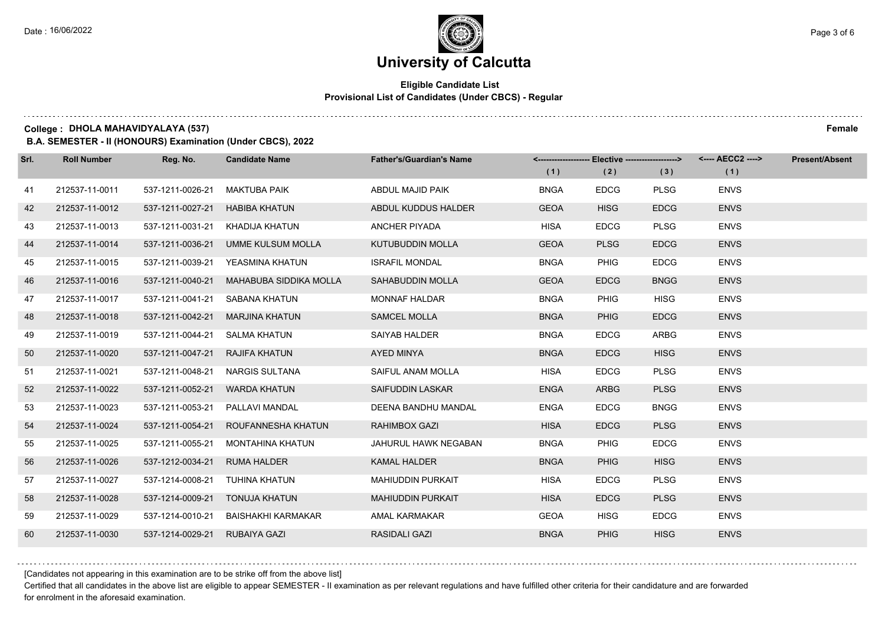# University of Calcutta

**Eligible Candidate List**
**Provisional List of Candidates (Under CBCS) - Regular**

**College : DHOLA MAHAVIDYALAYA (537)** **Female**

**B.A. SEMESTER - II (HONOURS) Examination (Under CBCS), 2022**

| Srl. | Roll Number | Reg. No. | Candidate Name | Father's/Guardian's Name | Elective (1) | Elective (2) | Elective (3) | AECC2 (1) | Present/Absent |
|---|---|---|---|---|---|---|---|---|---|
| 41 | 212537-11-0011 | 537-1211-0026-21 | MAKTUBA PAIK | ABDUL MAJID PAIK | BNGA | EDCG | PLSG | ENVS | |
| 42 | 212537-11-0012 | 537-1211-0027-21 | HABIBA KHATUN | ABDUL KUDDUS HALDER | GEOA | HISG | EDCG | ENVS | |
| 43 | 212537-11-0013 | 537-1211-0031-21 | KHADIJA KHATUN | ANCHER PIYADA | HISA | EDCG | PLSG | ENVS | |
| 44 | 212537-11-0014 | 537-1211-0036-21 | UMME KULSUM MOLLA | KUTUBUDDIN MOLLA | GEOA | PLSG | EDCG | ENVS | |
| 45 | 212537-11-0015 | 537-1211-0039-21 | YEASMINA KHATUN | ISRAFIL MONDAL | BNGA | PHIG | EDCG | ENVS | |
| 46 | 212537-11-0016 | 537-1211-0040-21 | MAHABUBA SIDDIKA MOLLA | SAHABUDDIN MOLLA | GEOA | EDCG | BNGG | ENVS | |
| 47 | 212537-11-0017 | 537-1211-0041-21 | SABANA KHATUN | MONNAF HALDAR | BNGA | PHIG | HISG | ENVS | |
| 48 | 212537-11-0018 | 537-1211-0042-21 | MARJINA KHATUN | SAMCEL MOLLA | BNGA | PHIG | EDCG | ENVS | |
| 49 | 212537-11-0019 | 537-1211-0044-21 | SALMA KHATUN | SAIYAB HALDER | BNGA | EDCG | ARBG | ENVS | |
| 50 | 212537-11-0020 | 537-1211-0047-21 | RAJIFA KHATUN | AYED MINYA | BNGA | EDCG | HISG | ENVS | |
| 51 | 212537-11-0021 | 537-1211-0048-21 | NARGIS SULTANA | SAIFUL ANAM MOLLA | HISA | EDCG | PLSG | ENVS | |
| 52 | 212537-11-0022 | 537-1211-0052-21 | WARDA KHATUN | SAIFUDDIN LASKAR | ENGA | ARBG | PLSG | ENVS | |
| 53 | 212537-11-0023 | 537-1211-0053-21 | PALLAVI MANDAL | DEENA BANDHU MANDAL | ENGA | EDCG | BNGG | ENVS | |
| 54 | 212537-11-0024 | 537-1211-0054-21 | ROUFANNESHA KHATUN | RAHIMBOX GAZI | HISA | EDCG | PLSG | ENVS | |
| 55 | 212537-11-0025 | 537-1211-0055-21 | MONTAHINA KHATUN | JAHURUL HAWK NEGABAN | BNGA | PHIG | EDCG | ENVS | |
| 56 | 212537-11-0026 | 537-1212-0034-21 | RUMA HALDER | KAMAL HALDER | BNGA | PHIG | HISG | ENVS | |
| 57 | 212537-11-0027 | 537-1214-0008-21 | TUHINA KHATUN | MAHIUDDIN PURKAIT | HISA | EDCG | PLSG | ENVS | |
| 58 | 212537-11-0028 | 537-1214-0009-21 | TONUJA KHATUN | MAHIUDDIN PURKAIT | HISA | EDCG | PLSG | ENVS | |
| 59 | 212537-11-0029 | 537-1214-0010-21 | BAISHAKHI KARMAKAR | AMAL KARMAKAR | GEOA | HISG | EDCG | ENVS | |
| 60 | 212537-11-0030 | 537-1214-0029-21 | RUBAIYA GAZI | RASIDALI GAZI | BNGA | PHIG | HISG | ENVS | |

[Candidates not appearing in this examination are to be strike off from the above list]

Certified that all candidates in the above list are eligible to appear SEMESTER - II examination as per relevant regulations and have fulfilled other criteria for their candidature and are forwarded for enrolment in the aforesaid examination.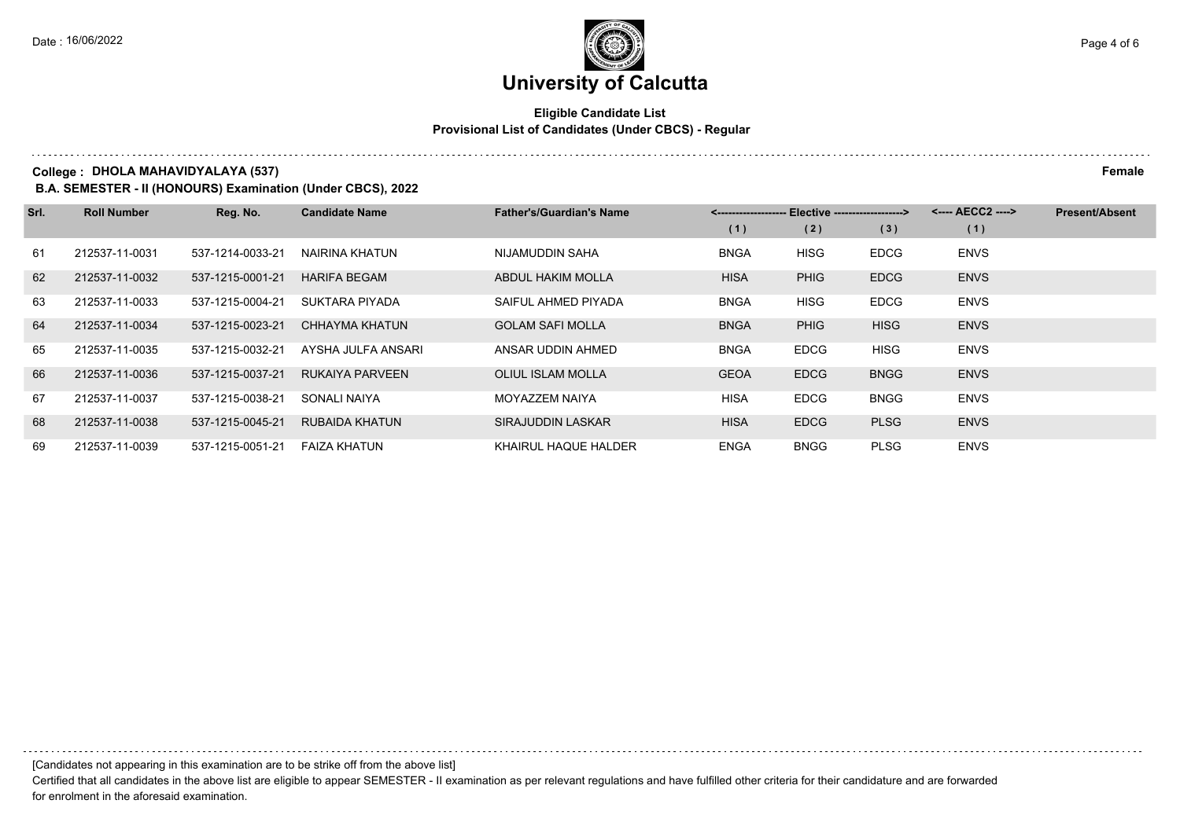# University of Calcutta

**Eligible Candidate List**
**Provisional List of Candidates (Under CBCS) - Regular**

**College : DHOLA MAHAVIDYALAYA (537)** **Female**

**B.A. SEMESTER - II (HONOURS) Examination (Under CBCS), 2022**

| Srl. | Roll Number | Reg. No. | Candidate Name | Father's/Guardian's Name | <------------------- Elective -------------------> | | | <---- AECC2 ----> | Present/Absent |
|---|---|---|---|---|---|---|---|---|---|
| | | | | | (1) | (2) | (3) | (1) | |
| 61 | 212537-11-0031 | 537-1214-0033-21 | NAIRINA KHATUN | NIJAMUDDIN SAHA | BNGA | HISG | EDCG | ENVS | |
| 62 | 212537-11-0032 | 537-1215-0001-21 | HARIFA BEGAM | ABDUL HAKIM MOLLA | HISA | PHIG | EDCG | ENVS | |
| 63 | 212537-11-0033 | 537-1215-0004-21 | SUKTARA PIYADA | SAIFUL AHMED PIYADA | BNGA | HISG | EDCG | ENVS | |
| 64 | 212537-11-0034 | 537-1215-0023-21 | CHHAYMA KHATUN | GOLAM SAFI MOLLA | BNGA | PHIG | HISG | ENVS | |
| 65 | 212537-11-0035 | 537-1215-0032-21 | AYSHA JULFA ANSARI | ANSAR UDDIN AHMED | BNGA | EDCG | HISG | ENVS | |
| 66 | 212537-11-0036 | 537-1215-0037-21 | RUKAIYA PARVEEN | OLIUL ISLAM MOLLA | GEOA | EDCG | BNGG | ENVS | |
| 67 | 212537-11-0037 | 537-1215-0038-21 | SONALI NAIYA | MOYAZZEM NAIYA | HISA | EDCG | BNGG | ENVS | |
| 68 | 212537-11-0038 | 537-1215-0045-21 | RUBAIDA KHATUN | SIRAJUDDIN LASKAR | HISA | EDCG | PLSG | ENVS | |
| 69 | 212537-11-0039 | 537-1215-0051-21 | FAIZA KHATUN | KHAIRUL HAQUE HALDER | ENGA | BNGG | PLSG | ENVS | |

[Candidates not appearing in this examination are to be strike off from the above list]

Certified that all candidates in the above list are eligible to appear SEMESTER - II examination as per relevant regulations and have fulfilled other criteria for their candidature and are forwarded for enrolment in the aforesaid examination.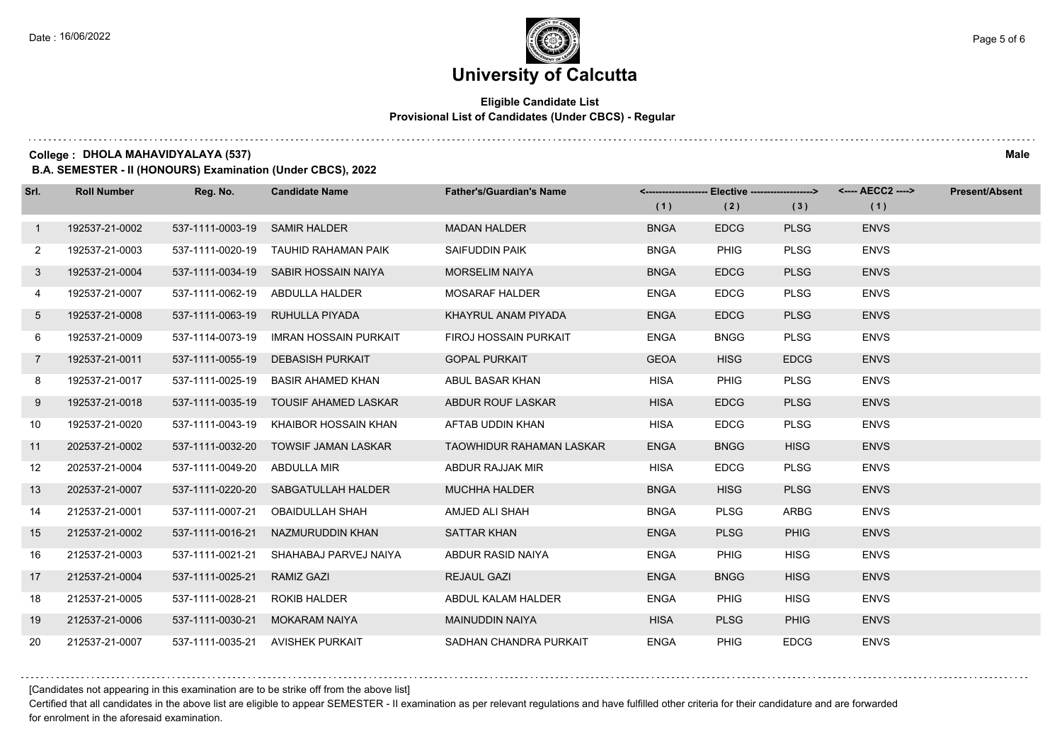# University of Calcutta

**Eligible Candidate List**
**Provisional List of Candidates (Under CBCS) - Regular**

**College : DHOLA MAHAVIDYALAYA (537)** **Male**

**B.A. SEMESTER - II (HONOURS) Examination (Under CBCS), 2022**

| Srl. | Roll Number | Reg. No. | Candidate Name | Father's/Guardian's Name | <---- Elective ----> | | | <---- AECC2 ----> | Present/Absent |
|---|---|---|---|---|---|---|---|---|---|
| | | | | | (1) | (2) | (3) | (1) | |
| 1 | 192537-21-0002 | 537-1111-0003-19 | SAMIR HALDER | MADAN HALDER | BNGA | EDCG | PLSG | ENVS | |
| 2 | 192537-21-0003 | 537-1111-0020-19 | TAUHID RAHAMAN PAIK | SAIFUDDIN PAIK | BNGA | PHIG | PLSG | ENVS | |
| 3 | 192537-21-0004 | 537-1111-0034-19 | SABIR HOSSAIN NAIYA | MORSELIM NAIYA | BNGA | EDCG | PLSG | ENVS | |
| 4 | 192537-21-0007 | 537-1111-0062-19 | ABDULLA HALDER | MOSARAF HALDER | ENGA | EDCG | PLSG | ENVS | |
| 5 | 192537-21-0008 | 537-1111-0063-19 | RUHULLA PIYADA | KHAYRUL ANAM PIYADA | ENGA | EDCG | PLSG | ENVS | |
| 6 | 192537-21-0009 | 537-1114-0073-19 | IMRAN HOSSAIN PURKAIT | FIROJ HOSSAIN PURKAIT | ENGA | BNGG | PLSG | ENVS | |
| 7 | 192537-21-0011 | 537-1111-0055-19 | DEBASISH PURKAIT | GOPAL PURKAIT | GEOA | HISG | EDCG | ENVS | |
| 8 | 192537-21-0017 | 537-1111-0025-19 | BASIR AHAMED KHAN | ABUL BASAR KHAN | HISA | PHIG | PLSG | ENVS | |
| 9 | 192537-21-0018 | 537-1111-0035-19 | TOUSIF AHAMED LASKAR | ABDUR ROUF LASKAR | HISA | EDCG | PLSG | ENVS | |
| 10 | 192537-21-0020 | 537-1111-0043-19 | KHAIBOR HOSSAIN KHAN | AFTAB UDDIN KHAN | HISA | EDCG | PLSG | ENVS | |
| 11 | 202537-21-0002 | 537-1111-0032-20 | TOWSIF JAMAN LASKAR | TAOWHIDUR RAHAMAN LASKAR | ENGA | BNGG | HISG | ENVS | |
| 12 | 202537-21-0004 | 537-1111-0049-20 | ABDULLA MIR | ABDUR RAJJAK MIR | HISA | EDCG | PLSG | ENVS | |
| 13 | 202537-21-0007 | 537-1111-0220-20 | SABGATULLAH HALDER | MUCHHA HALDER | BNGA | HISG | PLSG | ENVS | |
| 14 | 212537-21-0001 | 537-1111-0007-21 | OBAIDULLAH SHAH | AMJED ALI SHAH | BNGA | PLSG | ARBG | ENVS | |
| 15 | 212537-21-0002 | 537-1111-0016-21 | NAZMURUDDIN KHAN | SATTAR KHAN | ENGA | PLSG | PHIG | ENVS | |
| 16 | 212537-21-0003 | 537-1111-0021-21 | SHAHABAJ PARVEJ NAIYA | ABDUR RASID NAIYA | ENGA | PHIG | HISG | ENVS | |
| 17 | 212537-21-0004 | 537-1111-0025-21 | RAMIZ GAZI | REJAUL GAZI | ENGA | BNGG | HISG | ENVS | |
| 18 | 212537-21-0005 | 537-1111-0028-21 | ROKIB HALDER | ABDUL KALAM HALDER | ENGA | PHIG | HISG | ENVS | |
| 19 | 212537-21-0006 | 537-1111-0030-21 | MOKARAM NAIYA | MAINUDDIN NAIYA | HISA | PLSG | PHIG | ENVS | |
| 20 | 212537-21-0007 | 537-1111-0035-21 | AVISHEK PURKAIT | SADHAN CHANDRA PURKAIT | ENGA | PHIG | EDCG | ENVS | |

[Candidates not appearing in this examination are to be strike off from the above list]

Certified that all candidates in the above list are eligible to appear SEMESTER - II examination as per relevant regulations and have fulfilled other criteria for their candidature and are forwarded for enrolment in the aforesaid examination.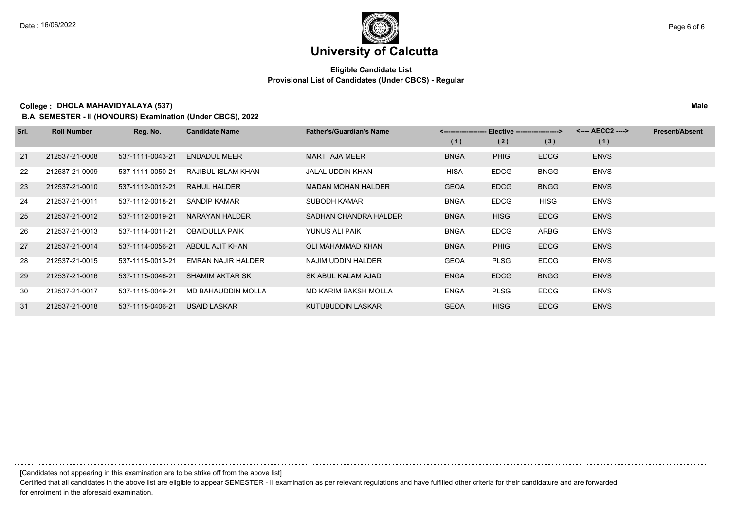# University of Calcutta

**Eligible Candidate List**
**Provisional List of Candidates (Under CBCS) - Regular**

**College : DHOLA MAHAVIDYALAYA (537)** **Male**

**B.A. SEMESTER - II (HONOURS) Examination (Under CBCS), 2022**

| Srl. | Roll Number | Reg. No. | Candidate Name | Father's/Guardian's Name | <---- Elective ----> (1) | (2) | (3) | <---- AECC2 ----> (1) | Present/Absent |
|---|---|---|---|---|---|---|---|---|---|
| 21 | 212537-21-0008 | 537-1111-0043-21 | ENDADUL MEER | MARTTAJA MEER | BNGA | PHIG | EDCG | ENVS | |
| 22 | 212537-21-0009 | 537-1111-0050-21 | RAJIBUL ISLAM KHAN | JALAL UDDIN KHAN | HISA | EDCG | BNGG | ENVS | |
| 23 | 212537-21-0010 | 537-1112-0012-21 | RAHUL HALDER | MADAN MOHAN HALDER | GEOA | EDCG | BNGG | ENVS | |
| 24 | 212537-21-0011 | 537-1112-0018-21 | SANDIP KAMAR | SUBODH KAMAR | BNGA | EDCG | HISG | ENVS | |
| 25 | 212537-21-0012 | 537-1112-0019-21 | NARAYAN HALDER | SADHAN CHANDRA HALDER | BNGA | HISG | EDCG | ENVS | |
| 26 | 212537-21-0013 | 537-1114-0011-21 | OBAIDULLA PAIK | YUNUS ALI PAIK | BNGA | EDCG | ARBG | ENVS | |
| 27 | 212537-21-0014 | 537-1114-0056-21 | ABDUL AJIT KHAN | OLI MAHAMMAD KHAN | BNGA | PHIG | EDCG | ENVS | |
| 28 | 212537-21-0015 | 537-1115-0013-21 | EMRAN NAJIR HALDER | NAJIM UDDIN HALDER | GEOA | PLSG | EDCG | ENVS | |
| 29 | 212537-21-0016 | 537-1115-0046-21 | SHAMIM AKTAR SK | SK ABUL KALAM AJAD | ENGA | EDCG | BNGG | ENVS | |
| 30 | 212537-21-0017 | 537-1115-0049-21 | MD BAHAUDDIN MOLLA | MD KARIM BAKSH MOLLA | ENGA | PLSG | EDCG | ENVS | |
| 31 | 212537-21-0018 | 537-1115-0406-21 | USAID LASKAR | KUTUBUDDIN LASKAR | GEOA | HISG | EDCG | ENVS | |

[Candidates not appearing in this examination are to be strike off from the above list]

Certified that all candidates in the above list are eligible to appear SEMESTER - II examination as per relevant regulations and have fulfilled other criteria for their candidature and are forwarded for enrolment in the aforesaid examination.